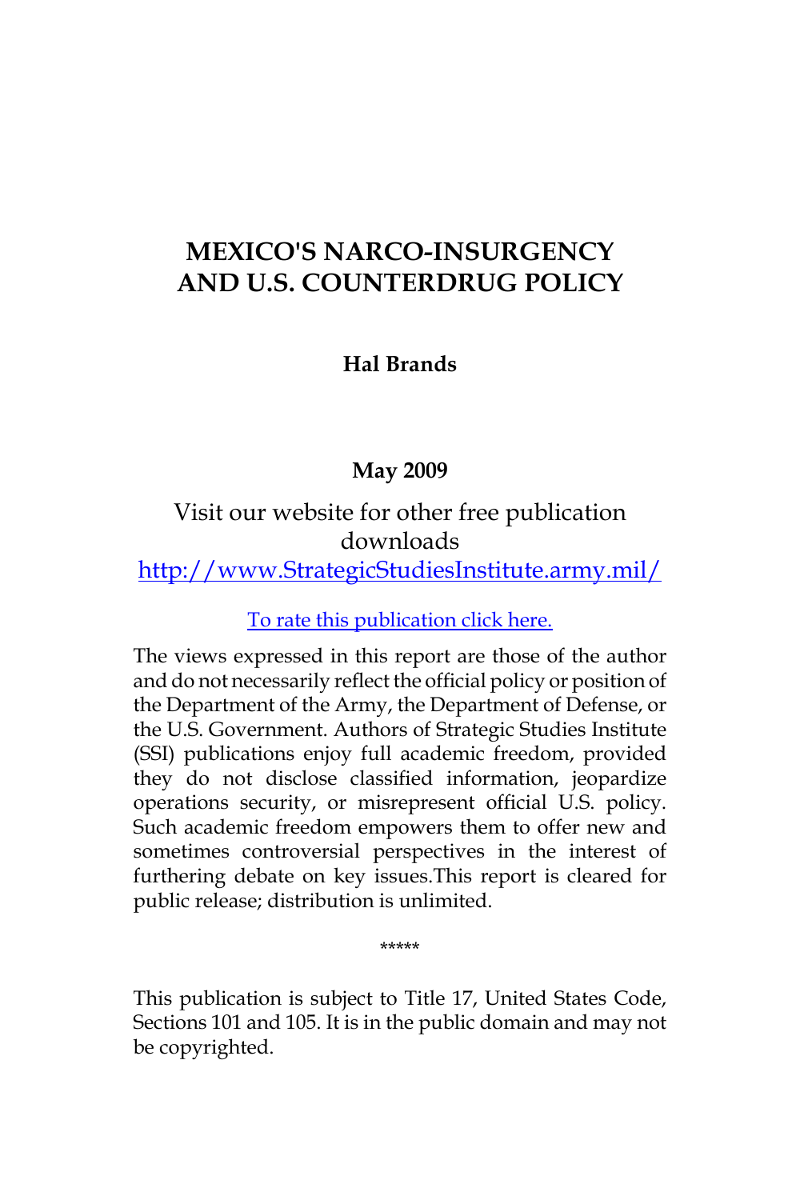# MEXICO'S NARCO-INSURGENCY AND U.S. COUNTERDRUG POLICY

**Hal Brands**

**May 2009**

Visit our website for other free publication downloads

[http://www.StrategicStudiesInstitute.army.mil/](http://www.StrategicStudiesInstitute.army.mil/)

To rate this publication click here.

The views expressed in this report are those of the author and do not necessarily reflect the official policy or position of the Department of the Army, the Department of Defense, or the U.S. Government. Authors of Strategic Studies Institute (SSI) publications enjoy full academic freedom, provided they do not disclose classified information, jeopardize operations security, or misrepresent official U.S. policy. Such academic freedom empowers them to offer new and sometimes controversial perspectives in the interest of furthering debate on key issues.This report is cleared for public release; distribution is unlimited.

*****

This publication is subject to Title 17, United States Code, Sections 101 and 105. It is in the public domain and may not be copyrighted.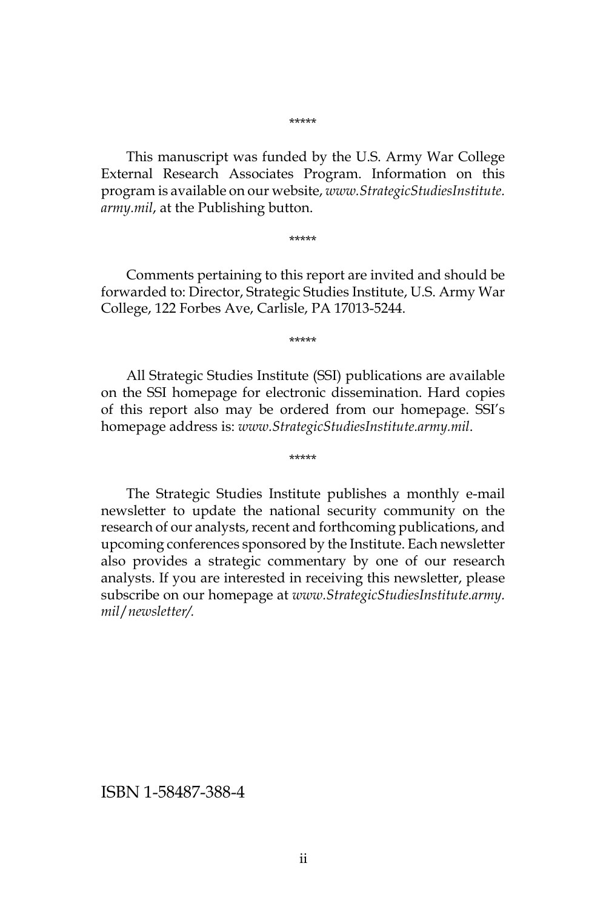*****

This manuscript was funded by the U.S. Army War College External Research Associates Program. Information on this program is available on our website, *www.StrategicStudiesInstitute.army.mil*, at the Publishing button.

*****

Comments pertaining to this report are invited and should be forwarded to: Director, Strategic Studies Institute, U.S. Army War College, 122 Forbes Ave, Carlisle, PA 17013-5244.

*****

All Strategic Studies Institute (SSI) publications are available on the SSI homepage for electronic dissemination. Hard copies of this report also may be ordered from our homepage. SSI's homepage address is: *www.StrategicStudiesInstitute.army.mil*.

*****

The Strategic Studies Institute publishes a monthly e-mail newsletter to update the national security community on the research of our analysts, recent and forthcoming publications, and upcoming conferences sponsored by the Institute. Each newsletter also provides a strategic commentary by one of our research analysts. If you are interested in receiving this newsletter, please subscribe on our homepage at *www.StrategicStudiesInstitute.army.mil/newsletter/.*

ISBN 1-58487-388-4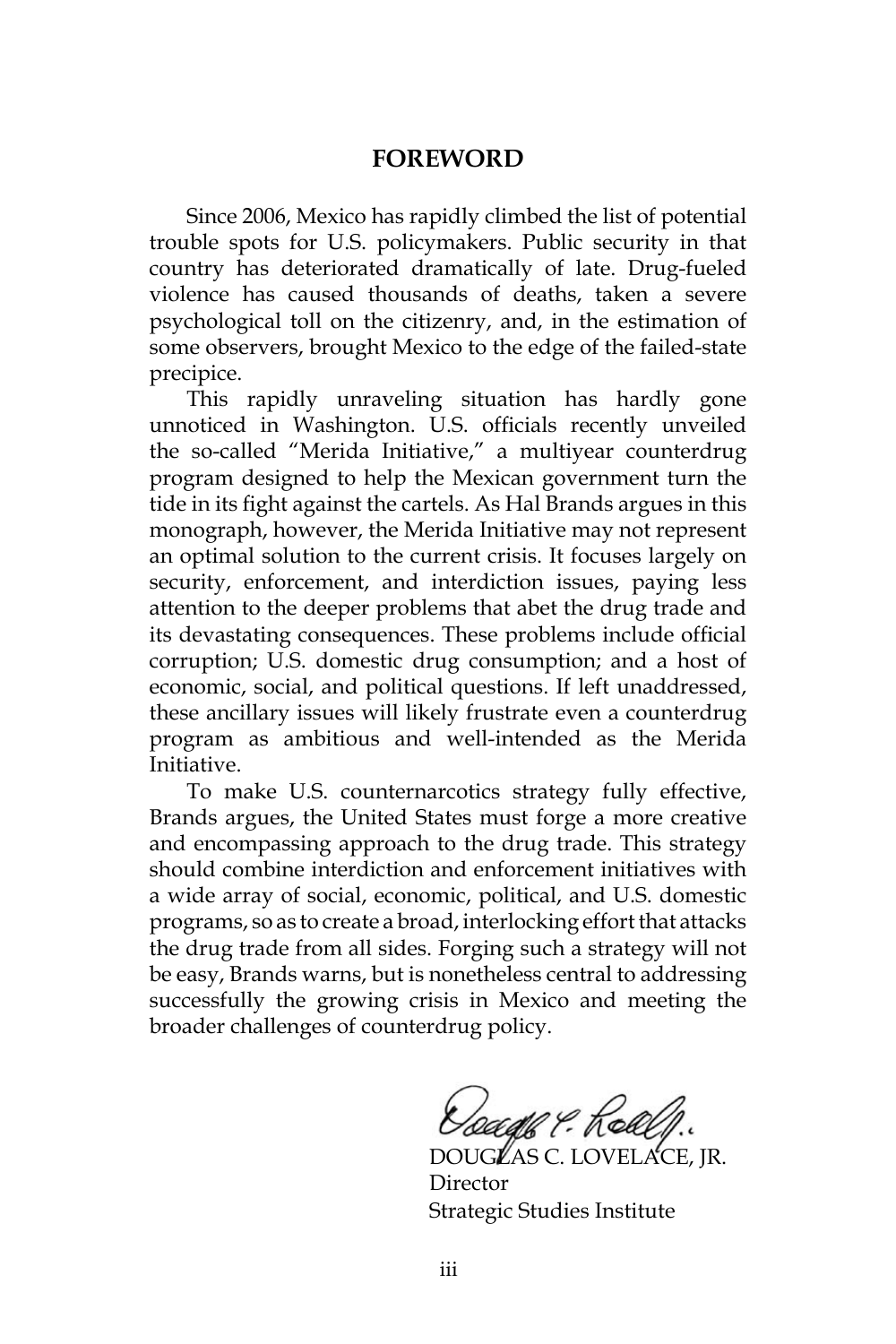## FOREWORD

Since 2006, Mexico has rapidly climbed the list of potential trouble spots for U.S. policymakers. Public security in that country has deteriorated dramatically of late. Drug-fueled violence has caused thousands of deaths, taken a severe psychological toll on the citizenry, and, in the estimation of some observers, brought Mexico to the edge of the failed-state precipice.

This rapidly unraveling situation has hardly gone unnoticed in Washington. U.S. officials recently unveiled the so-called "Merida Initiative," a multiyear counterdrug program designed to help the Mexican government turn the tide in its fight against the cartels. As Hal Brands argues in this monograph, however, the Merida Initiative may not represent an optimal solution to the current crisis. It focuses largely on security, enforcement, and interdiction issues, paying less attention to the deeper problems that abet the drug trade and its devastating consequences. These problems include official corruption; U.S. domestic drug consumption; and a host of economic, social, and political questions. If left unaddressed, these ancillary issues will likely frustrate even a counterdrug program as ambitious and well-intended as the Merida Initiative.

To make U.S. counternarcotics strategy fully effective, Brands argues, the United States must forge a more creative and encompassing approach to the drug trade. This strategy should combine interdiction and enforcement initiatives with a wide array of social, economic, political, and U.S. domestic programs, so as to create a broad, interlocking effort that attacks the drug trade from all sides. Forging such a strategy will not be easy, Brands warns, but is nonetheless central to addressing successfully the growing crisis in Mexico and meeting the broader challenges of counterdrug policy.

DOUGLAS C. LOVELACE, JR.
Director
Strategic Studies Institute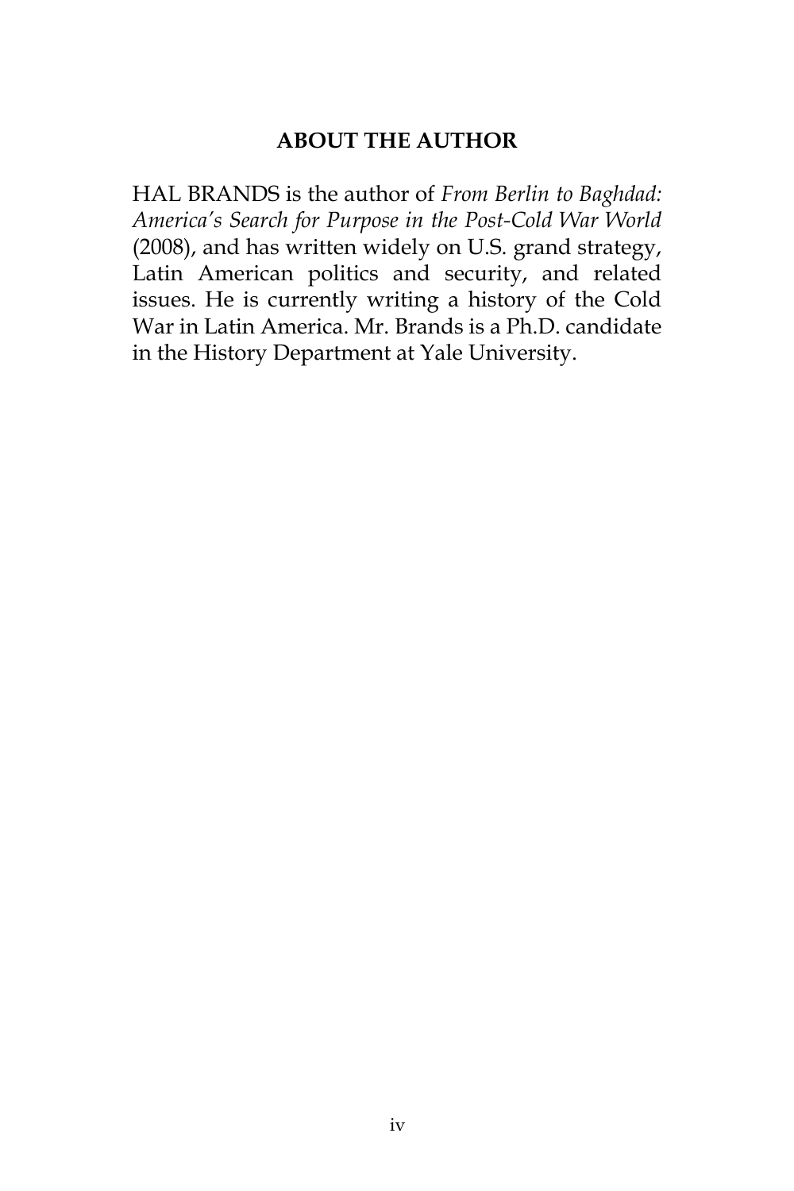## ABOUT THE AUTHOR

HAL BRANDS is the author of *From Berlin to Baghdad: America's Search for Purpose in the Post-Cold War World* (2008), and has written widely on U.S. grand strategy, Latin American politics and security, and related issues. He is currently writing a history of the Cold War in Latin America. Mr. Brands is a Ph.D. candidate in the History Department at Yale University.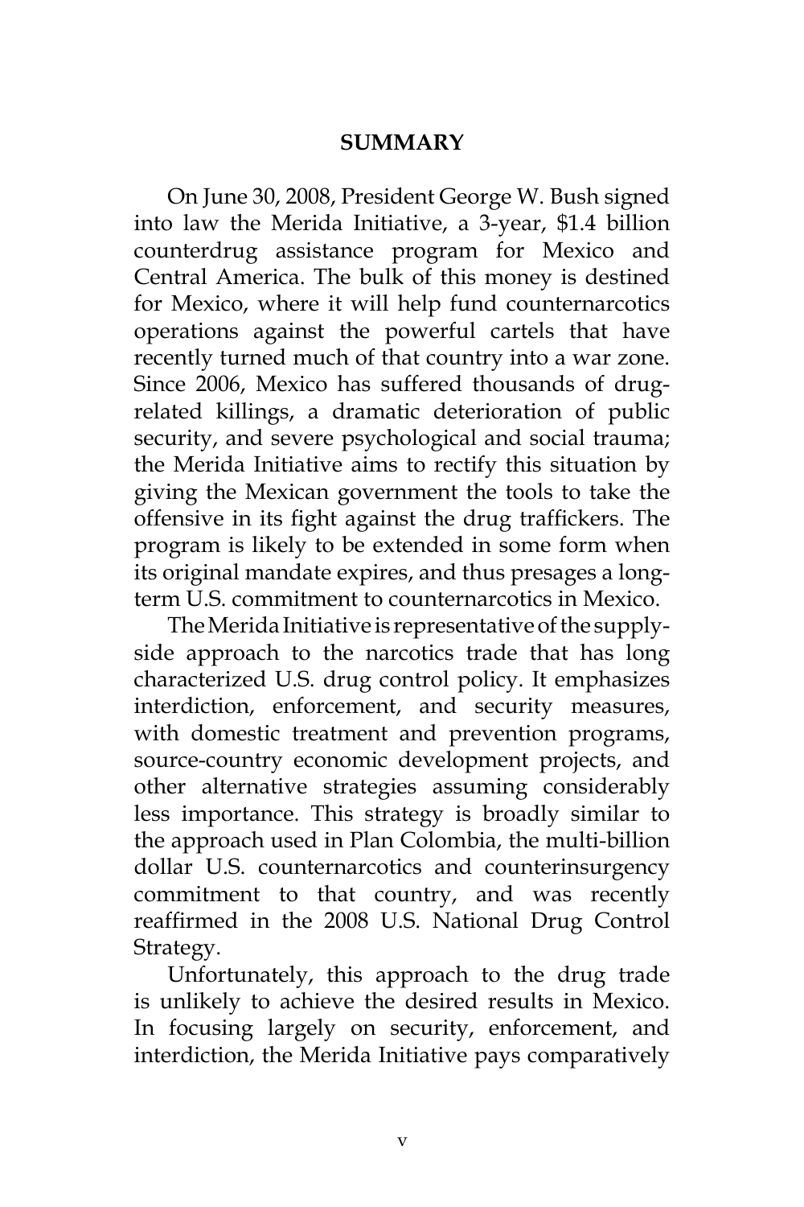## SUMMARY

On June 30, 2008, President George W. Bush signed into law the Merida Initiative, a 3-year, $1.4 billion counterdrug assistance program for Mexico and Central America. The bulk of this money is destined for Mexico, where it will help fund counternarcotics operations against the powerful cartels that have recently turned much of that country into a war zone. Since 2006, Mexico has suffered thousands of drug-related killings, a dramatic deterioration of public security, and severe psychological and social trauma; the Merida Initiative aims to rectify this situation by giving the Mexican government the tools to take the offensive in its fight against the drug traffickers. The program is likely to be extended in some form when its original mandate expires, and thus presages a long-term U.S. commitment to counternarcotics in Mexico.

The Merida Initiative is representative of the supply-side approach to the narcotics trade that has long characterized U.S. drug control policy. It emphasizes interdiction, enforcement, and security measures, with domestic treatment and prevention programs, source-country economic development projects, and other alternative strategies assuming considerably less importance. This strategy is broadly similar to the approach used in Plan Colombia, the multi-billion dollar U.S. counternarcotics and counterinsurgency commitment to that country, and was recently reaffirmed in the 2008 U.S. National Drug Control Strategy.

Unfortunately, this approach to the drug trade is unlikely to achieve the desired results in Mexico. In focusing largely on security, enforcement, and interdiction, the Merida Initiative pays comparatively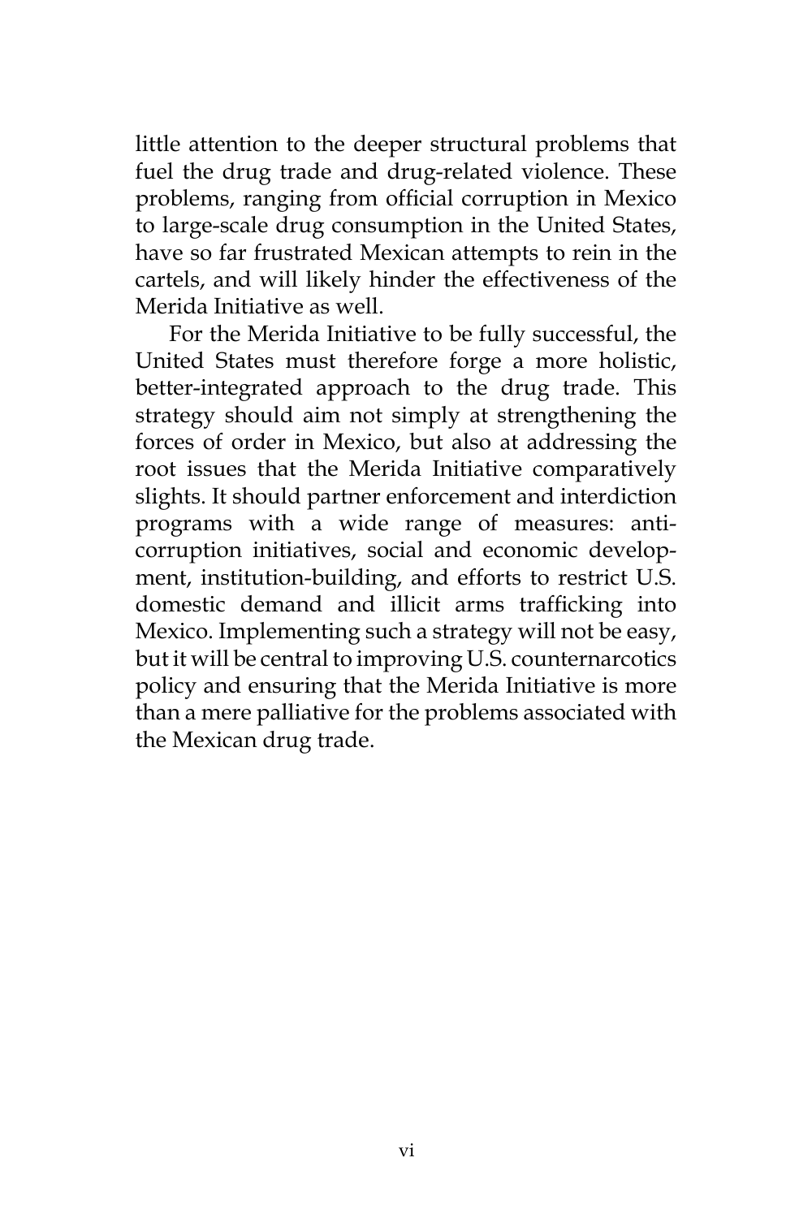little attention to the deeper structural problems that fuel the drug trade and drug-related violence. These problems, ranging from official corruption in Mexico to large-scale drug consumption in the United States, have so far frustrated Mexican attempts to rein in the cartels, and will likely hinder the effectiveness of the Merida Initiative as well.

For the Merida Initiative to be fully successful, the United States must therefore forge a more holistic, better-integrated approach to the drug trade. This strategy should aim not simply at strengthening the forces of order in Mexico, but also at addressing the root issues that the Merida Initiative comparatively slights. It should partner enforcement and interdiction programs with a wide range of measures: anti-corruption initiatives, social and economic development, institution-building, and efforts to restrict U.S. domestic demand and illicit arms trafficking into Mexico. Implementing such a strategy will not be easy, but it will be central to improving U.S. counternarcotics policy and ensuring that the Merida Initiative is more than a mere palliative for the problems associated with the Mexican drug trade.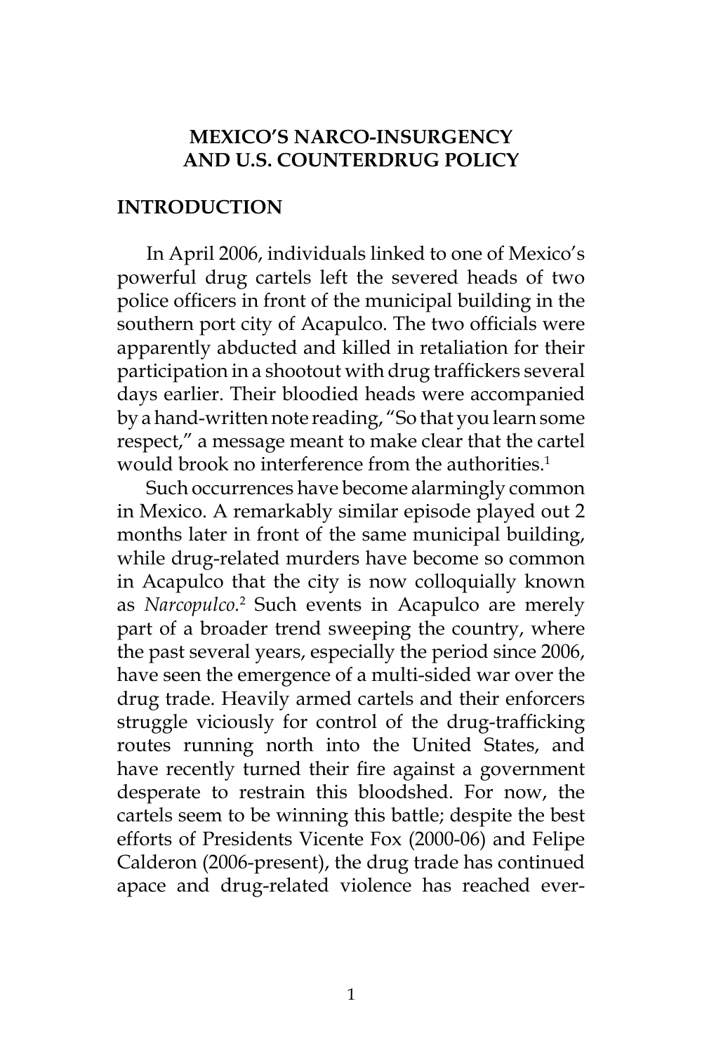# MEXICO'S NARCO-INSURGENCY AND U.S. COUNTERDRUG POLICY

## INTRODUCTION

In April 2006, individuals linked to one of Mexico's powerful drug cartels left the severed heads of two police officers in front of the municipal building in the southern port city of Acapulco. The two officials were apparently abducted and killed in retaliation for their participation in a shootout with drug traffickers several days earlier. Their bloodied heads were accompanied by a hand-written note reading, "So that you learn some respect," a message meant to make clear that the cartel would brook no interference from the authorities.[1]

Such occurrences have become alarmingly common in Mexico. A remarkably similar episode played out 2 months later in front of the same municipal building, while drug-related murders have become so common in Acapulco that the city is now colloquially known as *Narcopulco*.[2] Such events in Acapulco are merely part of a broader trend sweeping the country, where the past several years, especially the period since 2006, have seen the emergence of a multi-sided war over the drug trade. Heavily armed cartels and their enforcers struggle viciously for control of the drug-trafficking routes running north into the United States, and have recently turned their fire against a government desperate to restrain this bloodshed. For now, the cartels seem to be winning this battle; despite the best efforts of Presidents Vicente Fox (2000-06) and Felipe Calderon (2006-present), the drug trade has continued apace and drug-related violence has reached ever-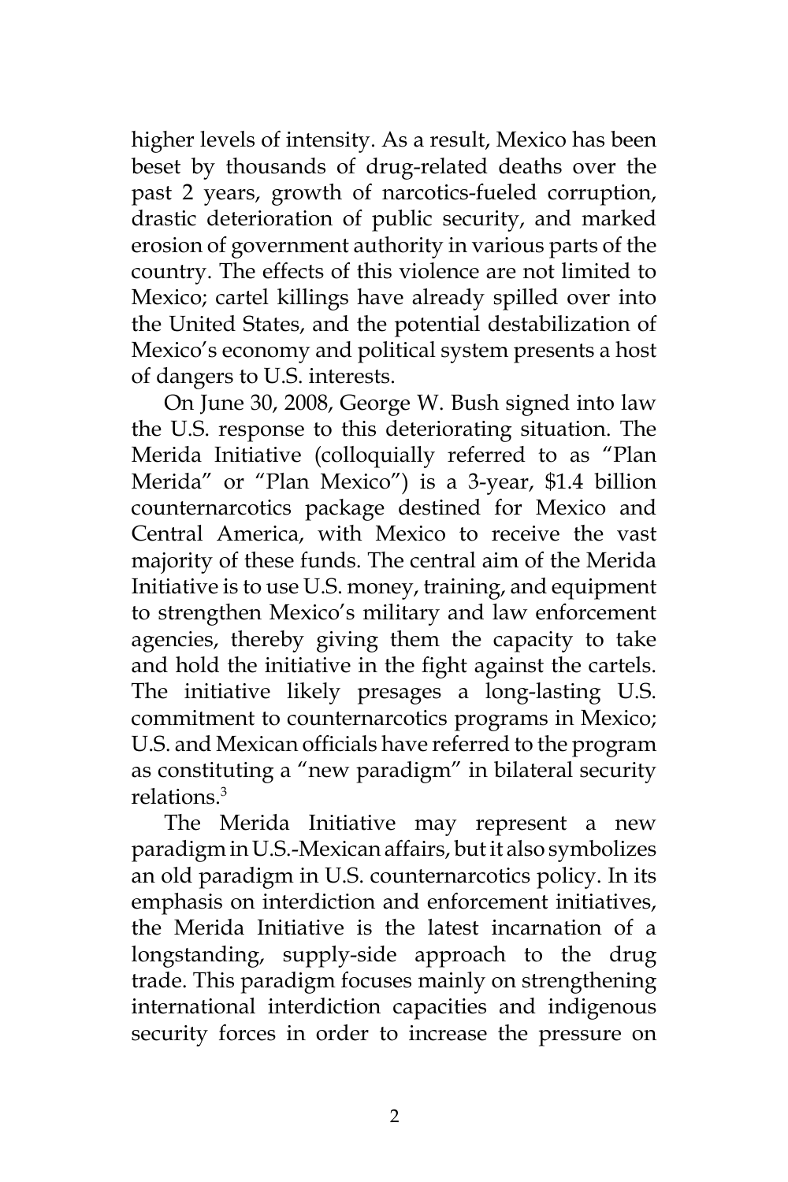higher levels of intensity. As a result, Mexico has been beset by thousands of drug-related deaths over the past 2 years, growth of narcotics-fueled corruption, drastic deterioration of public security, and marked erosion of government authority in various parts of the country. The effects of this violence are not limited to Mexico; cartel killings have already spilled over into the United States, and the potential destabilization of Mexico's economy and political system presents a host of dangers to U.S. interests.

On June 30, 2008, George W. Bush signed into law the U.S. response to this deteriorating situation. The Merida Initiative (colloquially referred to as "Plan Merida" or "Plan Mexico") is a 3-year, $1.4 billion counternarcotics package destined for Mexico and Central America, with Mexico to receive the vast majority of these funds. The central aim of the Merida Initiative is to use U.S. money, training, and equipment to strengthen Mexico's military and law enforcement agencies, thereby giving them the capacity to take and hold the initiative in the fight against the cartels. The initiative likely presages a long-lasting U.S. commitment to counternarcotics programs in Mexico; U.S. and Mexican officials have referred to the program as constituting a "new paradigm" in bilateral security relations.[3]

The Merida Initiative may represent a new paradigm in U.S.-Mexican affairs, but it also symbolizes an old paradigm in U.S. counternarcotics policy. In its emphasis on interdiction and enforcement initiatives, the Merida Initiative is the latest incarnation of a longstanding, supply-side approach to the drug trade. This paradigm focuses mainly on strengthening international interdiction capacities and indigenous security forces in order to increase the pressure on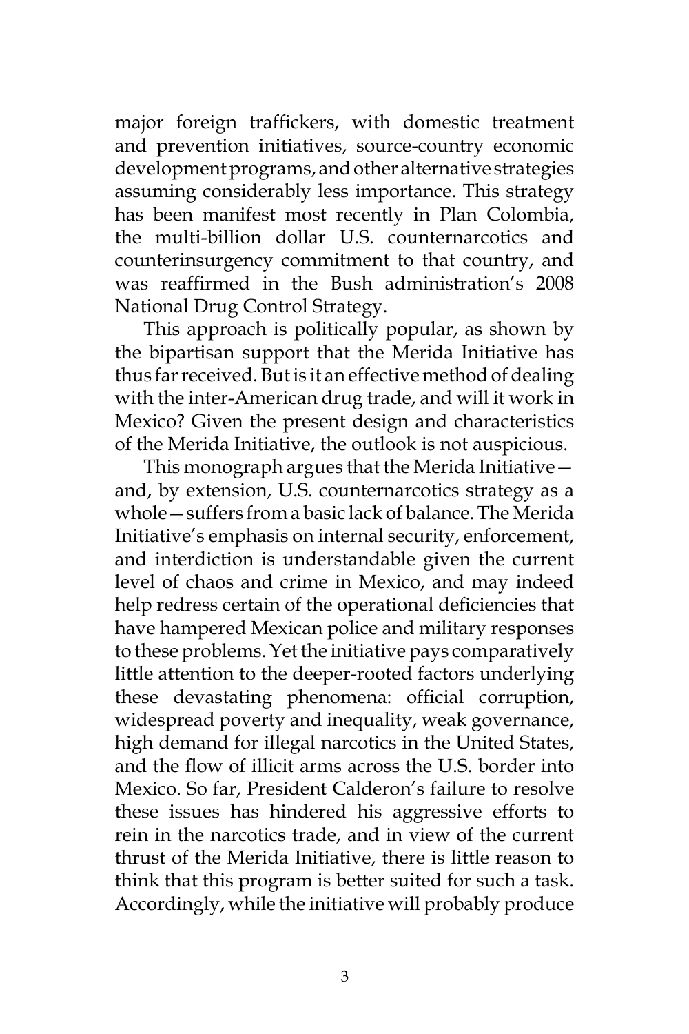major foreign traffickers, with domestic treatment and prevention initiatives, source-country economic development programs, and other alternative strategies assuming considerably less importance. This strategy has been manifest most recently in Plan Colombia, the multi-billion dollar U.S. counternarcotics and counterinsurgency commitment to that country, and was reaffirmed in the Bush administration's 2008 National Drug Control Strategy.

This approach is politically popular, as shown by the bipartisan support that the Merida Initiative has thus far received. But is it an effective method of dealing with the inter-American drug trade, and will it work in Mexico? Given the present design and characteristics of the Merida Initiative, the outlook is not auspicious.

This monograph argues that the Merida Initiative—and, by extension, U.S. counternarcotics strategy as a whole—suffers from a basic lack of balance. The Merida Initiative's emphasis on internal security, enforcement, and interdiction is understandable given the current level of chaos and crime in Mexico, and may indeed help redress certain of the operational deficiencies that have hampered Mexican police and military responses to these problems. Yet the initiative pays comparatively little attention to the deeper-rooted factors underlying these devastating phenomena: official corruption, widespread poverty and inequality, weak governance, high demand for illegal narcotics in the United States, and the flow of illicit arms across the U.S. border into Mexico. So far, President Calderon's failure to resolve these issues has hindered his aggressive efforts to rein in the narcotics trade, and in view of the current thrust of the Merida Initiative, there is little reason to think that this program is better suited for such a task. Accordingly, while the initiative will probably produce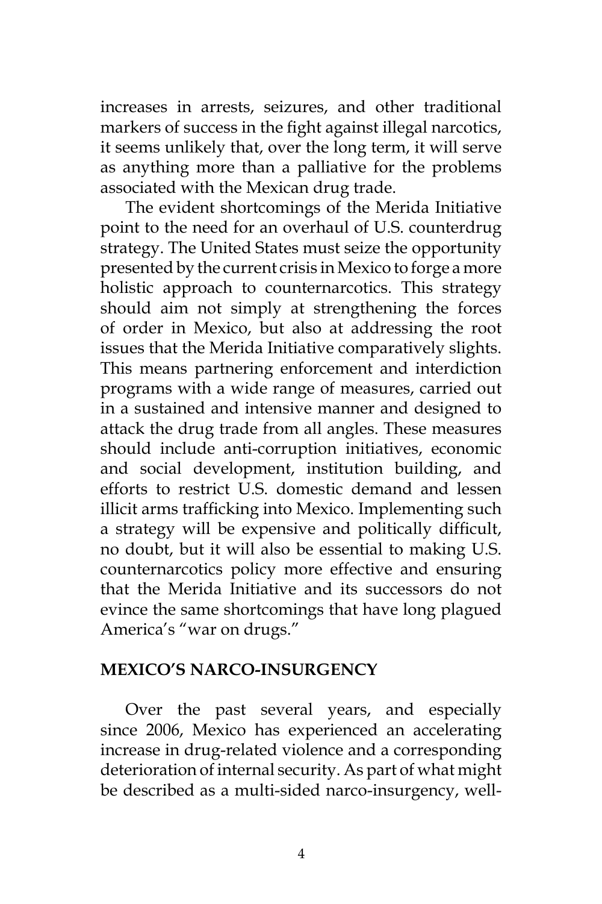increases in arrests, seizures, and other traditional markers of success in the fight against illegal narcotics, it seems unlikely that, over the long term, it will serve as anything more than a palliative for the problems associated with the Mexican drug trade.

The evident shortcomings of the Merida Initiative point to the need for an overhaul of U.S. counterdrug strategy. The United States must seize the opportunity presented by the current crisis in Mexico to forge a more holistic approach to counternarcotics. This strategy should aim not simply at strengthening the forces of order in Mexico, but also at addressing the root issues that the Merida Initiative comparatively slights. This means partnering enforcement and interdiction programs with a wide range of measures, carried out in a sustained and intensive manner and designed to attack the drug trade from all angles. These measures should include anti-corruption initiatives, economic and social development, institution building, and efforts to restrict U.S. domestic demand and lessen illicit arms trafficking into Mexico. Implementing such a strategy will be expensive and politically difficult, no doubt, but it will also be essential to making U.S. counternarcotics policy more effective and ensuring that the Merida Initiative and its successors do not evince the same shortcomings that have long plagued America's "war on drugs."

## MEXICO'S NARCO-INSURGENCY

Over the past several years, and especially since 2006, Mexico has experienced an accelerating increase in drug-related violence and a corresponding deterioration of internal security. As part of what might be described as a multi-sided narco-insurgency, well-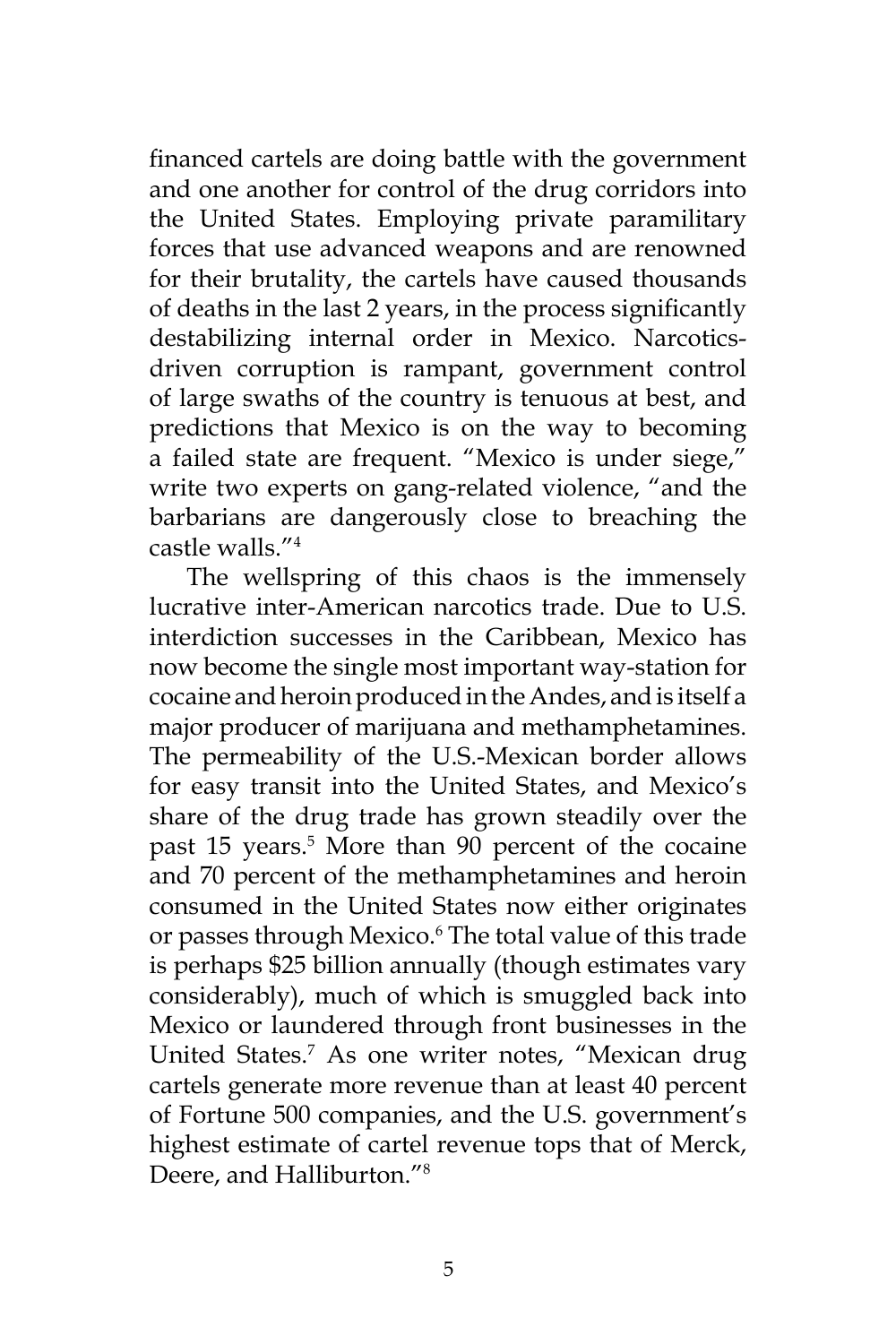financed cartels are doing battle with the government and one another for control of the drug corridors into the United States. Employing private paramilitary forces that use advanced weapons and are renowned for their brutality, the cartels have caused thousands of deaths in the last 2 years, in the process significantly destabilizing internal order in Mexico. Narcotics-driven corruption is rampant, government control of large swaths of the country is tenuous at best, and predictions that Mexico is on the way to becoming a failed state are frequent. "Mexico is under siege," write two experts on gang-related violence, "and the barbarians are dangerously close to breaching the castle walls."[4]

The wellspring of this chaos is the immensely lucrative inter-American narcotics trade. Due to U.S. interdiction successes in the Caribbean, Mexico has now become the single most important way-station for cocaine and heroin produced in the Andes, and is itself a major producer of marijuana and methamphetamines. The permeability of the U.S.-Mexican border allows for easy transit into the United States, and Mexico's share of the drug trade has grown steadily over the past 15 years.[5] More than 90 percent of the cocaine and 70 percent of the methamphetamines and heroin consumed in the United States now either originates or passes through Mexico.[6] The total value of this trade is perhaps $25 billion annually (though estimates vary considerably), much of which is smuggled back into Mexico or laundered through front businesses in the United States.[7] As one writer notes, "Mexican drug cartels generate more revenue than at least 40 percent of Fortune 500 companies, and the U.S. government's highest estimate of cartel revenue tops that of Merck, Deere, and Halliburton."[8]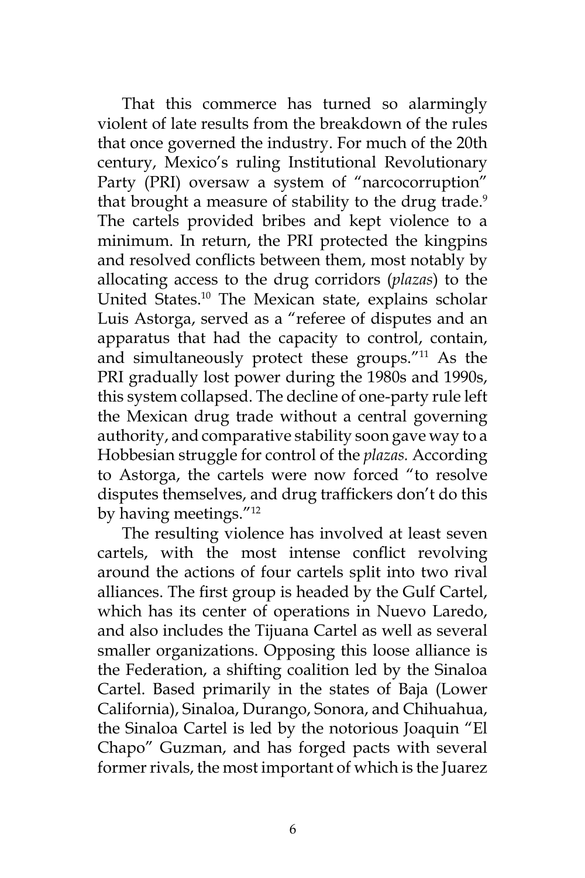That this commerce has turned so alarmingly violent of late results from the breakdown of the rules that once governed the industry. For much of the 20th century, Mexico's ruling Institutional Revolutionary Party (PRI) oversaw a system of "narcocorruption" that brought a measure of stability to the drug trade.[9] The cartels provided bribes and kept violence to a minimum. In return, the PRI protected the kingpins and resolved conflicts between them, most notably by allocating access to the drug corridors (*plazas*) to the United States.[10] The Mexican state, explains scholar Luis Astorga, served as a "referee of disputes and an apparatus that had the capacity to control, contain, and simultaneously protect these groups."[11] As the PRI gradually lost power during the 1980s and 1990s, this system collapsed. The decline of one-party rule left the Mexican drug trade without a central governing authority, and comparative stability soon gave way to a Hobbesian struggle for control of the *plazas.* According to Astorga, the cartels were now forced "to resolve disputes themselves, and drug traffickers don't do this by having meetings."[12]

The resulting violence has involved at least seven cartels, with the most intense conflict revolving around the actions of four cartels split into two rival alliances. The first group is headed by the Gulf Cartel, which has its center of operations in Nuevo Laredo, and also includes the Tijuana Cartel as well as several smaller organizations. Opposing this loose alliance is the Federation, a shifting coalition led by the Sinaloa Cartel. Based primarily in the states of Baja (Lower California), Sinaloa, Durango, Sonora, and Chihuahua, the Sinaloa Cartel is led by the notorious Joaquin "El Chapo" Guzman, and has forged pacts with several former rivals, the most important of which is the Juarez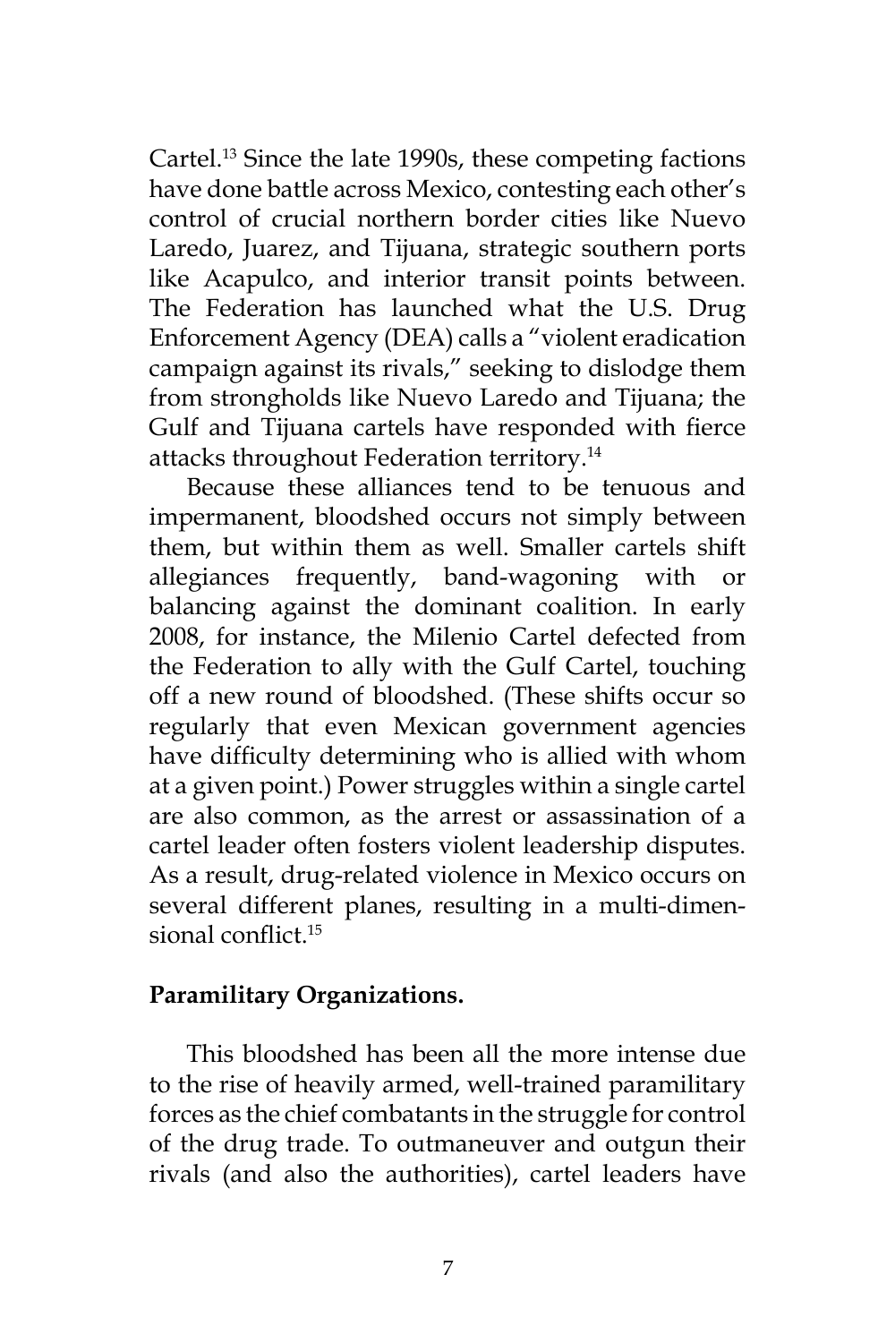Cartel.[13] Since the late 1990s, these competing factions have done battle across Mexico, contesting each other's control of crucial northern border cities like Nuevo Laredo, Juarez, and Tijuana, strategic southern ports like Acapulco, and interior transit points between. The Federation has launched what the U.S. Drug Enforcement Agency (DEA) calls a "violent eradication campaign against its rivals," seeking to dislodge them from strongholds like Nuevo Laredo and Tijuana; the Gulf and Tijuana cartels have responded with fierce attacks throughout Federation territory.[14]

Because these alliances tend to be tenuous and impermanent, bloodshed occurs not simply between them, but within them as well. Smaller cartels shift allegiances frequently, band-wagoning with or balancing against the dominant coalition. In early 2008, for instance, the Milenio Cartel defected from the Federation to ally with the Gulf Cartel, touching off a new round of bloodshed. (These shifts occur so regularly that even Mexican government agencies have difficulty determining who is allied with whom at a given point.) Power struggles within a single cartel are also common, as the arrest or assassination of a cartel leader often fosters violent leadership disputes. As a result, drug-related violence in Mexico occurs on several different planes, resulting in a multi-dimensional conflict.[15]

**Paramilitary Organizations.**

This bloodshed has been all the more intense due to the rise of heavily armed, well-trained paramilitary forces as the chief combatants in the struggle for control of the drug trade. To outmaneuver and outgun their rivals (and also the authorities), cartel leaders have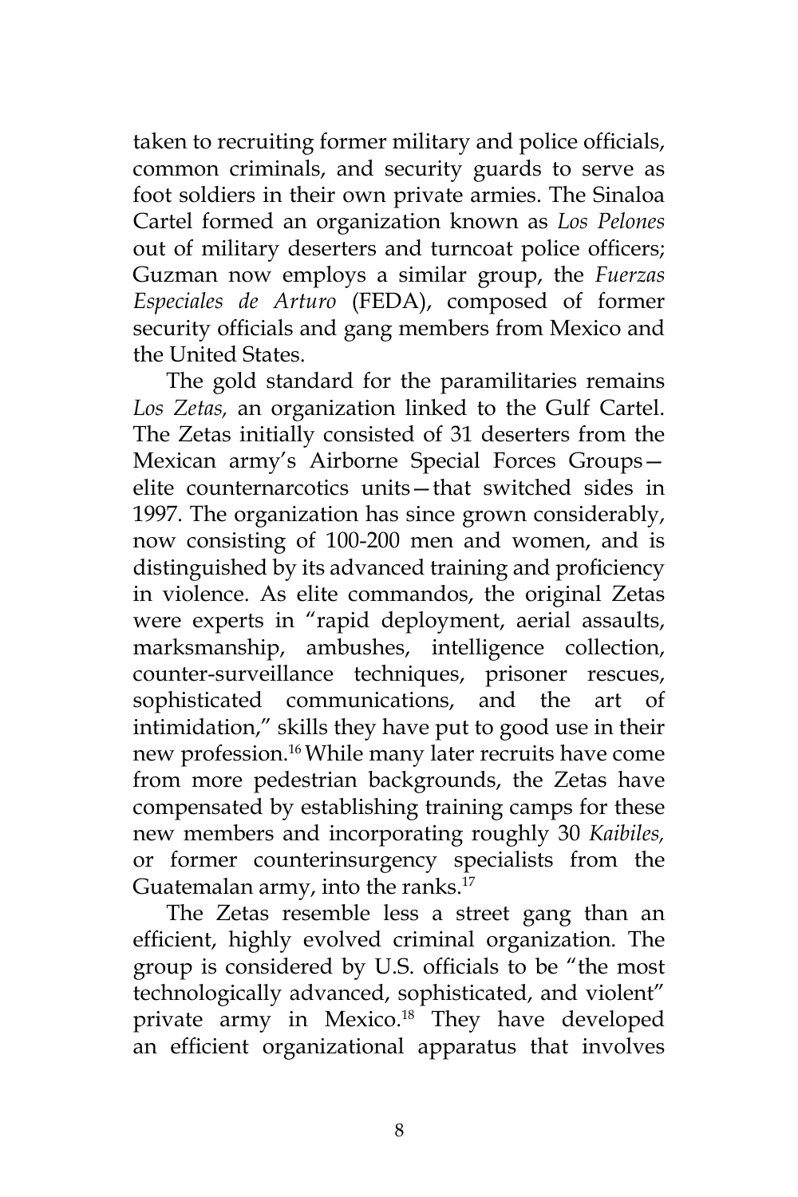taken to recruiting former military and police officials, common criminals, and security guards to serve as foot soldiers in their own private armies. The Sinaloa Cartel formed an organization known as *Los Pelones* out of military deserters and turncoat police officers; Guzman now employs a similar group, the *Fuerzas Especiales de Arturo* (FEDA), composed of former security officials and gang members from Mexico and the United States.

The gold standard for the paramilitaries remains *Los Zetas,* an organization linked to the Gulf Cartel. The Zetas initially consisted of 31 deserters from the Mexican army's Airborne Special Forces Groups—elite counternarcotics units—that switched sides in 1997. The organization has since grown considerably, now consisting of 100-200 men and women, and is distinguished by its advanced training and proficiency in violence. As elite commandos, the original Zetas were experts in "rapid deployment, aerial assaults, marksmanship, ambushes, intelligence collection, counter-surveillance techniques, prisoner rescues, sophisticated communications, and the art of intimidation," skills they have put to good use in their new profession.[16] While many later recruits have come from more pedestrian backgrounds, the Zetas have compensated by establishing training camps for these new members and incorporating roughly 30 *Kaibiles,* or former counterinsurgency specialists from the Guatemalan army, into the ranks.[17]

The Zetas resemble less a street gang than an efficient, highly evolved criminal organization. The group is considered by U.S. officials to be "the most technologically advanced, sophisticated, and violent" private army in Mexico.[18] They have developed an efficient organizational apparatus that involves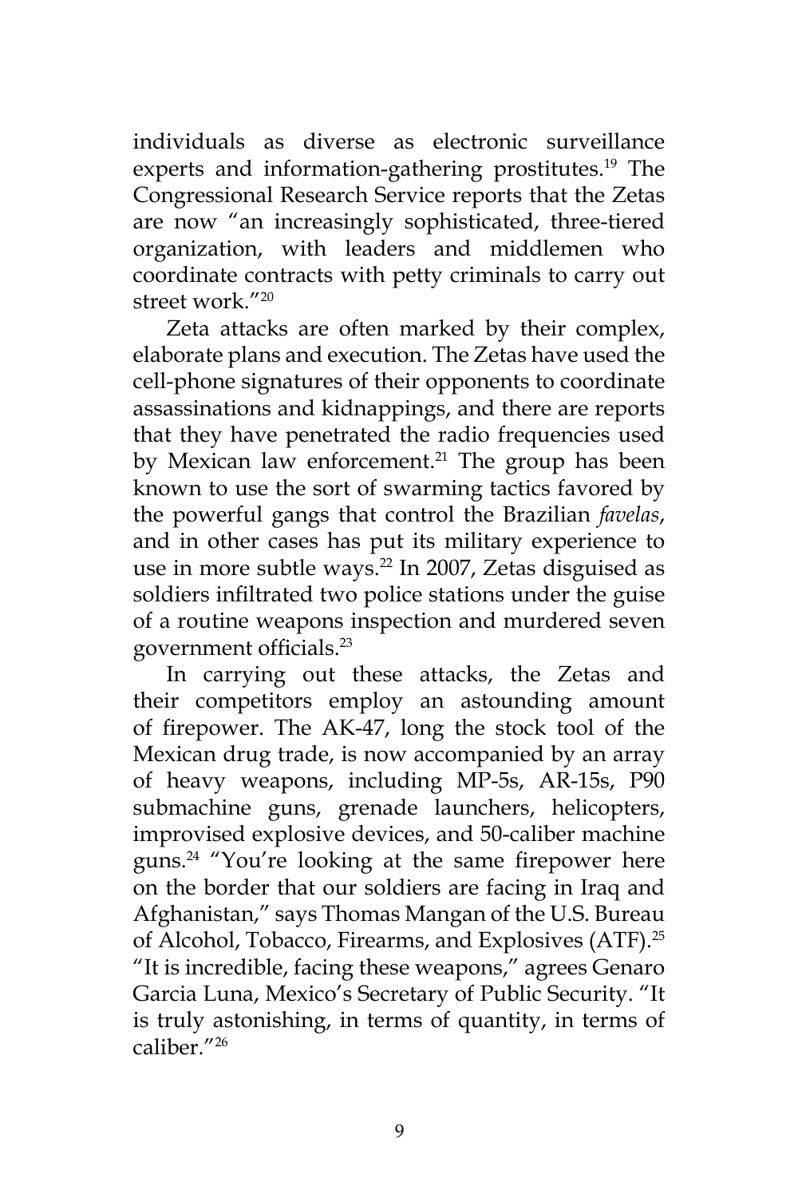individuals as diverse as electronic surveillance experts and information-gathering prostitutes.[19] The Congressional Research Service reports that the Zetas are now "an increasingly sophisticated, three-tiered organization, with leaders and middlemen who coordinate contracts with petty criminals to carry out street work."[20]

Zeta attacks are often marked by their complex, elaborate plans and execution. The Zetas have used the cell-phone signatures of their opponents to coordinate assassinations and kidnappings, and there are reports that they have penetrated the radio frequencies used by Mexican law enforcement.[21] The group has been known to use the sort of swarming tactics favored by the powerful gangs that control the Brazilian *favelas*, and in other cases has put its military experience to use in more subtle ways.[22] In 2007, Zetas disguised as soldiers infiltrated two police stations under the guise of a routine weapons inspection and murdered seven government officials.[23]

In carrying out these attacks, the Zetas and their competitors employ an astounding amount of firepower. The AK-47, long the stock tool of the Mexican drug trade, is now accompanied by an array of heavy weapons, including MP-5s, AR-15s, P90 submachine guns, grenade launchers, helicopters, improvised explosive devices, and 50-caliber machine guns.[24] "You're looking at the same firepower here on the border that our soldiers are facing in Iraq and Afghanistan," says Thomas Mangan of the U.S. Bureau of Alcohol, Tobacco, Firearms, and Explosives (ATF).[25] "It is incredible, facing these weapons," agrees Genaro Garcia Luna, Mexico's Secretary of Public Security. "It is truly astonishing, in terms of quantity, in terms of caliber."[26]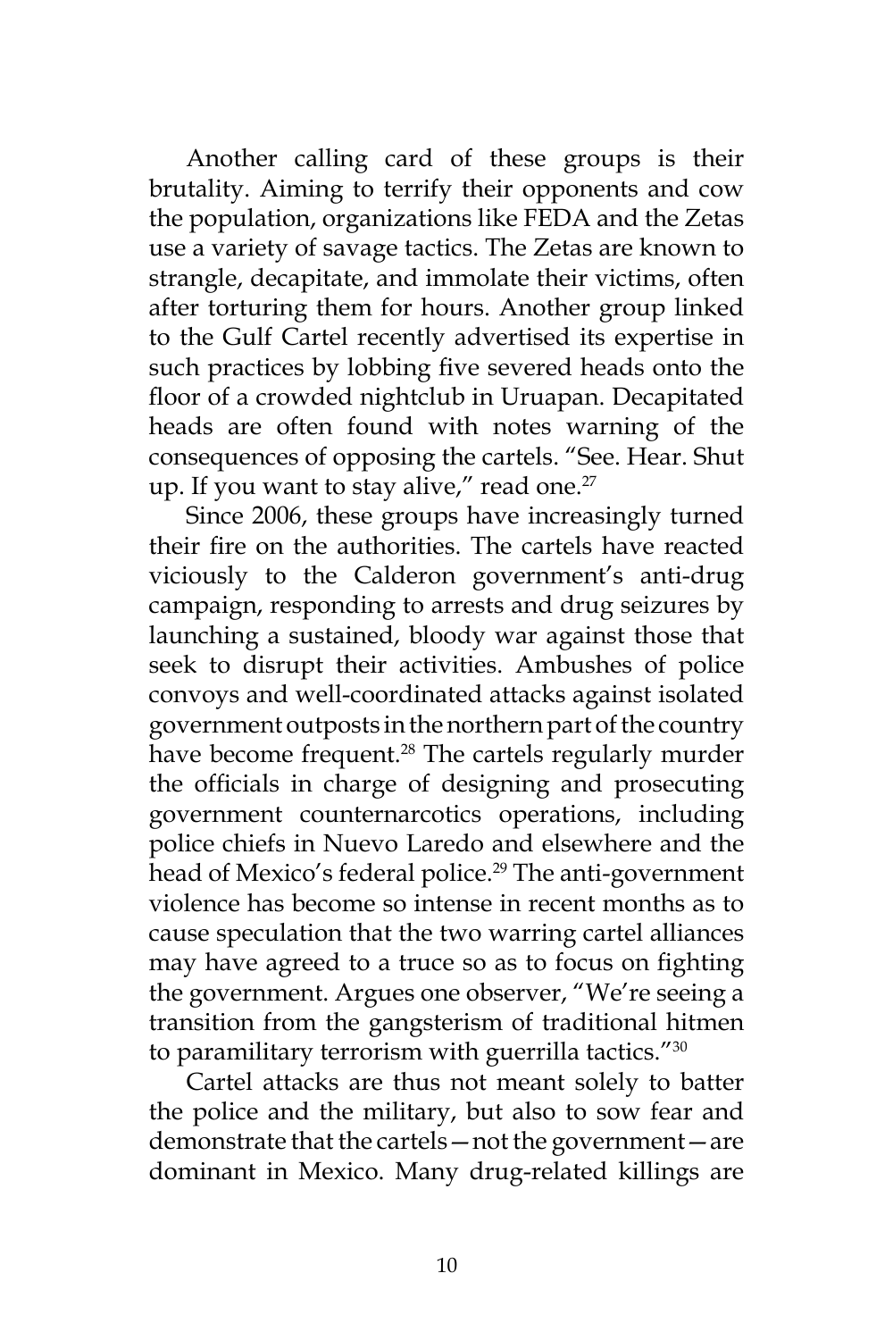Another calling card of these groups is their brutality. Aiming to terrify their opponents and cow the population, organizations like FEDA and the Zetas use a variety of savage tactics. The Zetas are known to strangle, decapitate, and immolate their victims, often after torturing them for hours. Another group linked to the Gulf Cartel recently advertised its expertise in such practices by lobbing five severed heads onto the floor of a crowded nightclub in Uruapan. Decapitated heads are often found with notes warning of the consequences of opposing the cartels. "See. Hear. Shut up. If you want to stay alive," read one.[27]

Since 2006, these groups have increasingly turned their fire on the authorities. The cartels have reacted viciously to the Calderon government's anti-drug campaign, responding to arrests and drug seizures by launching a sustained, bloody war against those that seek to disrupt their activities. Ambushes of police convoys and well-coordinated attacks against isolated government outposts in the northern part of the country have become frequent.[28] The cartels regularly murder the officials in charge of designing and prosecuting government counternarcotics operations, including police chiefs in Nuevo Laredo and elsewhere and the head of Mexico's federal police.[29] The anti-government violence has become so intense in recent months as to cause speculation that the two warring cartel alliances may have agreed to a truce so as to focus on fighting the government. Argues one observer, "We're seeing a transition from the gangsterism of traditional hitmen to paramilitary terrorism with guerrilla tactics."[30]

Cartel attacks are thus not meant solely to batter the police and the military, but also to sow fear and demonstrate that the cartels—not the government—are dominant in Mexico. Many drug-related killings are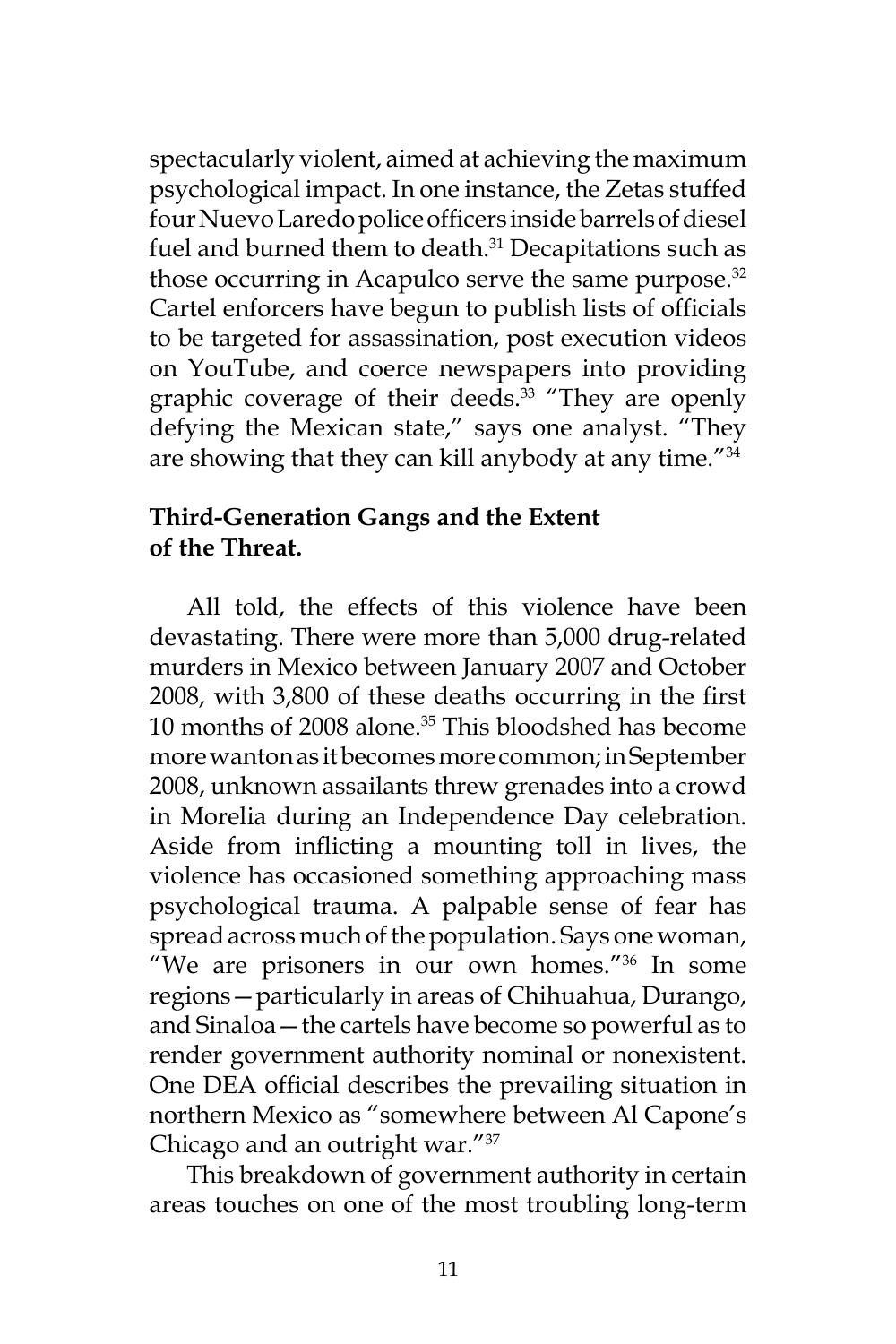spectacularly violent, aimed at achieving the maximum psychological impact. In one instance, the Zetas stuffed four Nuevo Laredo police officers inside barrels of diesel fuel and burned them to death.[31] Decapitations such as those occurring in Acapulco serve the same purpose.[32] Cartel enforcers have begun to publish lists of officials to be targeted for assassination, post execution videos on YouTube, and coerce newspapers into providing graphic coverage of their deeds.[33] "They are openly defying the Mexican state," says one analyst. "They are showing that they can kill anybody at any time."[34]

**Third-Generation Gangs and the Extent of the Threat.**

All told, the effects of this violence have been devastating. There were more than 5,000 drug-related murders in Mexico between January 2007 and October 2008, with 3,800 of these deaths occurring in the first 10 months of 2008 alone.[35] This bloodshed has become more wanton as it becomes more common; in September 2008, unknown assailants threw grenades into a crowd in Morelia during an Independence Day celebration. Aside from inflicting a mounting toll in lives, the violence has occasioned something approaching mass psychological trauma. A palpable sense of fear has spread across much of the population. Says one woman, "We are prisoners in our own homes."[36] In some regions—particularly in areas of Chihuahua, Durango, and Sinaloa—the cartels have become so powerful as to render government authority nominal or nonexistent. One DEA official describes the prevailing situation in northern Mexico as "somewhere between Al Capone's Chicago and an outright war."[37]

This breakdown of government authority in certain areas touches on one of the most troubling long-term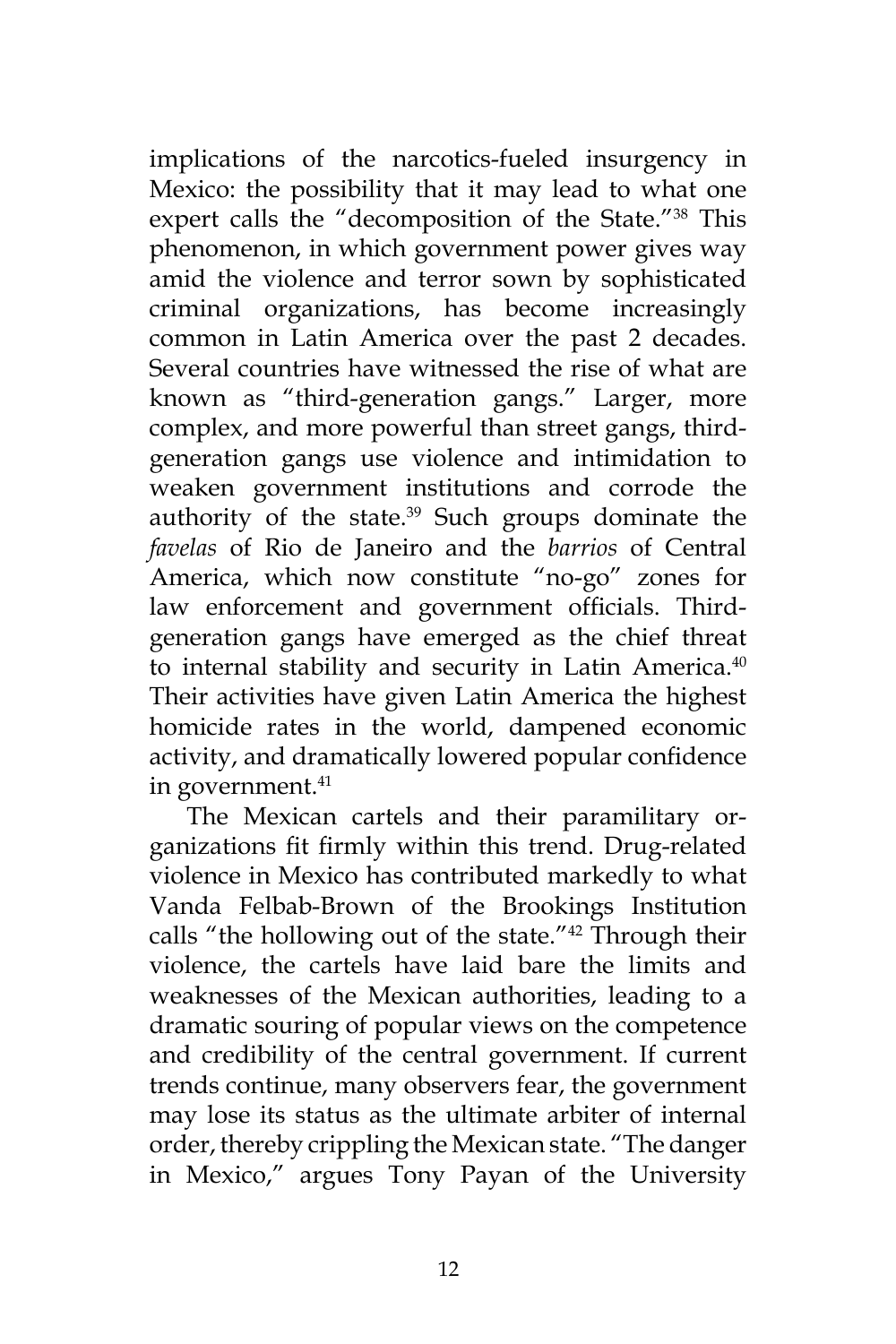implications of the narcotics-fueled insurgency in Mexico: the possibility that it may lead to what one expert calls the "decomposition of the State."[38] This phenomenon, in which government power gives way amid the violence and terror sown by sophisticated criminal organizations, has become increasingly common in Latin America over the past 2 decades. Several countries have witnessed the rise of what are known as "third-generation gangs." Larger, more complex, and more powerful than street gangs, third-generation gangs use violence and intimidation to weaken government institutions and corrode the authority of the state.[39] Such groups dominate the *favelas* of Rio de Janeiro and the *barrios* of Central America, which now constitute "no-go" zones for law enforcement and government officials. Third-generation gangs have emerged as the chief threat to internal stability and security in Latin America.[40] Their activities have given Latin America the highest homicide rates in the world, dampened economic activity, and dramatically lowered popular confidence in government.[41]

The Mexican cartels and their paramilitary organizations fit firmly within this trend. Drug-related violence in Mexico has contributed markedly to what Vanda Felbab-Brown of the Brookings Institution calls "the hollowing out of the state."[42] Through their violence, the cartels have laid bare the limits and weaknesses of the Mexican authorities, leading to a dramatic souring of popular views on the competence and credibility of the central government. If current trends continue, many observers fear, the government may lose its status as the ultimate arbiter of internal order, thereby crippling the Mexican state. "The danger in Mexico," argues Tony Payan of the University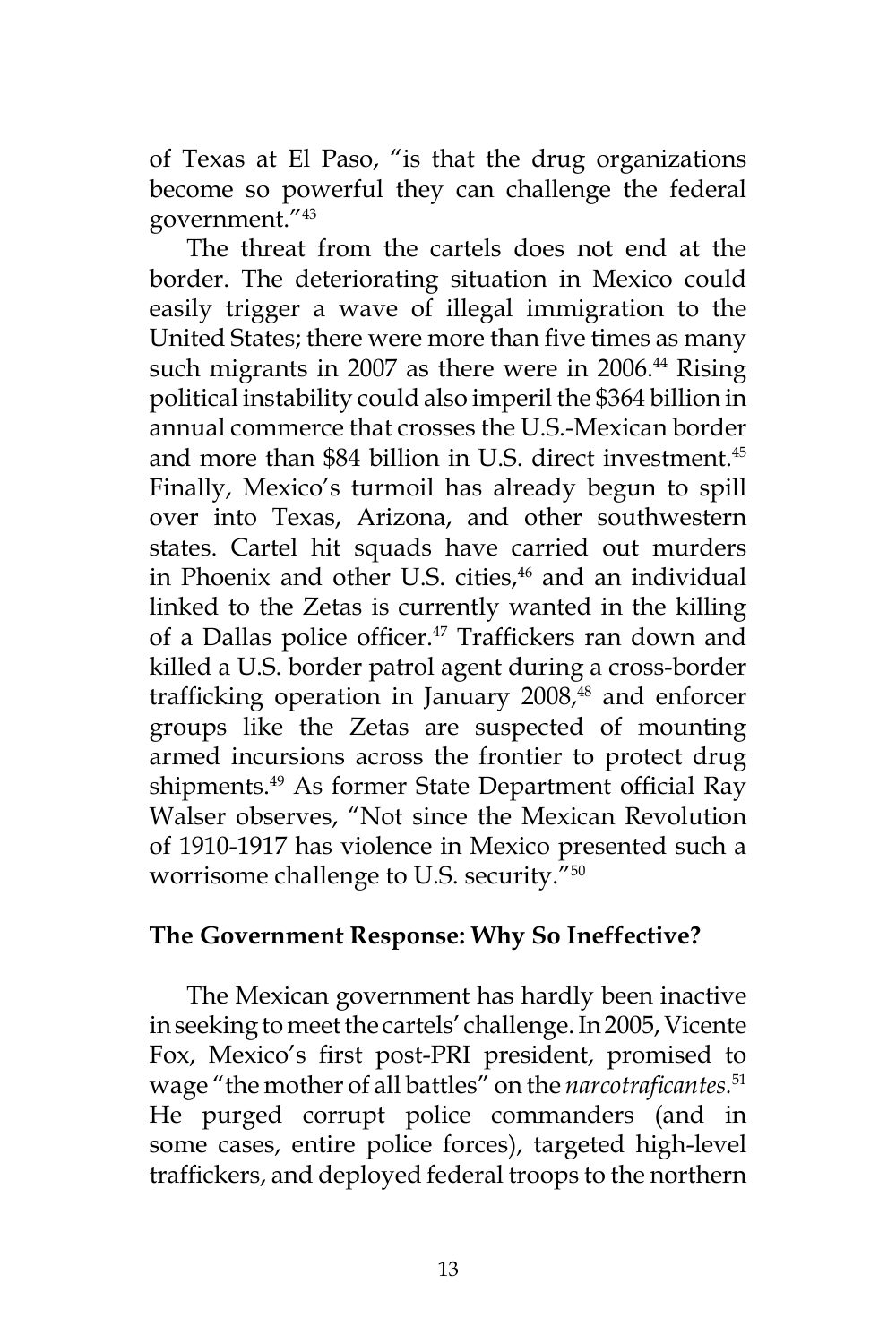of Texas at El Paso, "is that the drug organizations become so powerful they can challenge the federal government."[43]

The threat from the cartels does not end at the border. The deteriorating situation in Mexico could easily trigger a wave of illegal immigration to the United States; there were more than five times as many such migrants in 2007 as there were in 2006.[44] Rising political instability could also imperil the $364 billion in annual commerce that crosses the U.S.-Mexican border and more than $84 billion in U.S. direct investment.[45] Finally, Mexico's turmoil has already begun to spill over into Texas, Arizona, and other southwestern states. Cartel hit squads have carried out murders in Phoenix and other U.S. cities,[46] and an individual linked to the Zetas is currently wanted in the killing of a Dallas police officer.[47] Traffickers ran down and killed a U.S. border patrol agent during a cross-border trafficking operation in January 2008,[48] and enforcer groups like the Zetas are suspected of mounting armed incursions across the frontier to protect drug shipments.[49] As former State Department official Ray Walser observes, "Not since the Mexican Revolution of 1910-1917 has violence in Mexico presented such a worrisome challenge to U.S. security."[50]

## The Government Response: Why So Ineffective?

The Mexican government has hardly been inactive in seeking to meet the cartels' challenge. In 2005, Vicente Fox, Mexico's first post-PRI president, promised to wage "the mother of all battles" on the *narcotraficantes*.[51] He purged corrupt police commanders (and in some cases, entire police forces), targeted high-level traffickers, and deployed federal troops to the northern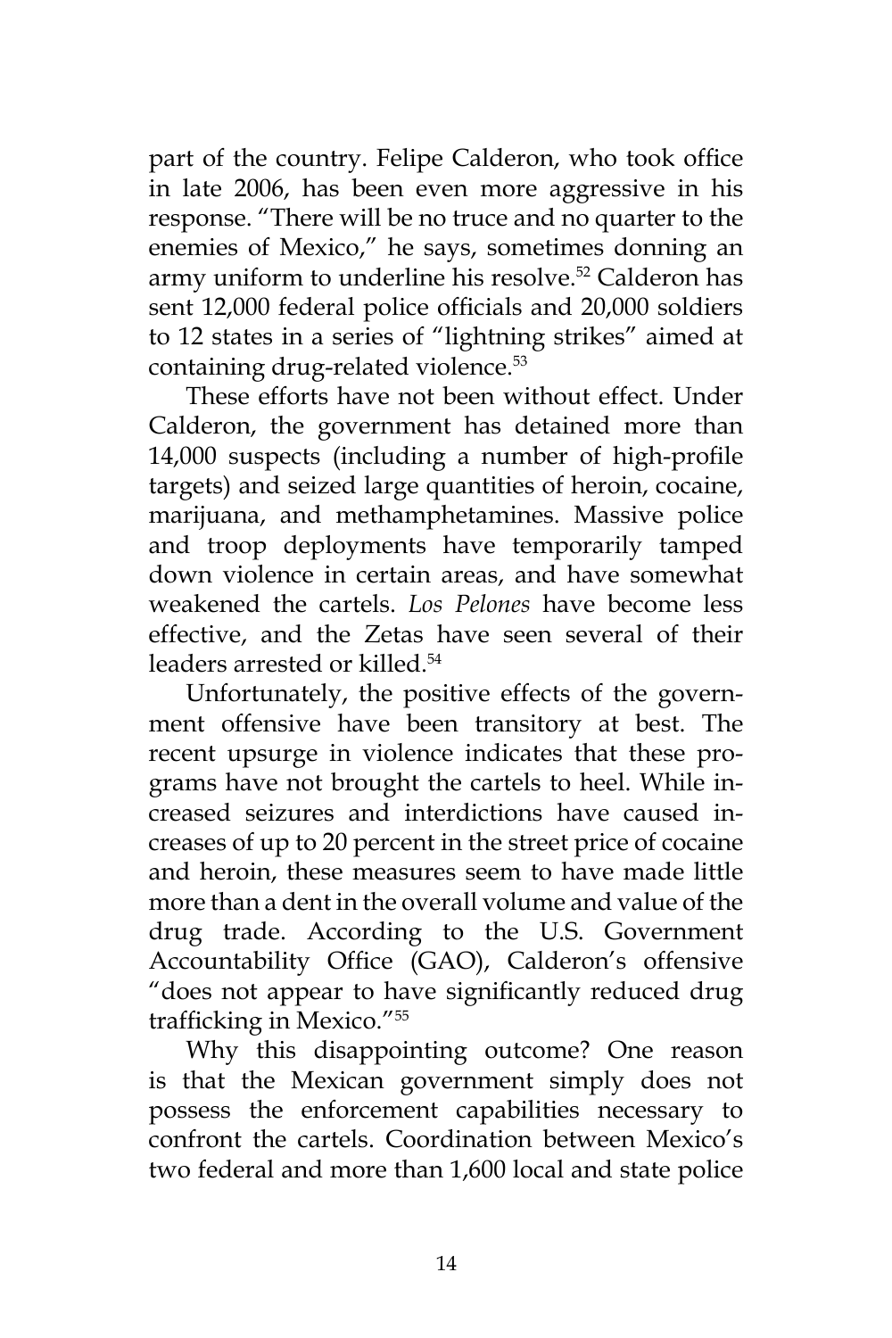part of the country. Felipe Calderon, who took office in late 2006, has been even more aggressive in his response. "There will be no truce and no quarter to the enemies of Mexico," he says, sometimes donning an army uniform to underline his resolve.[52] Calderon has sent 12,000 federal police officials and 20,000 soldiers to 12 states in a series of "lightning strikes" aimed at containing drug-related violence.[53]

These efforts have not been without effect. Under Calderon, the government has detained more than 14,000 suspects (including a number of high-profile targets) and seized large quantities of heroin, cocaine, marijuana, and methamphetamines. Massive police and troop deployments have temporarily tamped down violence in certain areas, and have somewhat weakened the cartels. *Los Pelones* have become less effective, and the Zetas have seen several of their leaders arrested or killed.[54]

Unfortunately, the positive effects of the government offensive have been transitory at best. The recent upsurge in violence indicates that these programs have not brought the cartels to heel. While increased seizures and interdictions have caused increases of up to 20 percent in the street price of cocaine and heroin, these measures seem to have made little more than a dent in the overall volume and value of the drug trade. According to the U.S. Government Accountability Office (GAO), Calderon's offensive "does not appear to have significantly reduced drug trafficking in Mexico."[55]

Why this disappointing outcome? One reason is that the Mexican government simply does not possess the enforcement capabilities necessary to confront the cartels. Coordination between Mexico's two federal and more than 1,600 local and state police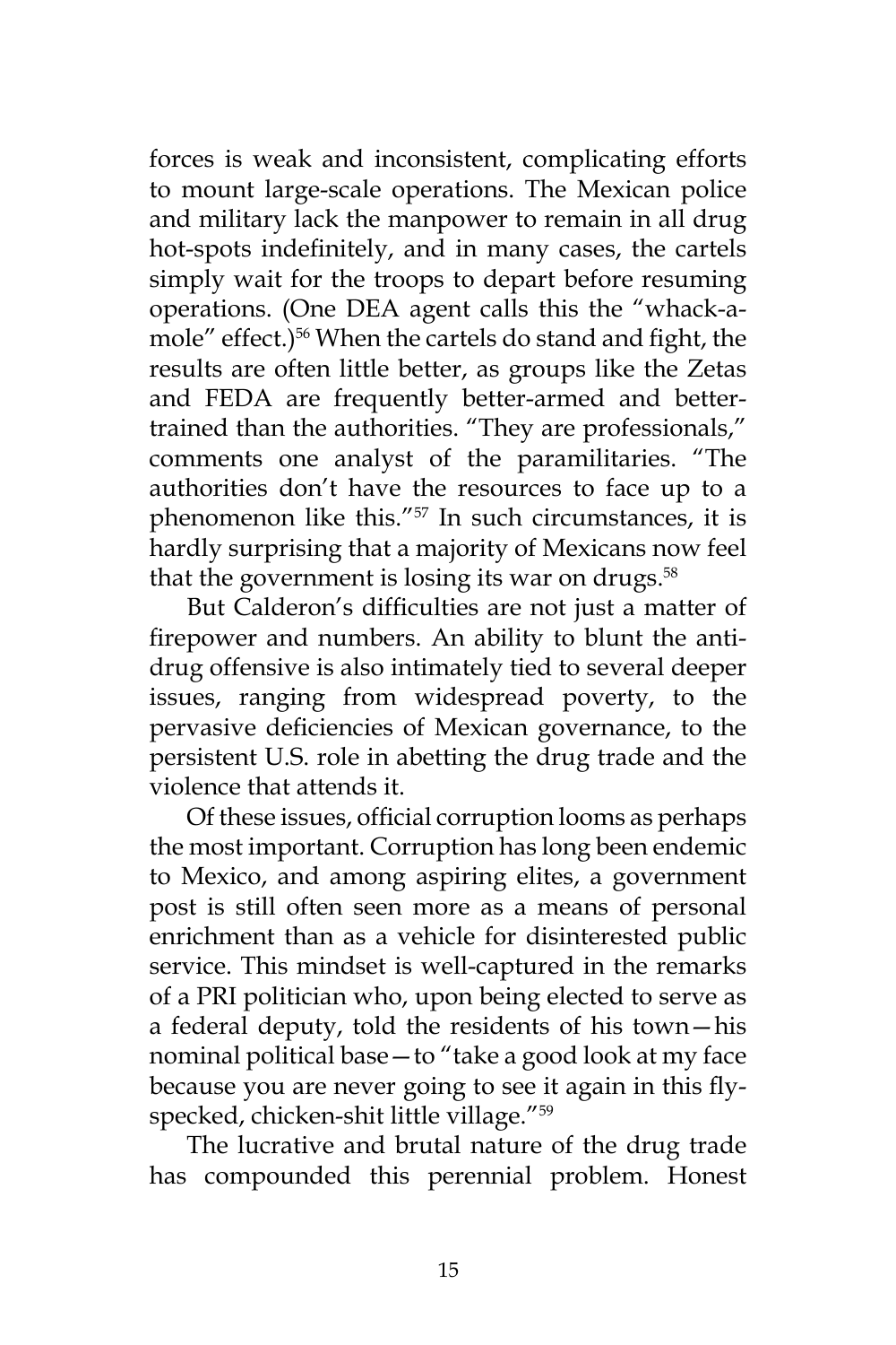forces is weak and inconsistent, complicating efforts to mount large-scale operations. The Mexican police and military lack the manpower to remain in all drug hot-spots indefinitely, and in many cases, the cartels simply wait for the troops to depart before resuming operations. (One DEA agent calls this the "whack-a-mole" effect.)[56] When the cartels do stand and fight, the results are often little better, as groups like the Zetas and FEDA are frequently better-armed and better-trained than the authorities. "They are professionals," comments one analyst of the paramilitaries. "The authorities don't have the resources to face up to a phenomenon like this."[57] In such circumstances, it is hardly surprising that a majority of Mexicans now feel that the government is losing its war on drugs.[58]

But Calderon's difficulties are not just a matter of firepower and numbers. An ability to blunt the anti-drug offensive is also intimately tied to several deeper issues, ranging from widespread poverty, to the pervasive deficiencies of Mexican governance, to the persistent U.S. role in abetting the drug trade and the violence that attends it.

Of these issues, official corruption looms as perhaps the most important. Corruption has long been endemic to Mexico, and among aspiring elites, a government post is still often seen more as a means of personal enrichment than as a vehicle for disinterested public service. This mindset is well-captured in the remarks of a PRI politician who, upon being elected to serve as a federal deputy, told the residents of his town—his nominal political base—to "take a good look at my face because you are never going to see it again in this fly-specked, chicken-shit little village."[59]

The lucrative and brutal nature of the drug trade has compounded this perennial problem. Honest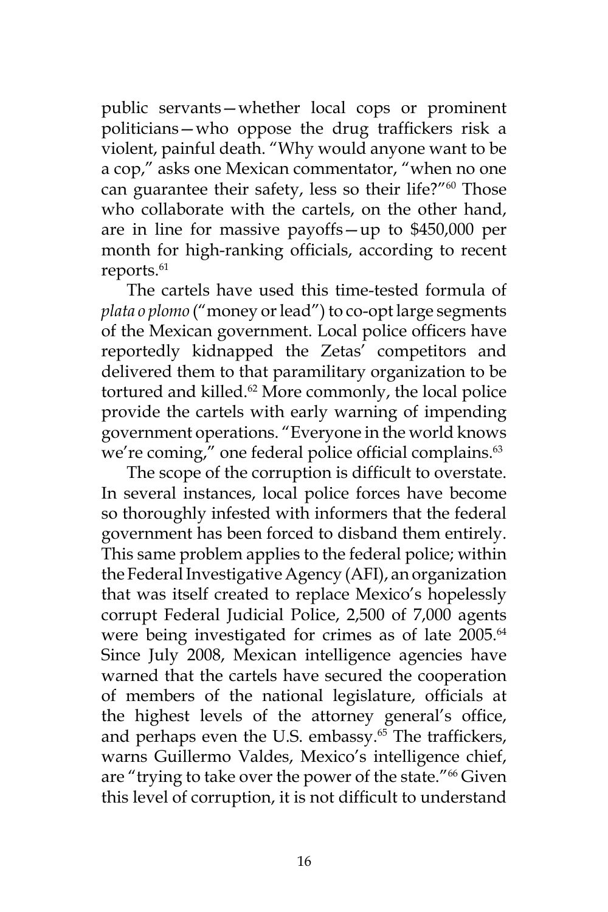public servants—whether local cops or prominent politicians—who oppose the drug traffickers risk a violent, painful death. "Why would anyone want to be a cop," asks one Mexican commentator, "when no one can guarantee their safety, less so their life?"[60] Those who collaborate with the cartels, on the other hand, are in line for massive payoffs—up to $450,000 per month for high-ranking officials, according to recent reports.[61]

The cartels have used this time-tested formula of *plata o plomo* ("money or lead") to co-opt large segments of the Mexican government. Local police officers have reportedly kidnapped the Zetas' competitors and delivered them to that paramilitary organization to be tortured and killed.[62] More commonly, the local police provide the cartels with early warning of impending government operations. "Everyone in the world knows we're coming," one federal police official complains.[63]

The scope of the corruption is difficult to overstate. In several instances, local police forces have become so thoroughly infested with informers that the federal government has been forced to disband them entirely. This same problem applies to the federal police; within the Federal Investigative Agency (AFI), an organization that was itself created to replace Mexico's hopelessly corrupt Federal Judicial Police, 2,500 of 7,000 agents were being investigated for crimes as of late 2005.[64] Since July 2008, Mexican intelligence agencies have warned that the cartels have secured the cooperation of members of the national legislature, officials at the highest levels of the attorney general's office, and perhaps even the U.S. embassy.[65] The traffickers, warns Guillermo Valdes, Mexico's intelligence chief, are "trying to take over the power of the state."[66] Given this level of corruption, it is not difficult to understand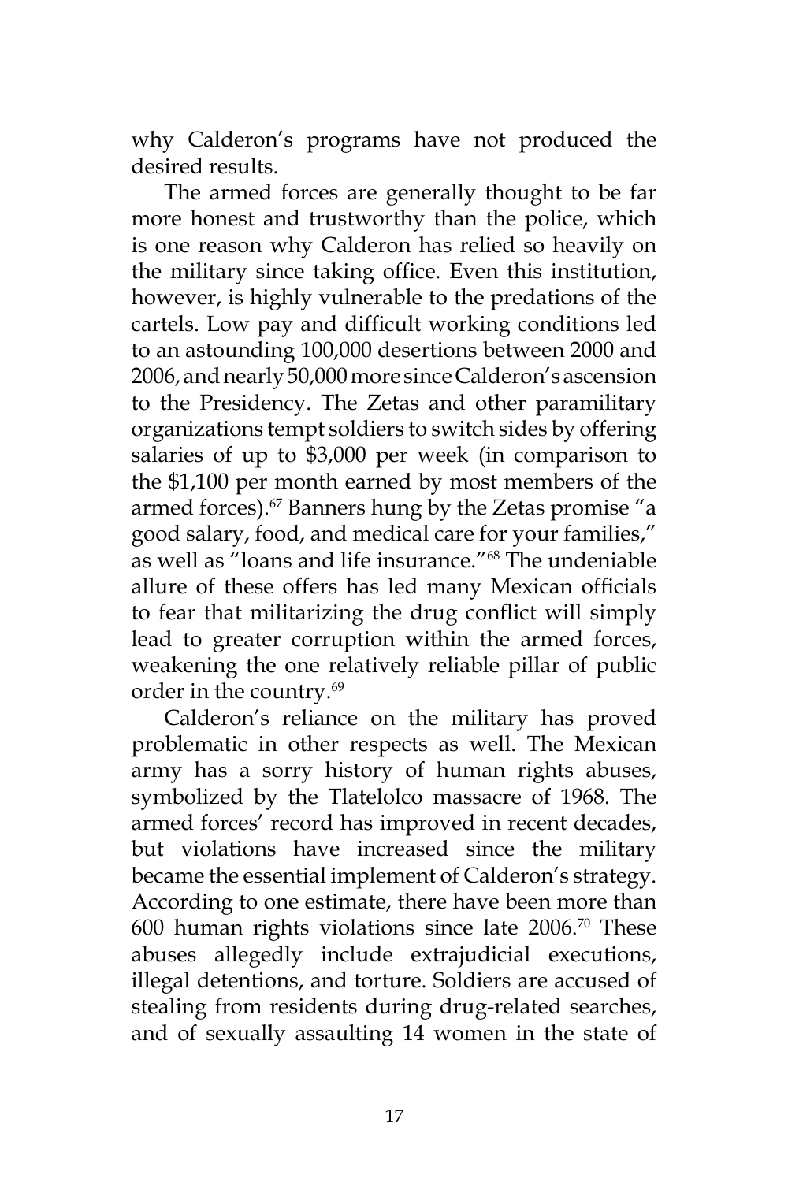why Calderon's programs have not produced the desired results.

The armed forces are generally thought to be far more honest and trustworthy than the police, which is one reason why Calderon has relied so heavily on the military since taking office. Even this institution, however, is highly vulnerable to the predations of the cartels. Low pay and difficult working conditions led to an astounding 100,000 desertions between 2000 and 2006, and nearly 50,000 more since Calderon's ascension to the Presidency. The Zetas and other paramilitary organizations tempt soldiers to switch sides by offering salaries of up to $3,000 per week (in comparison to the $1,100 per month earned by most members of the armed forces).[67] Banners hung by the Zetas promise "a good salary, food, and medical care for your families," as well as "loans and life insurance."[68] The undeniable allure of these offers has led many Mexican officials to fear that militarizing the drug conflict will simply lead to greater corruption within the armed forces, weakening the one relatively reliable pillar of public order in the country.[69]

Calderon's reliance on the military has proved problematic in other respects as well. The Mexican army has a sorry history of human rights abuses, symbolized by the Tlatelolco massacre of 1968. The armed forces' record has improved in recent decades, but violations have increased since the military became the essential implement of Calderon's strategy. According to one estimate, there have been more than 600 human rights violations since late 2006.[70] These abuses allegedly include extrajudicial executions, illegal detentions, and torture. Soldiers are accused of stealing from residents during drug-related searches, and of sexually assaulting 14 women in the state of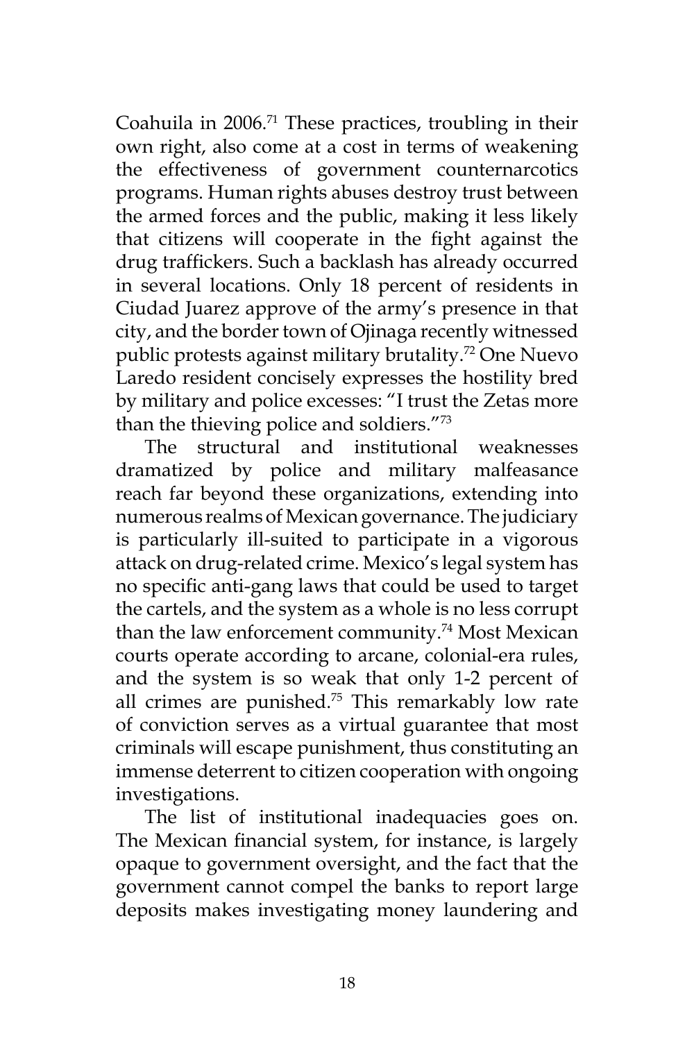Coahuila in 2006.[71] These practices, troubling in their own right, also come at a cost in terms of weakening the effectiveness of government counternarcotics programs. Human rights abuses destroy trust between the armed forces and the public, making it less likely that citizens will cooperate in the fight against the drug traffickers. Such a backlash has already occurred in several locations. Only 18 percent of residents in Ciudad Juarez approve of the army's presence in that city, and the border town of Ojinaga recently witnessed public protests against military brutality.[72] One Nuevo Laredo resident concisely expresses the hostility bred by military and police excesses: "I trust the Zetas more than the thieving police and soldiers."[73]

The structural and institutional weaknesses dramatized by police and military malfeasance reach far beyond these organizations, extending into numerous realms of Mexican governance. The judiciary is particularly ill-suited to participate in a vigorous attack on drug-related crime. Mexico's legal system has no specific anti-gang laws that could be used to target the cartels, and the system as a whole is no less corrupt than the law enforcement community.[74] Most Mexican courts operate according to arcane, colonial-era rules, and the system is so weak that only 1-2 percent of all crimes are punished.[75] This remarkably low rate of conviction serves as a virtual guarantee that most criminals will escape punishment, thus constituting an immense deterrent to citizen cooperation with ongoing investigations.

The list of institutional inadequacies goes on. The Mexican financial system, for instance, is largely opaque to government oversight, and the fact that the government cannot compel the banks to report large deposits makes investigating money laundering and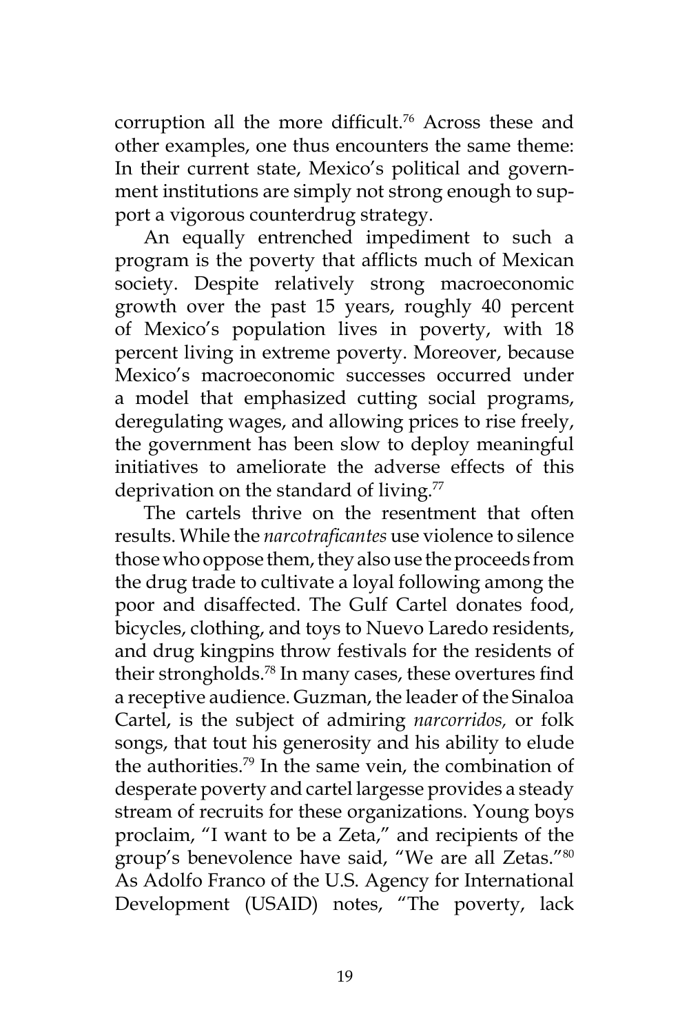corruption all the more difficult.[76] Across these and other examples, one thus encounters the same theme: In their current state, Mexico's political and government institutions are simply not strong enough to support a vigorous counterdrug strategy.

An equally entrenched impediment to such a program is the poverty that afflicts much of Mexican society. Despite relatively strong macroeconomic growth over the past 15 years, roughly 40 percent of Mexico's population lives in poverty, with 18 percent living in extreme poverty. Moreover, because Mexico's macroeconomic successes occurred under a model that emphasized cutting social programs, deregulating wages, and allowing prices to rise freely, the government has been slow to deploy meaningful initiatives to ameliorate the adverse effects of this deprivation on the standard of living.[77]

The cartels thrive on the resentment that often results. While the *narcotraficantes* use violence to silence those who oppose them, they also use the proceeds from the drug trade to cultivate a loyal following among the poor and disaffected. The Gulf Cartel donates food, bicycles, clothing, and toys to Nuevo Laredo residents, and drug kingpins throw festivals for the residents of their strongholds.[78] In many cases, these overtures find a receptive audience. Guzman, the leader of the Sinaloa Cartel, is the subject of admiring *narcorridos,* or folk songs, that tout his generosity and his ability to elude the authorities.[79] In the same vein, the combination of desperate poverty and cartel largesse provides a steady stream of recruits for these organizations. Young boys proclaim, "I want to be a Zeta," and recipients of the group's benevolence have said, "We are all Zetas."[80] As Adolfo Franco of the U.S. Agency for International Development (USAID) notes, "The poverty, lack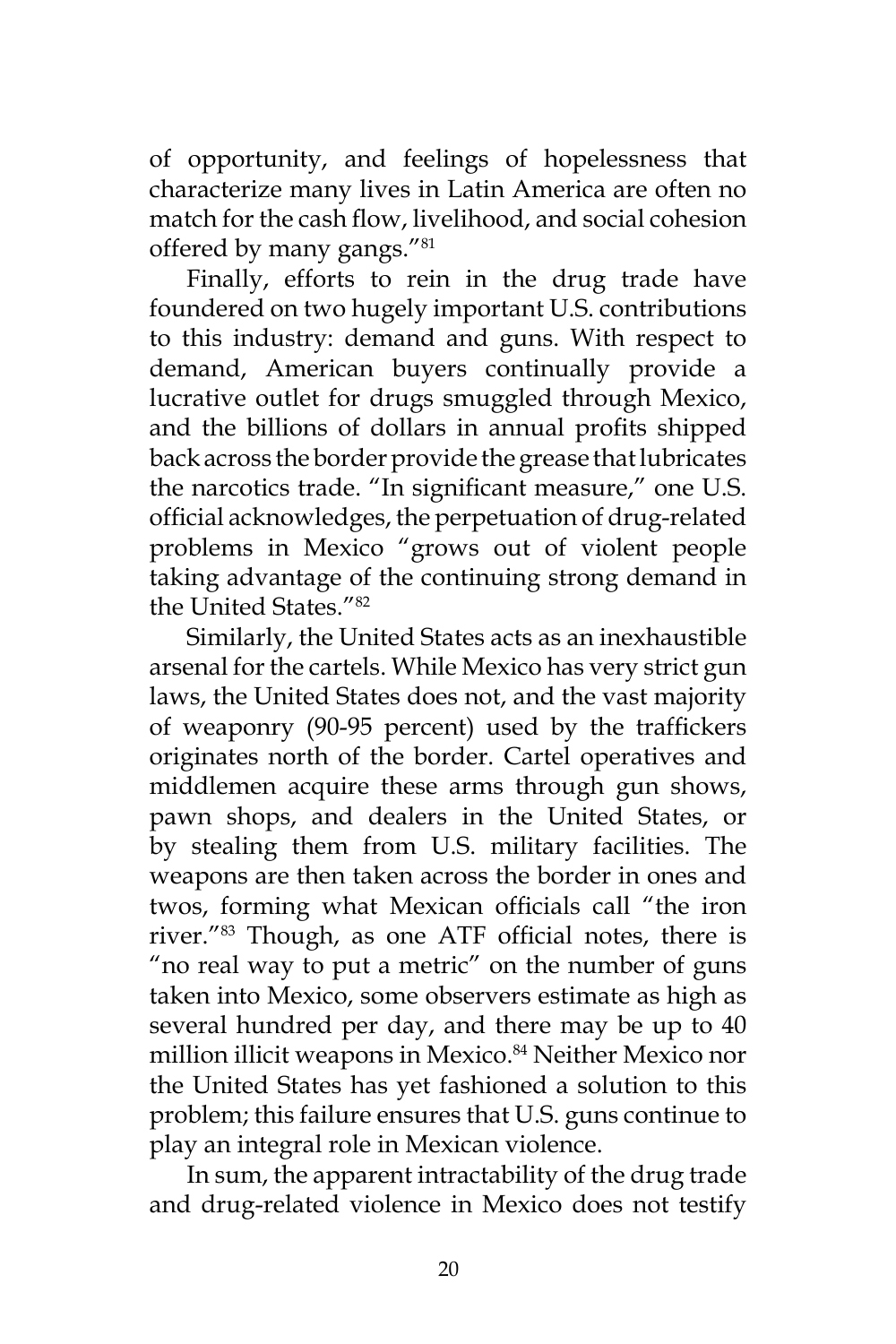of opportunity, and feelings of hopelessness that characterize many lives in Latin America are often no match for the cash flow, livelihood, and social cohesion offered by many gangs."[81]

Finally, efforts to rein in the drug trade have foundered on two hugely important U.S. contributions to this industry: demand and guns. With respect to demand, American buyers continually provide a lucrative outlet for drugs smuggled through Mexico, and the billions of dollars in annual profits shipped back across the border provide the grease that lubricates the narcotics trade. "In significant measure," one U.S. official acknowledges, the perpetuation of drug-related problems in Mexico "grows out of violent people taking advantage of the continuing strong demand in the United States."[82]

Similarly, the United States acts as an inexhaustible arsenal for the cartels. While Mexico has very strict gun laws, the United States does not, and the vast majority of weaponry (90-95 percent) used by the traffickers originates north of the border. Cartel operatives and middlemen acquire these arms through gun shows, pawn shops, and dealers in the United States, or by stealing them from U.S. military facilities. The weapons are then taken across the border in ones and twos, forming what Mexican officials call "the iron river."[83] Though, as one ATF official notes, there is "no real way to put a metric" on the number of guns taken into Mexico, some observers estimate as high as several hundred per day, and there may be up to 40 million illicit weapons in Mexico.[84] Neither Mexico nor the United States has yet fashioned a solution to this problem; this failure ensures that U.S. guns continue to play an integral role in Mexican violence.

In sum, the apparent intractability of the drug trade and drug-related violence in Mexico does not testify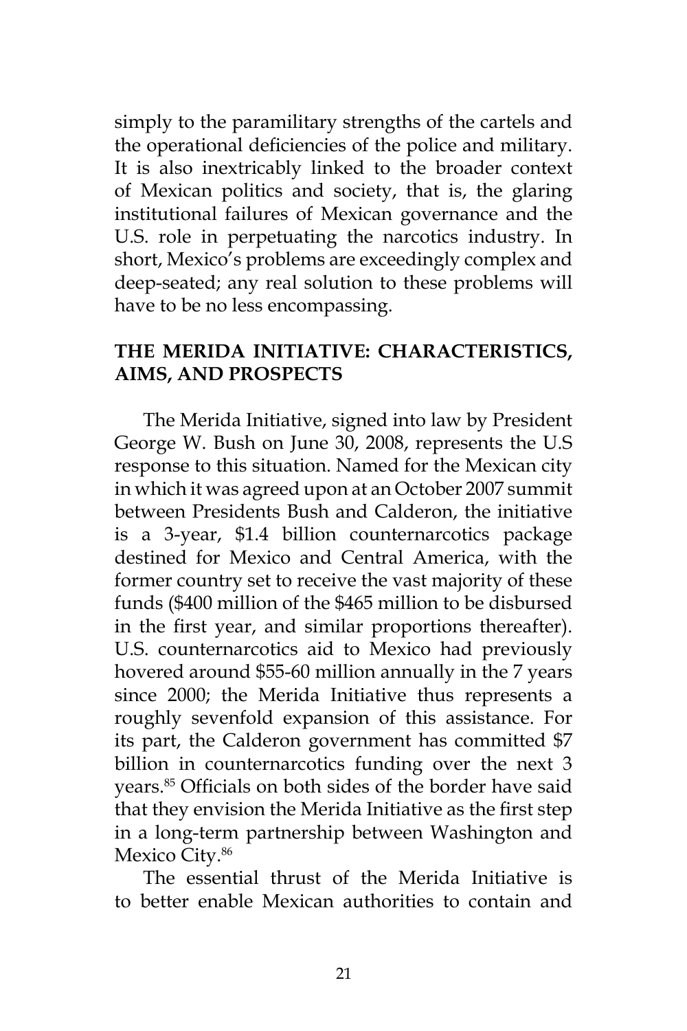simply to the paramilitary strengths of the cartels and the operational deficiencies of the police and military. It is also inextricably linked to the broader context of Mexican politics and society, that is, the glaring institutional failures of Mexican governance and the U.S. role in perpetuating the narcotics industry. In short, Mexico's problems are exceedingly complex and deep-seated; any real solution to these problems will have to be no less encompassing.

## THE MERIDA INITIATIVE: CHARACTERISTICS, AIMS, AND PROSPECTS

The Merida Initiative, signed into law by President George W. Bush on June 30, 2008, represents the U.S response to this situation. Named for the Mexican city in which it was agreed upon at an October 2007 summit between Presidents Bush and Calderon, the initiative is a 3-year, $1.4 billion counternarcotics package destined for Mexico and Central America, with the former country set to receive the vast majority of these funds ($400 million of the $465 million to be disbursed in the first year, and similar proportions thereafter). U.S. counternarcotics aid to Mexico had previously hovered around $55-60 million annually in the 7 years since 2000; the Merida Initiative thus represents a roughly sevenfold expansion of this assistance. For its part, the Calderon government has committed $7 billion in counternarcotics funding over the next 3 years.[85] Officials on both sides of the border have said that they envision the Merida Initiative as the first step in a long-term partnership between Washington and Mexico City.[86]

The essential thrust of the Merida Initiative is to better enable Mexican authorities to contain and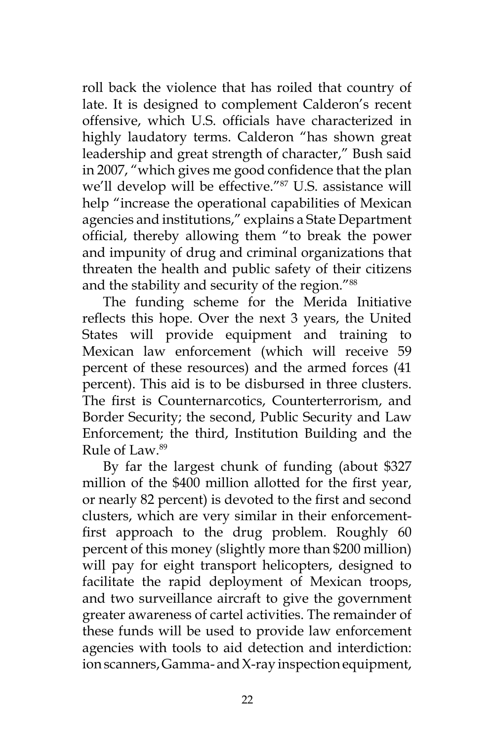roll back the violence that has roiled that country of late. It is designed to complement Calderon's recent offensive, which U.S. officials have characterized in highly laudatory terms. Calderon "has shown great leadership and great strength of character," Bush said in 2007, "which gives me good confidence that the plan we'll develop will be effective."[87] U.S. assistance will help "increase the operational capabilities of Mexican agencies and institutions," explains a State Department official, thereby allowing them "to break the power and impunity of drug and criminal organizations that threaten the health and public safety of their citizens and the stability and security of the region."[88]

The funding scheme for the Merida Initiative reflects this hope. Over the next 3 years, the United States will provide equipment and training to Mexican law enforcement (which will receive 59 percent of these resources) and the armed forces (41 percent). This aid is to be disbursed in three clusters. The first is Counternarcotics, Counterterrorism, and Border Security; the second, Public Security and Law Enforcement; the third, Institution Building and the Rule of Law.[89]

By far the largest chunk of funding (about $327 million of the $400 million allotted for the first year, or nearly 82 percent) is devoted to the first and second clusters, which are very similar in their enforcement-first approach to the drug problem. Roughly 60 percent of this money (slightly more than $200 million) will pay for eight transport helicopters, designed to facilitate the rapid deployment of Mexican troops, and two surveillance aircraft to give the government greater awareness of cartel activities. The remainder of these funds will be used to provide law enforcement agencies with tools to aid detection and interdiction: ion scanners, Gamma- and X-ray inspection equipment,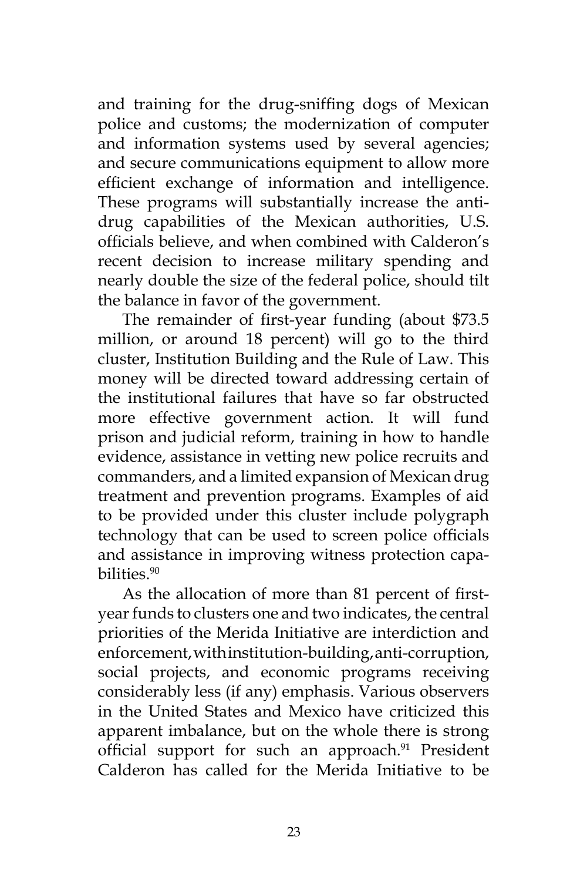and training for the drug-sniffing dogs of Mexican police and customs; the modernization of computer and information systems used by several agencies; and secure communications equipment to allow more efficient exchange of information and intelligence. These programs will substantially increase the anti-drug capabilities of the Mexican authorities, U.S. officials believe, and when combined with Calderon's recent decision to increase military spending and nearly double the size of the federal police, should tilt the balance in favor of the government.

The remainder of first-year funding (about $73.5 million, or around 18 percent) will go to the third cluster, Institution Building and the Rule of Law. This money will be directed toward addressing certain of the institutional failures that have so far obstructed more effective government action. It will fund prison and judicial reform, training in how to handle evidence, assistance in vetting new police recruits and commanders, and a limited expansion of Mexican drug treatment and prevention programs. Examples of aid to be provided under this cluster include polygraph technology that can be used to screen police officials and assistance in improving witness protection capabilities.[90]

As the allocation of more than 81 percent of first-year funds to clusters one and two indicates, the central priorities of the Merida Initiative are interdiction and enforcement, with institution-building, anti-corruption, social projects, and economic programs receiving considerably less (if any) emphasis. Various observers in the United States and Mexico have criticized this apparent imbalance, but on the whole there is strong official support for such an approach.[91] President Calderon has called for the Merida Initiative to be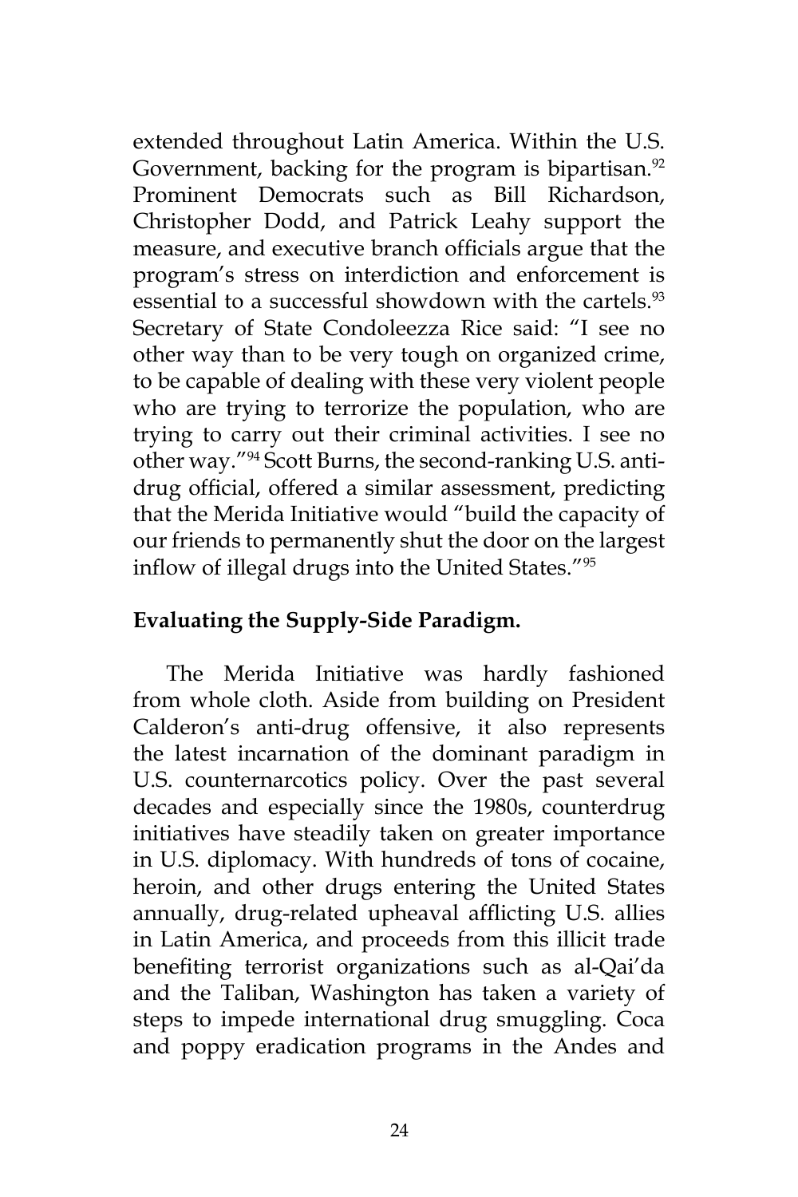extended throughout Latin America. Within the U.S. Government, backing for the program is bipartisan.[92] Prominent Democrats such as Bill Richardson, Christopher Dodd, and Patrick Leahy support the measure, and executive branch officials argue that the program's stress on interdiction and enforcement is essential to a successful showdown with the cartels.[93] Secretary of State Condoleezza Rice said: "I see no other way than to be very tough on organized crime, to be capable of dealing with these very violent people who are trying to terrorize the population, who are trying to carry out their criminal activities. I see no other way."[94] Scott Burns, the second-ranking U.S. anti-drug official, offered a similar assessment, predicting that the Merida Initiative would "build the capacity of our friends to permanently shut the door on the largest inflow of illegal drugs into the United States."[95]

**Evaluating the Supply-Side Paradigm.**

The Merida Initiative was hardly fashioned from whole cloth. Aside from building on President Calderon's anti-drug offensive, it also represents the latest incarnation of the dominant paradigm in U.S. counternarcotics policy. Over the past several decades and especially since the 1980s, counterdrug initiatives have steadily taken on greater importance in U.S. diplomacy. With hundreds of tons of cocaine, heroin, and other drugs entering the United States annually, drug-related upheaval afflicting U.S. allies in Latin America, and proceeds from this illicit trade benefiting terrorist organizations such as al-Qai'da and the Taliban, Washington has taken a variety of steps to impede international drug smuggling. Coca and poppy eradication programs in the Andes and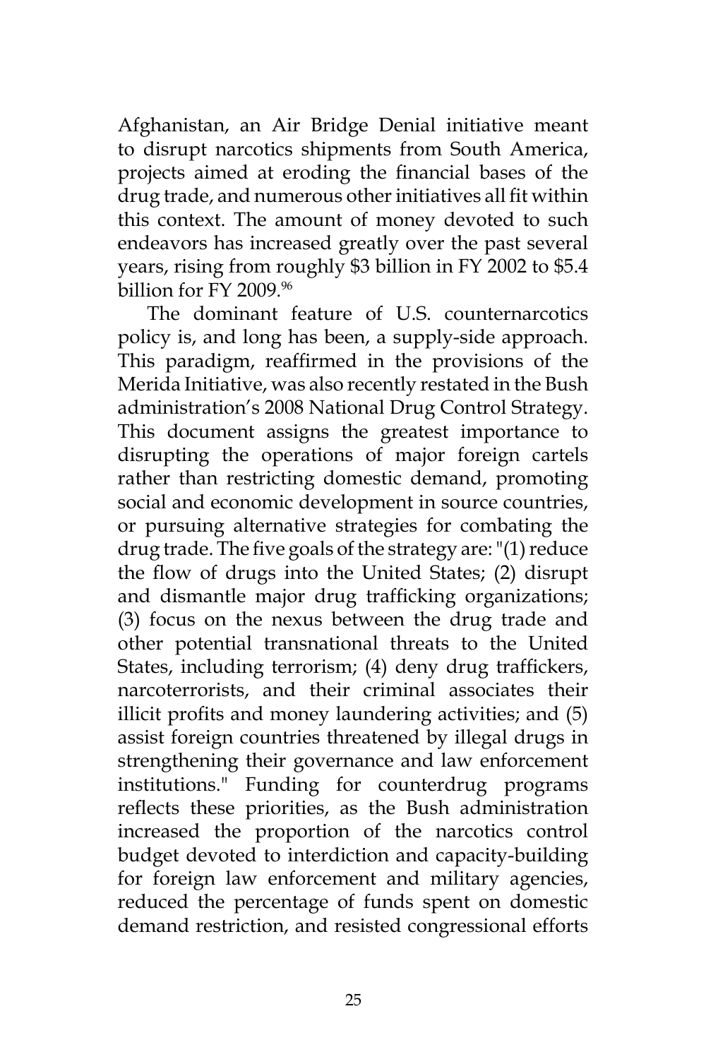Afghanistan, an Air Bridge Denial initiative meant to disrupt narcotics shipments from South America, projects aimed at eroding the financial bases of the drug trade, and numerous other initiatives all fit within this context. The amount of money devoted to such endeavors has increased greatly over the past several years, rising from roughly $3 billion in FY 2002 to $5.4 billion for FY 2009.[96]

The dominant feature of U.S. counternarcotics policy is, and long has been, a supply-side approach. This paradigm, reaffirmed in the provisions of the Merida Initiative, was also recently restated in the Bush administration's 2008 National Drug Control Strategy. This document assigns the greatest importance to disrupting the operations of major foreign cartels rather than restricting domestic demand, promoting social and economic development in source countries, or pursuing alternative strategies for combating the drug trade. The five goals of the strategy are: "(1) reduce the flow of drugs into the United States; (2) disrupt and dismantle major drug trafficking organizations; (3) focus on the nexus between the drug trade and other potential transnational threats to the United States, including terrorism; (4) deny drug traffickers, narcoterrorists, and their criminal associates their illicit profits and money laundering activities; and (5) assist foreign countries threatened by illegal drugs in strengthening their governance and law enforcement institutions." Funding for counterdrug programs reflects these priorities, as the Bush administration increased the proportion of the narcotics control budget devoted to interdiction and capacity-building for foreign law enforcement and military agencies, reduced the percentage of funds spent on domestic demand restriction, and resisted congressional efforts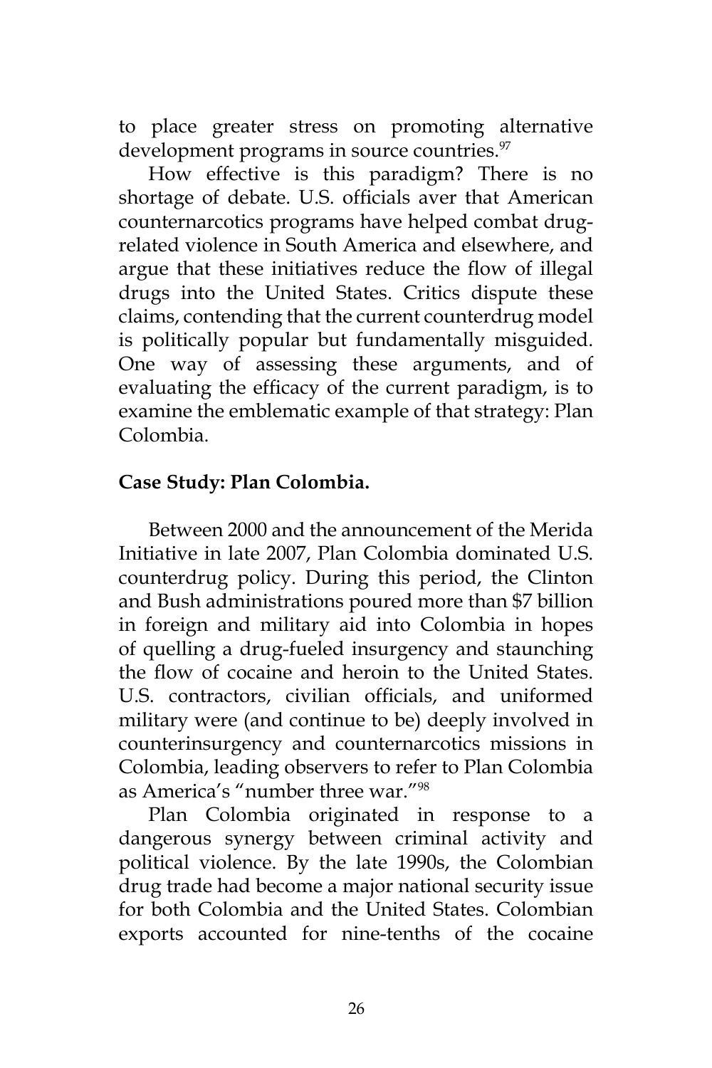to place greater stress on promoting alternative development programs in source countries.[97]

How effective is this paradigm? There is no shortage of debate. U.S. officials aver that American counternarcotics programs have helped combat drug-related violence in South America and elsewhere, and argue that these initiatives reduce the flow of illegal drugs into the United States. Critics dispute these claims, contending that the current counterdrug model is politically popular but fundamentally misguided. One way of assessing these arguments, and of evaluating the efficacy of the current paradigm, is to examine the emblematic example of that strategy: Plan Colombia.

**Case Study: Plan Colombia.**

Between 2000 and the announcement of the Merida Initiative in late 2007, Plan Colombia dominated U.S. counterdrug policy. During this period, the Clinton and Bush administrations poured more than $7 billion in foreign and military aid into Colombia in hopes of quelling a drug-fueled insurgency and staunching the flow of cocaine and heroin to the United States. U.S. contractors, civilian officials, and uniformed military were (and continue to be) deeply involved in counterinsurgency and counternarcotics missions in Colombia, leading observers to refer to Plan Colombia as America's "number three war."[98]

Plan Colombia originated in response to a dangerous synergy between criminal activity and political violence. By the late 1990s, the Colombian drug trade had become a major national security issue for both Colombia and the United States. Colombian exports accounted for nine-tenths of the cocaine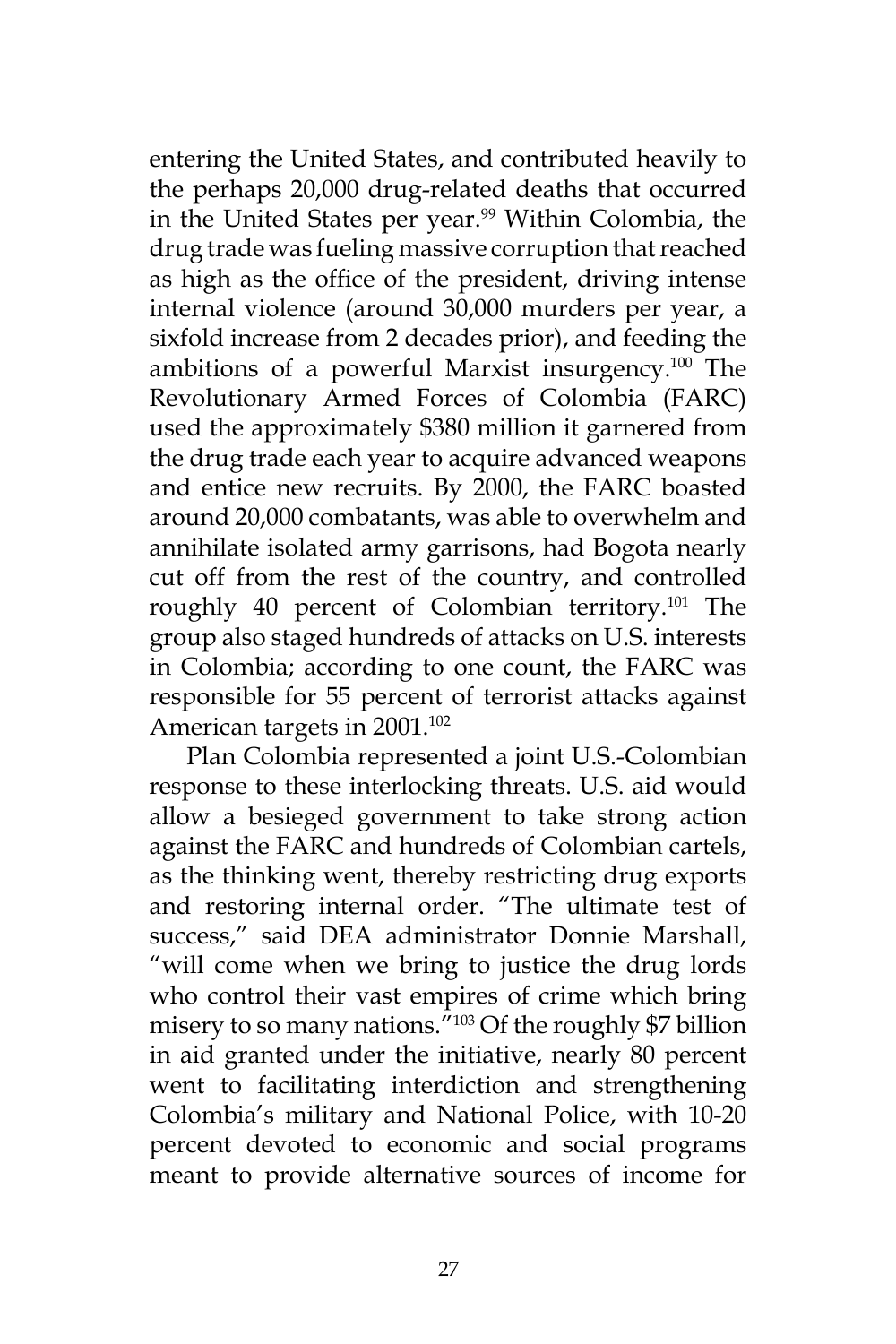entering the United States, and contributed heavily to the perhaps 20,000 drug-related deaths that occurred in the United States per year.[99] Within Colombia, the drug trade was fueling massive corruption that reached as high as the office of the president, driving intense internal violence (around 30,000 murders per year, a sixfold increase from 2 decades prior), and feeding the ambitions of a powerful Marxist insurgency.[100] The Revolutionary Armed Forces of Colombia (FARC) used the approximately $380 million it garnered from the drug trade each year to acquire advanced weapons and entice new recruits. By 2000, the FARC boasted around 20,000 combatants, was able to overwhelm and annihilate isolated army garrisons, had Bogota nearly cut off from the rest of the country, and controlled roughly 40 percent of Colombian territory.[101] The group also staged hundreds of attacks on U.S. interests in Colombia; according to one count, the FARC was responsible for 55 percent of terrorist attacks against American targets in 2001.[102]

Plan Colombia represented a joint U.S.-Colombian response to these interlocking threats. U.S. aid would allow a besieged government to take strong action against the FARC and hundreds of Colombian cartels, as the thinking went, thereby restricting drug exports and restoring internal order. "The ultimate test of success," said DEA administrator Donnie Marshall, "will come when we bring to justice the drug lords who control their vast empires of crime which bring misery to so many nations."[103] Of the roughly $7 billion in aid granted under the initiative, nearly 80 percent went to facilitating interdiction and strengthening Colombia's military and National Police, with 10-20 percent devoted to economic and social programs meant to provide alternative sources of income for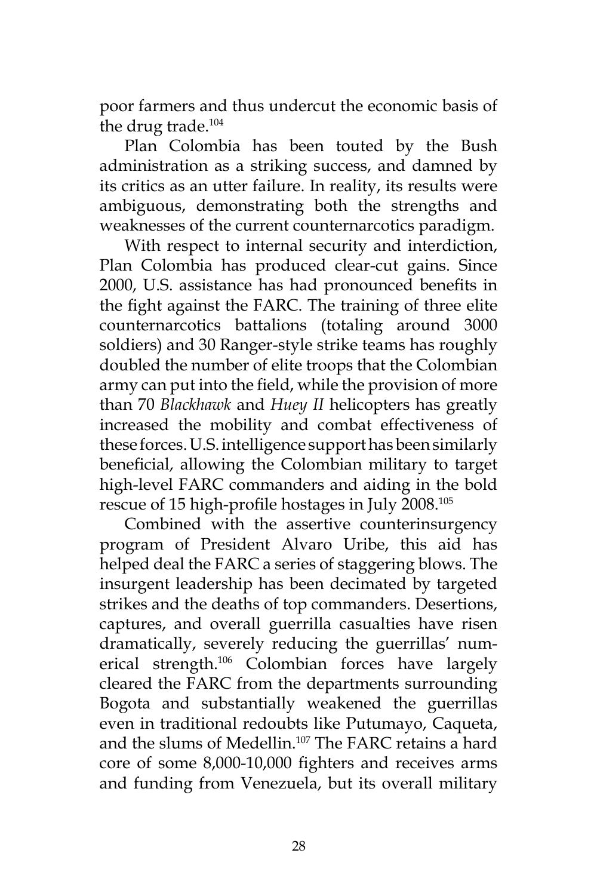poor farmers and thus undercut the economic basis of the drug trade.[104]

Plan Colombia has been touted by the Bush administration as a striking success, and damned by its critics as an utter failure. In reality, its results were ambiguous, demonstrating both the strengths and weaknesses of the current counternarcotics paradigm.

With respect to internal security and interdiction, Plan Colombia has produced clear-cut gains. Since 2000, U.S. assistance has had pronounced benefits in the fight against the FARC. The training of three elite counternarcotics battalions (totaling around 3000 soldiers) and 30 Ranger-style strike teams has roughly doubled the number of elite troops that the Colombian army can put into the field, while the provision of more than 70 *Blackhawk* and *Huey II* helicopters has greatly increased the mobility and combat effectiveness of these forces. U.S. intelligence support has been similarly beneficial, allowing the Colombian military to target high-level FARC commanders and aiding in the bold rescue of 15 high-profile hostages in July 2008.[105]

Combined with the assertive counterinsurgency program of President Alvaro Uribe, this aid has helped deal the FARC a series of staggering blows. The insurgent leadership has been decimated by targeted strikes and the deaths of top commanders. Desertions, captures, and overall guerrilla casualties have risen dramatically, severely reducing the guerrillas' numerical strength.[106] Colombian forces have largely cleared the FARC from the departments surrounding Bogota and substantially weakened the guerrillas even in traditional redoubts like Putumayo, Caqueta, and the slums of Medellin.[107] The FARC retains a hard core of some 8,000-10,000 fighters and receives arms and funding from Venezuela, but its overall military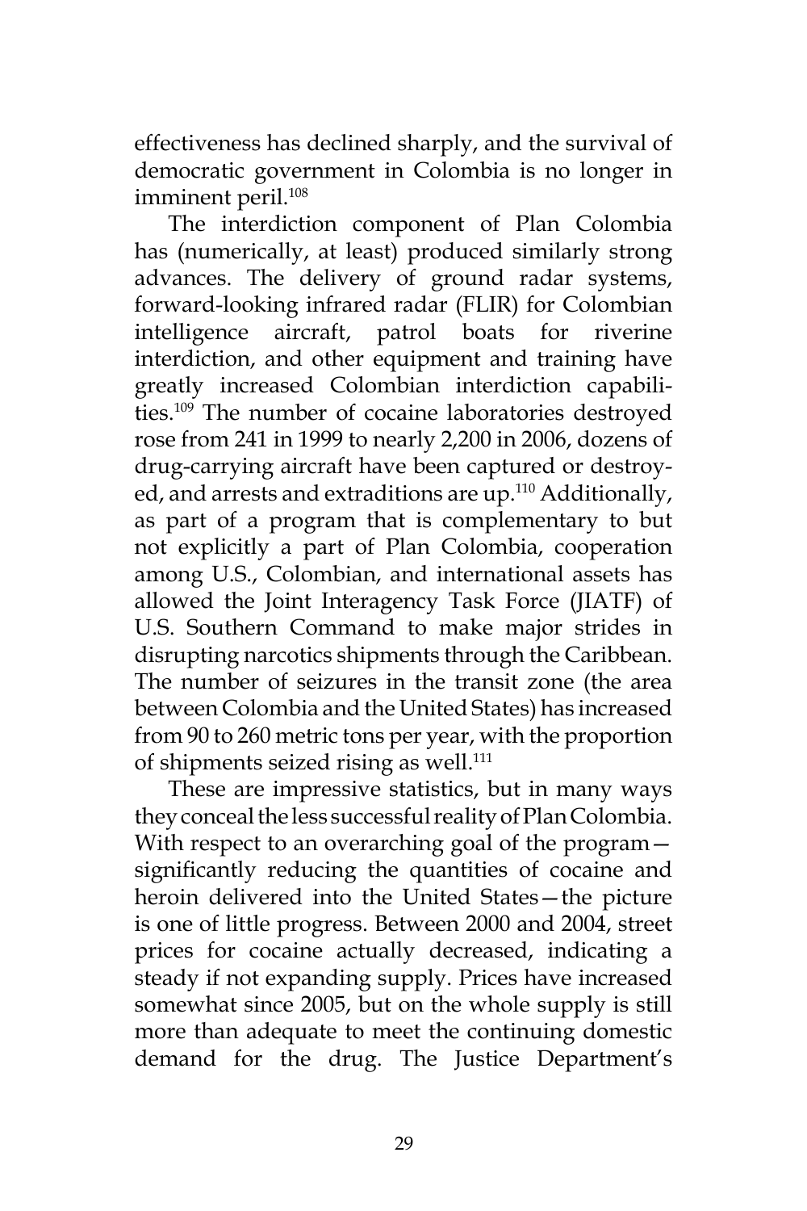effectiveness has declined sharply, and the survival of democratic government in Colombia is no longer in imminent peril.[108]

The interdiction component of Plan Colombia has (numerically, at least) produced similarly strong advances. The delivery of ground radar systems, forward-looking infrared radar (FLIR) for Colombian intelligence aircraft, patrol boats for riverine interdiction, and other equipment and training have greatly increased Colombian interdiction capabilities.[109] The number of cocaine laboratories destroyed rose from 241 in 1999 to nearly 2,200 in 2006, dozens of drug-carrying aircraft have been captured or destroyed, and arrests and extraditions are up.[110] Additionally, as part of a program that is complementary to but not explicitly a part of Plan Colombia, cooperation among U.S., Colombian, and international assets has allowed the Joint Interagency Task Force (JIATF) of U.S. Southern Command to make major strides in disrupting narcotics shipments through the Caribbean. The number of seizures in the transit zone (the area between Colombia and the United States) has increased from 90 to 260 metric tons per year, with the proportion of shipments seized rising as well.[111]

These are impressive statistics, but in many ways they conceal the less successful reality of Plan Colombia. With respect to an overarching goal of the program—significantly reducing the quantities of cocaine and heroin delivered into the United States—the picture is one of little progress. Between 2000 and 2004, street prices for cocaine actually decreased, indicating a steady if not expanding supply. Prices have increased somewhat since 2005, but on the whole supply is still more than adequate to meet the continuing domestic demand for the drug. The Justice Department's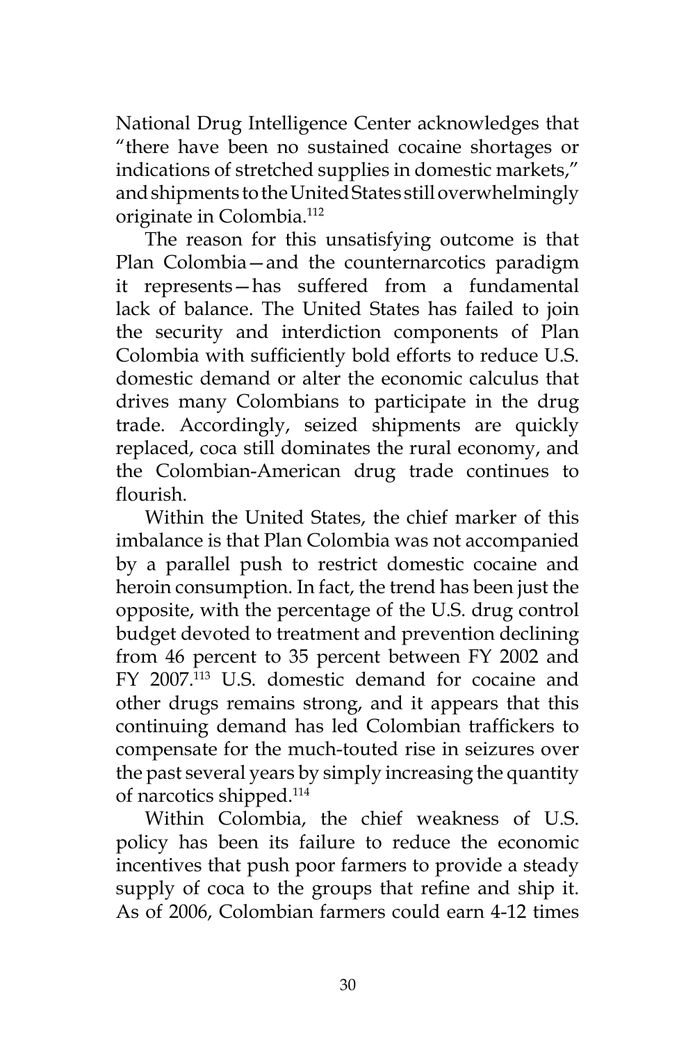National Drug Intelligence Center acknowledges that "there have been no sustained cocaine shortages or indications of stretched supplies in domestic markets," and shipments to the United States still overwhelmingly originate in Colombia.[112]

The reason for this unsatisfying outcome is that Plan Colombia—and the counternarcotics paradigm it represents—has suffered from a fundamental lack of balance. The United States has failed to join the security and interdiction components of Plan Colombia with sufficiently bold efforts to reduce U.S. domestic demand or alter the economic calculus that drives many Colombians to participate in the drug trade. Accordingly, seized shipments are quickly replaced, coca still dominates the rural economy, and the Colombian-American drug trade continues to flourish.

Within the United States, the chief marker of this imbalance is that Plan Colombia was not accompanied by a parallel push to restrict domestic cocaine and heroin consumption. In fact, the trend has been just the opposite, with the percentage of the U.S. drug control budget devoted to treatment and prevention declining from 46 percent to 35 percent between FY 2002 and FY 2007.[113] U.S. domestic demand for cocaine and other drugs remains strong, and it appears that this continuing demand has led Colombian traffickers to compensate for the much-touted rise in seizures over the past several years by simply increasing the quantity of narcotics shipped.[114]

Within Colombia, the chief weakness of U.S. policy has been its failure to reduce the economic incentives that push poor farmers to provide a steady supply of coca to the groups that refine and ship it. As of 2006, Colombian farmers could earn 4-12 times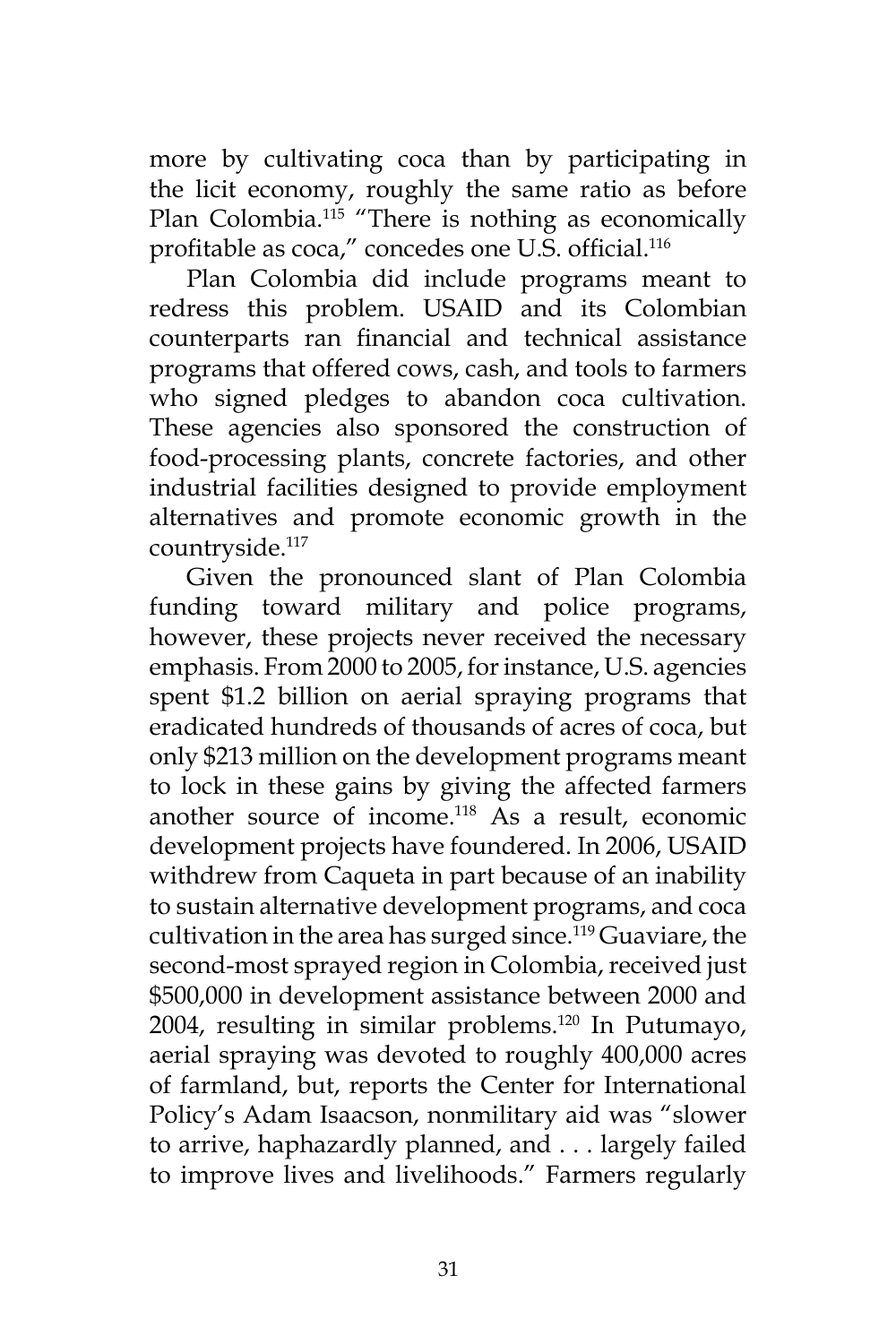more by cultivating coca than by participating in the licit economy, roughly the same ratio as before Plan Colombia.[115] "There is nothing as economically profitable as coca," concedes one U.S. official.[116]

Plan Colombia did include programs meant to redress this problem. USAID and its Colombian counterparts ran financial and technical assistance programs that offered cows, cash, and tools to farmers who signed pledges to abandon coca cultivation. These agencies also sponsored the construction of food-processing plants, concrete factories, and other industrial facilities designed to provide employment alternatives and promote economic growth in the countryside.[117]

Given the pronounced slant of Plan Colombia funding toward military and police programs, however, these projects never received the necessary emphasis. From 2000 to 2005, for instance, U.S. agencies spent $1.2 billion on aerial spraying programs that eradicated hundreds of thousands of acres of coca, but only $213 million on the development programs meant to lock in these gains by giving the affected farmers another source of income.[118] As a result, economic development projects have foundered. In 2006, USAID withdrew from Caqueta in part because of an inability to sustain alternative development programs, and coca cultivation in the area has surged since.[119] Guaviare, the second-most sprayed region in Colombia, received just $500,000 in development assistance between 2000 and 2004, resulting in similar problems.[120] In Putumayo, aerial spraying was devoted to roughly 400,000 acres of farmland, but, reports the Center for International Policy's Adam Isaacson, nonmilitary aid was "slower to arrive, haphazardly planned, and . . . largely failed to improve lives and livelihoods." Farmers regularly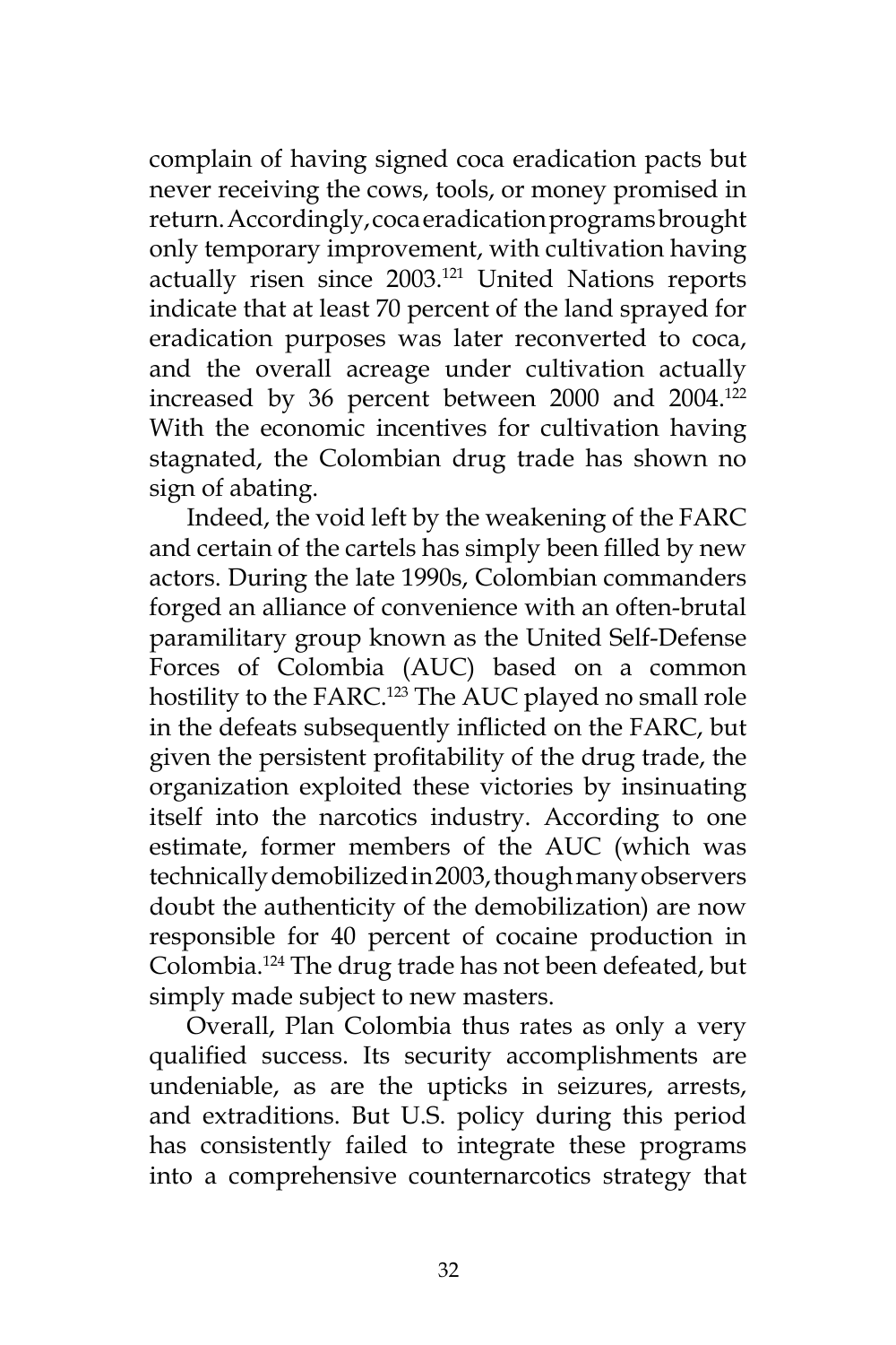complain of having signed coca eradication pacts but never receiving the cows, tools, or money promised in return. Accordingly, coca eradication programs brought only temporary improvement, with cultivation having actually risen since 2003.[121] United Nations reports indicate that at least 70 percent of the land sprayed for eradication purposes was later reconverted to coca, and the overall acreage under cultivation actually increased by 36 percent between 2000 and 2004.[122] With the economic incentives for cultivation having stagnated, the Colombian drug trade has shown no sign of abating.

Indeed, the void left by the weakening of the FARC and certain of the cartels has simply been filled by new actors. During the late 1990s, Colombian commanders forged an alliance of convenience with an often-brutal paramilitary group known as the United Self-Defense Forces of Colombia (AUC) based on a common hostility to the FARC.[123] The AUC played no small role in the defeats subsequently inflicted on the FARC, but given the persistent profitability of the drug trade, the organization exploited these victories by insinuating itself into the narcotics industry. According to one estimate, former members of the AUC (which was technically demobilized in 2003, though many observers doubt the authenticity of the demobilization) are now responsible for 40 percent of cocaine production in Colombia.[124] The drug trade has not been defeated, but simply made subject to new masters.

Overall, Plan Colombia thus rates as only a very qualified success. Its security accomplishments are undeniable, as are the upticks in seizures, arrests, and extraditions. But U.S. policy during this period has consistently failed to integrate these programs into a comprehensive counternarcotics strategy that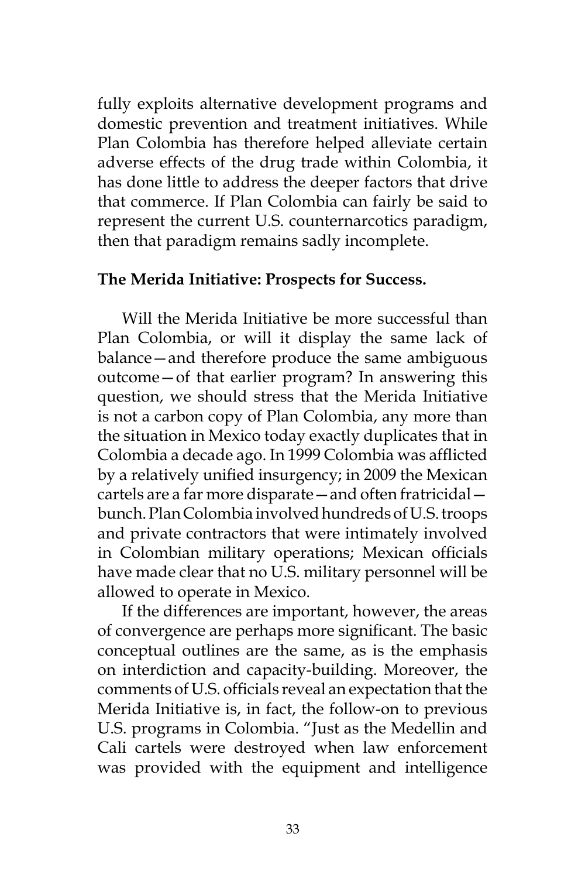fully exploits alternative development programs and domestic prevention and treatment initiatives. While Plan Colombia has therefore helped alleviate certain adverse effects of the drug trade within Colombia, it has done little to address the deeper factors that drive that commerce. If Plan Colombia can fairly be said to represent the current U.S. counternarcotics paradigm, then that paradigm remains sadly incomplete.

**The Merida Initiative: Prospects for Success.**

Will the Merida Initiative be more successful than Plan Colombia, or will it display the same lack of balance—and therefore produce the same ambiguous outcome—of that earlier program? In answering this question, we should stress that the Merida Initiative is not a carbon copy of Plan Colombia, any more than the situation in Mexico today exactly duplicates that in Colombia a decade ago. In 1999 Colombia was afflicted by a relatively unified insurgency; in 2009 the Mexican cartels are a far more disparate—and often fratricidal—bunch. Plan Colombia involved hundreds of U.S. troops and private contractors that were intimately involved in Colombian military operations; Mexican officials have made clear that no U.S. military personnel will be allowed to operate in Mexico.

If the differences are important, however, the areas of convergence are perhaps more significant. The basic conceptual outlines are the same, as is the emphasis on interdiction and capacity-building. Moreover, the comments of U.S. officials reveal an expectation that the Merida Initiative is, in fact, the follow-on to previous U.S. programs in Colombia. "Just as the Medellin and Cali cartels were destroyed when law enforcement was provided with the equipment and intelligence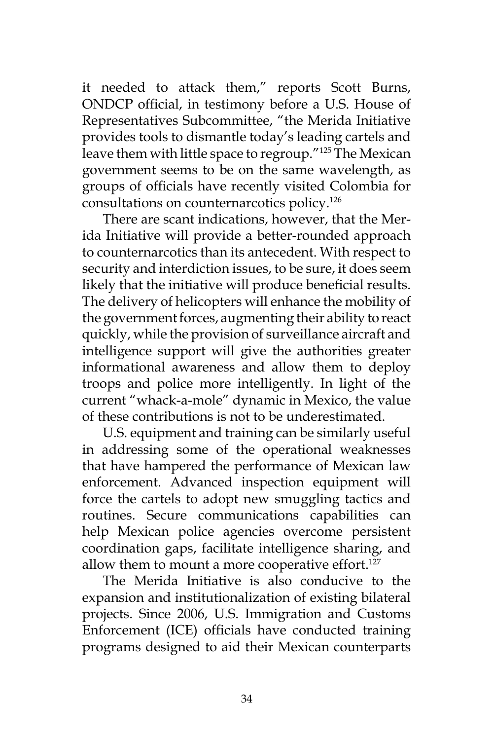it needed to attack them," reports Scott Burns, ONDCP official, in testimony before a U.S. House of Representatives Subcommittee, "the Merida Initiative provides tools to dismantle today's leading cartels and leave them with little space to regroup."[125] The Mexican government seems to be on the same wavelength, as groups of officials have recently visited Colombia for consultations on counternarcotics policy.[126]

There are scant indications, however, that the Merida Initiative will provide a better-rounded approach to counternarcotics than its antecedent. With respect to security and interdiction issues, to be sure, it does seem likely that the initiative will produce beneficial results. The delivery of helicopters will enhance the mobility of the government forces, augmenting their ability to react quickly, while the provision of surveillance aircraft and intelligence support will give the authorities greater informational awareness and allow them to deploy troops and police more intelligently. In light of the current "whack-a-mole" dynamic in Mexico, the value of these contributions is not to be underestimated.

U.S. equipment and training can be similarly useful in addressing some of the operational weaknesses that have hampered the performance of Mexican law enforcement. Advanced inspection equipment will force the cartels to adopt new smuggling tactics and routines. Secure communications capabilities can help Mexican police agencies overcome persistent coordination gaps, facilitate intelligence sharing, and allow them to mount a more cooperative effort.[127]

The Merida Initiative is also conducive to the expansion and institutionalization of existing bilateral projects. Since 2006, U.S. Immigration and Customs Enforcement (ICE) officials have conducted training programs designed to aid their Mexican counterparts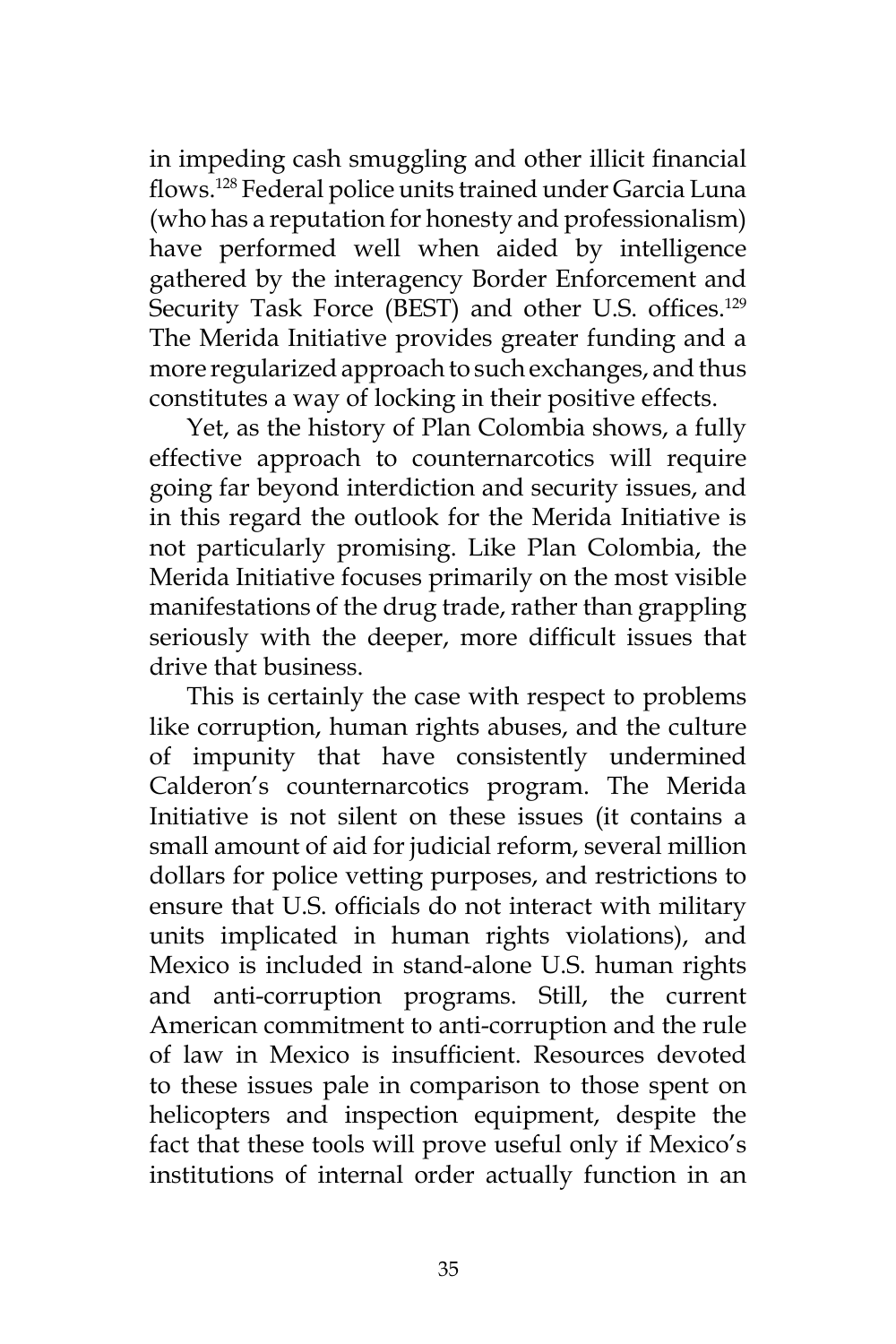in impeding cash smuggling and other illicit financial flows.[128] Federal police units trained under Garcia Luna (who has a reputation for honesty and professionalism) have performed well when aided by intelligence gathered by the interagency Border Enforcement and Security Task Force (BEST) and other U.S. offices.[129] The Merida Initiative provides greater funding and a more regularized approach to such exchanges, and thus constitutes a way of locking in their positive effects.

Yet, as the history of Plan Colombia shows, a fully effective approach to counternarcotics will require going far beyond interdiction and security issues, and in this regard the outlook for the Merida Initiative is not particularly promising. Like Plan Colombia, the Merida Initiative focuses primarily on the most visible manifestations of the drug trade, rather than grappling seriously with the deeper, more difficult issues that drive that business.

This is certainly the case with respect to problems like corruption, human rights abuses, and the culture of impunity that have consistently undermined Calderon's counternarcotics program. The Merida Initiative is not silent on these issues (it contains a small amount of aid for judicial reform, several million dollars for police vetting purposes, and restrictions to ensure that U.S. officials do not interact with military units implicated in human rights violations), and Mexico is included in stand-alone U.S. human rights and anti-corruption programs. Still, the current American commitment to anti-corruption and the rule of law in Mexico is insufficient. Resources devoted to these issues pale in comparison to those spent on helicopters and inspection equipment, despite the fact that these tools will prove useful only if Mexico's institutions of internal order actually function in an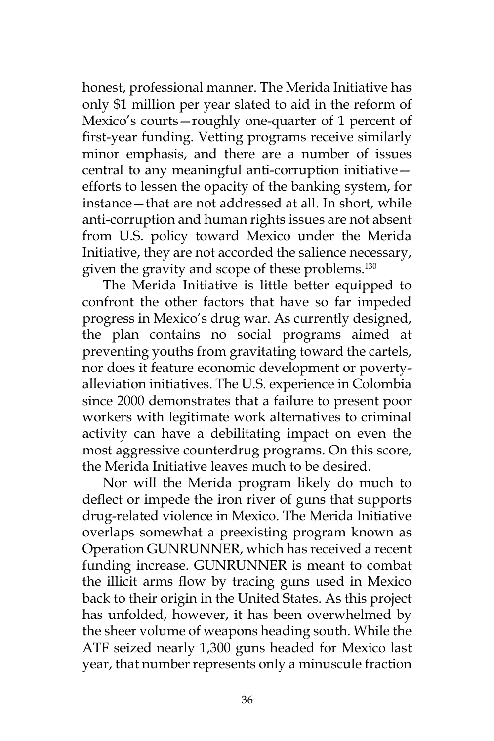honest, professional manner. The Merida Initiative has only $1 million per year slated to aid in the reform of Mexico's courts—roughly one-quarter of 1 percent of first-year funding. Vetting programs receive similarly minor emphasis, and there are a number of issues central to any meaningful anti-corruption initiative—efforts to lessen the opacity of the banking system, for instance—that are not addressed at all. In short, while anti-corruption and human rights issues are not absent from U.S. policy toward Mexico under the Merida Initiative, they are not accorded the salience necessary, given the gravity and scope of these problems.[130]

The Merida Initiative is little better equipped to confront the other factors that have so far impeded progress in Mexico's drug war. As currently designed, the plan contains no social programs aimed at preventing youths from gravitating toward the cartels, nor does it feature economic development or poverty-alleviation initiatives. The U.S. experience in Colombia since 2000 demonstrates that a failure to present poor workers with legitimate work alternatives to criminal activity can have a debilitating impact on even the most aggressive counterdrug programs. On this score, the Merida Initiative leaves much to be desired.

Nor will the Merida program likely do much to deflect or impede the iron river of guns that supports drug-related violence in Mexico. The Merida Initiative overlaps somewhat a preexisting program known as Operation GUNRUNNER, which has received a recent funding increase. GUNRUNNER is meant to combat the illicit arms flow by tracing guns used in Mexico back to their origin in the United States. As this project has unfolded, however, it has been overwhelmed by the sheer volume of weapons heading south. While the ATF seized nearly 1,300 guns headed for Mexico last year, that number represents only a minuscule fraction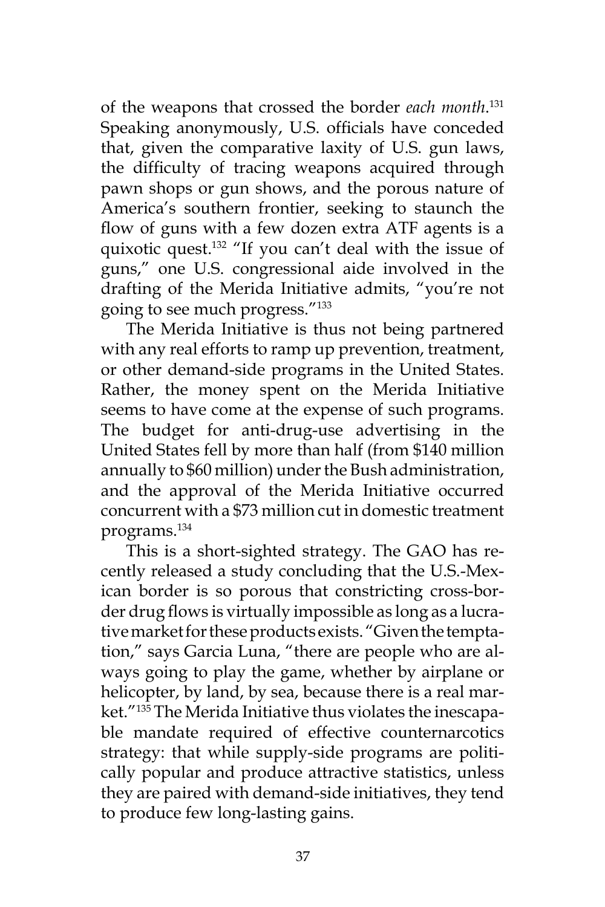of the weapons that crossed the border *each month*.[131] Speaking anonymously, U.S. officials have conceded that, given the comparative laxity of U.S. gun laws, the difficulty of tracing weapons acquired through pawn shops or gun shows, and the porous nature of America's southern frontier, seeking to staunch the flow of guns with a few dozen extra ATF agents is a quixotic quest.[132] "If you can't deal with the issue of guns," one U.S. congressional aide involved in the drafting of the Merida Initiative admits, "you're not going to see much progress."[133]

The Merida Initiative is thus not being partnered with any real efforts to ramp up prevention, treatment, or other demand-side programs in the United States. Rather, the money spent on the Merida Initiative seems to have come at the expense of such programs. The budget for anti-drug-use advertising in the United States fell by more than half (from $140 million annually to $60 million) under the Bush administration, and the approval of the Merida Initiative occurred concurrent with a $73 million cut in domestic treatment programs.[134]

This is a short-sighted strategy. The GAO has recently released a study concluding that the U.S.-Mexican border is so porous that constricting cross-border drug flows is virtually impossible as long as a lucrative market for these products exists. "Given the temptation," says Garcia Luna, "there are people who are always going to play the game, whether by airplane or helicopter, by land, by sea, because there is a real market."[135] The Merida Initiative thus violates the inescapable mandate required of effective counternarcotics strategy: that while supply-side programs are politically popular and produce attractive statistics, unless they are paired with demand-side initiatives, they tend to produce few long-lasting gains.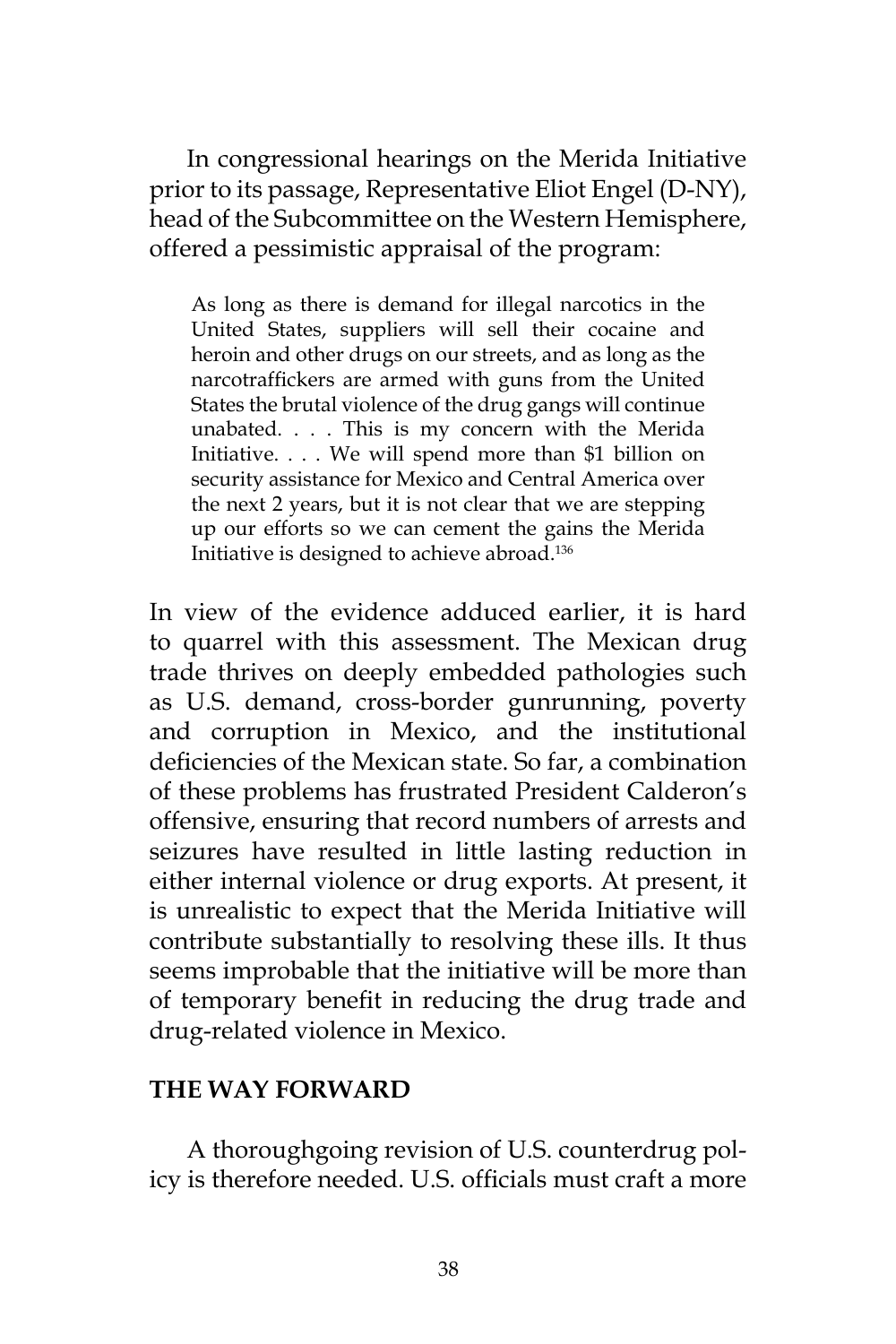In congressional hearings on the Merida Initiative prior to its passage, Representative Eliot Engel (D-NY), head of the Subcommittee on the Western Hemisphere, offered a pessimistic appraisal of the program:

> As long as there is demand for illegal narcotics in the United States, suppliers will sell their cocaine and heroin and other drugs on our streets, and as long as the narcotraffickers are armed with guns from the United States the brutal violence of the drug gangs will continue unabated. . . . This is my concern with the Merida Initiative. . . . We will spend more than $1 billion on security assistance for Mexico and Central America over the next 2 years, but it is not clear that we are stepping up our efforts so we can cement the gains the Merida Initiative is designed to achieve abroad.[136]

In view of the evidence adduced earlier, it is hard to quarrel with this assessment. The Mexican drug trade thrives on deeply embedded pathologies such as U.S. demand, cross-border gunrunning, poverty and corruption in Mexico, and the institutional deficiencies of the Mexican state. So far, a combination of these problems has frustrated President Calderon's offensive, ensuring that record numbers of arrests and seizures have resulted in little lasting reduction in either internal violence or drug exports. At present, it is unrealistic to expect that the Merida Initiative will contribute substantially to resolving these ills. It thus seems improbable that the initiative will be more than of temporary benefit in reducing the drug trade and drug-related violence in Mexico.

## THE WAY FORWARD

A thoroughgoing revision of U.S. counterdrug policy is therefore needed. U.S. officials must craft a more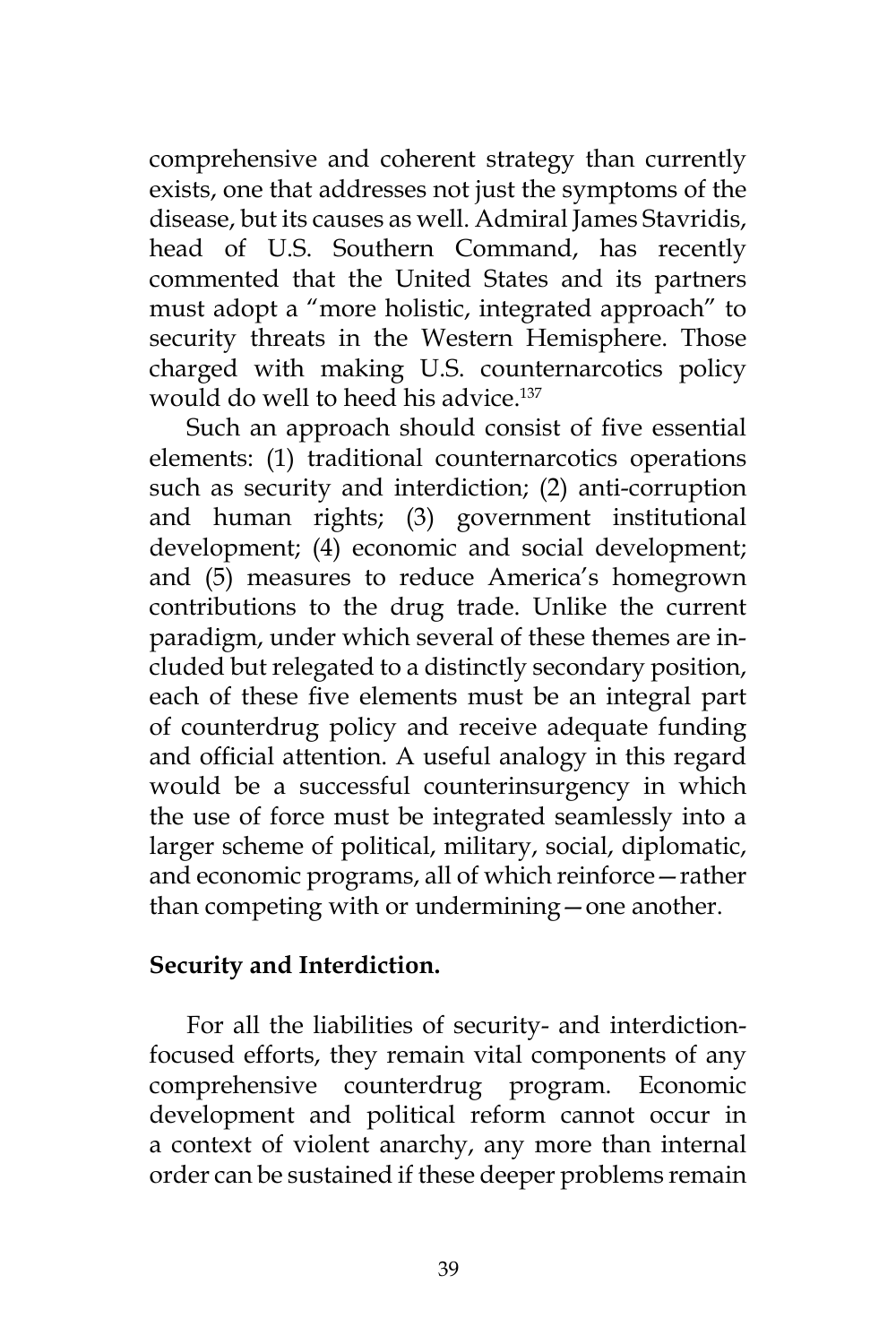comprehensive and coherent strategy than currently exists, one that addresses not just the symptoms of the disease, but its causes as well. Admiral James Stavridis, head of U.S. Southern Command, has recently commented that the United States and its partners must adopt a "more holistic, integrated approach" to security threats in the Western Hemisphere. Those charged with making U.S. counternarcotics policy would do well to heed his advice.[137]

Such an approach should consist of five essential elements: (1) traditional counternarcotics operations such as security and interdiction; (2) anti-corruption and human rights; (3) government institutional development; (4) economic and social development; and (5) measures to reduce America's homegrown contributions to the drug trade. Unlike the current paradigm, under which several of these themes are included but relegated to a distinctly secondary position, each of these five elements must be an integral part of counterdrug policy and receive adequate funding and official attention. A useful analogy in this regard would be a successful counterinsurgency in which the use of force must be integrated seamlessly into a larger scheme of political, military, social, diplomatic, and economic programs, all of which reinforce—rather than competing with or undermining—one another.

**Security and Interdiction.**

For all the liabilities of security- and interdiction-focused efforts, they remain vital components of any comprehensive counterdrug program. Economic development and political reform cannot occur in a context of violent anarchy, any more than internal order can be sustained if these deeper problems remain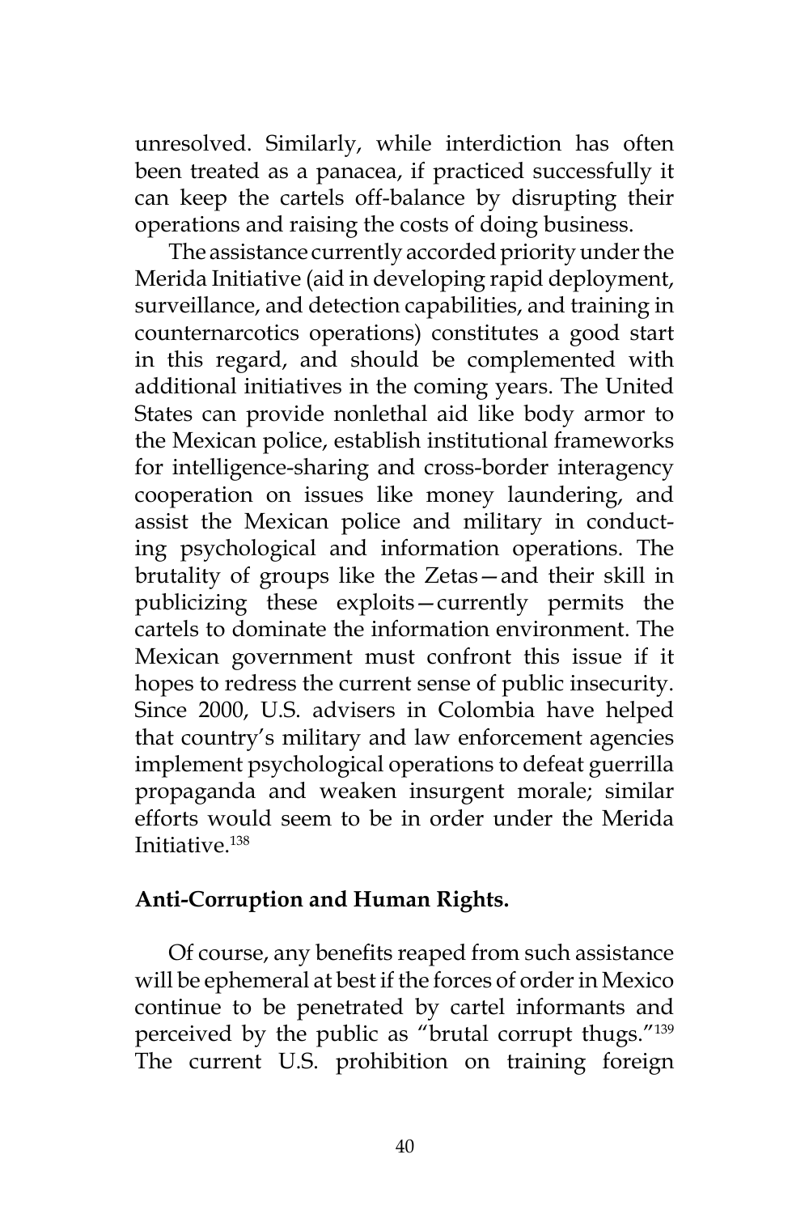unresolved. Similarly, while interdiction has often been treated as a panacea, if practiced successfully it can keep the cartels off-balance by disrupting their operations and raising the costs of doing business.

The assistance currently accorded priority under the Merida Initiative (aid in developing rapid deployment, surveillance, and detection capabilities, and training in counternarcotics operations) constitutes a good start in this regard, and should be complemented with additional initiatives in the coming years. The United States can provide nonlethal aid like body armor to the Mexican police, establish institutional frameworks for intelligence-sharing and cross-border interagency cooperation on issues like money laundering, and assist the Mexican police and military in conducting psychological and information operations. The brutality of groups like the Zetas—and their skill in publicizing these exploits—currently permits the cartels to dominate the information environment. The Mexican government must confront this issue if it hopes to redress the current sense of public insecurity. Since 2000, U.S. advisers in Colombia have helped that country's military and law enforcement agencies implement psychological operations to defeat guerrilla propaganda and weaken insurgent morale; similar efforts would seem to be in order under the Merida Initiative.[138]

**Anti-Corruption and Human Rights.**

Of course, any benefits reaped from such assistance will be ephemeral at best if the forces of order in Mexico continue to be penetrated by cartel informants and perceived by the public as "brutal corrupt thugs."[139] The current U.S. prohibition on training foreign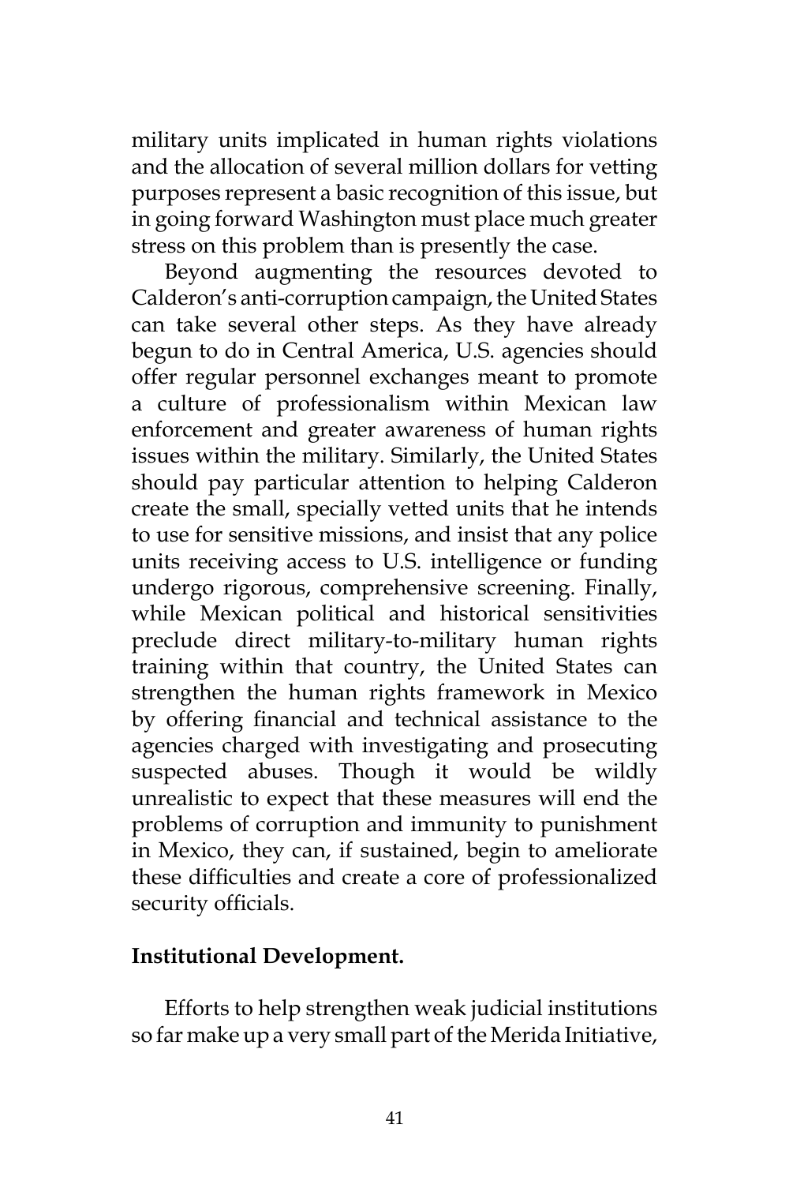military units implicated in human rights violations and the allocation of several million dollars for vetting purposes represent a basic recognition of this issue, but in going forward Washington must place much greater stress on this problem than is presently the case.

Beyond augmenting the resources devoted to Calderon's anti-corruption campaign, the United States can take several other steps. As they have already begun to do in Central America, U.S. agencies should offer regular personnel exchanges meant to promote a culture of professionalism within Mexican law enforcement and greater awareness of human rights issues within the military. Similarly, the United States should pay particular attention to helping Calderon create the small, specially vetted units that he intends to use for sensitive missions, and insist that any police units receiving access to U.S. intelligence or funding undergo rigorous, comprehensive screening. Finally, while Mexican political and historical sensitivities preclude direct military-to-military human rights training within that country, the United States can strengthen the human rights framework in Mexico by offering financial and technical assistance to the agencies charged with investigating and prosecuting suspected abuses. Though it would be wildly unrealistic to expect that these measures will end the problems of corruption and immunity to punishment in Mexico, they can, if sustained, begin to ameliorate these difficulties and create a core of professionalized security officials.

**Institutional Development.**

Efforts to help strengthen weak judicial institutions so far make up a very small part of the Merida Initiative,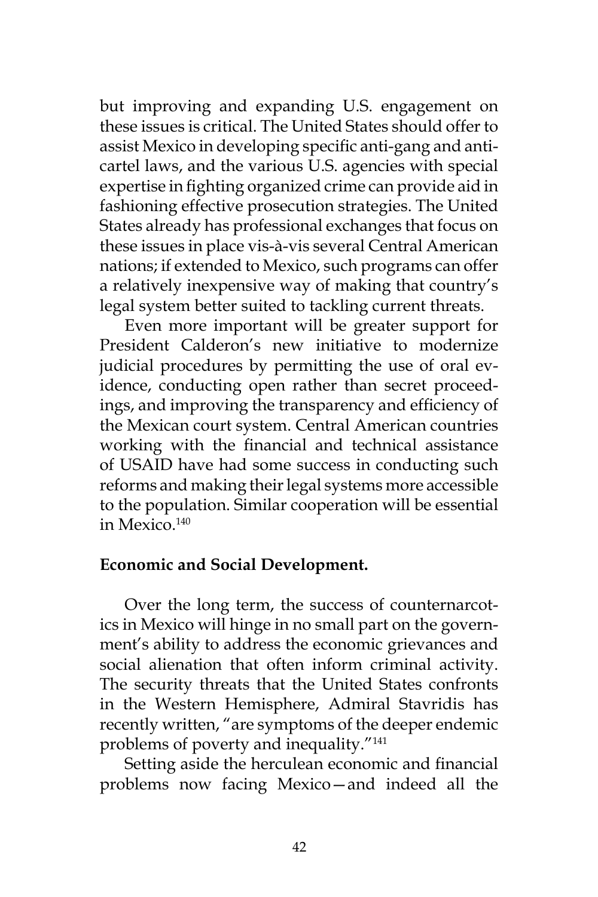but improving and expanding U.S. engagement on these issues is critical. The United States should offer to assist Mexico in developing specific anti-gang and anti-cartel laws, and the various U.S. agencies with special expertise in fighting organized crime can provide aid in fashioning effective prosecution strategies. The United States already has professional exchanges that focus on these issues in place vis-à-vis several Central American nations; if extended to Mexico, such programs can offer a relatively inexpensive way of making that country's legal system better suited to tackling current threats.

Even more important will be greater support for President Calderon's new initiative to modernize judicial procedures by permitting the use of oral evidence, conducting open rather than secret proceedings, and improving the transparency and efficiency of the Mexican court system. Central American countries working with the financial and technical assistance of USAID have had some success in conducting such reforms and making their legal systems more accessible to the population. Similar cooperation will be essential in Mexico.[140]

**Economic and Social Development.**

Over the long term, the success of counternarcotics in Mexico will hinge in no small part on the government's ability to address the economic grievances and social alienation that often inform criminal activity. The security threats that the United States confronts in the Western Hemisphere, Admiral Stavridis has recently written, "are symptoms of the deeper endemic problems of poverty and inequality."[141]

Setting aside the herculean economic and financial problems now facing Mexico—and indeed all the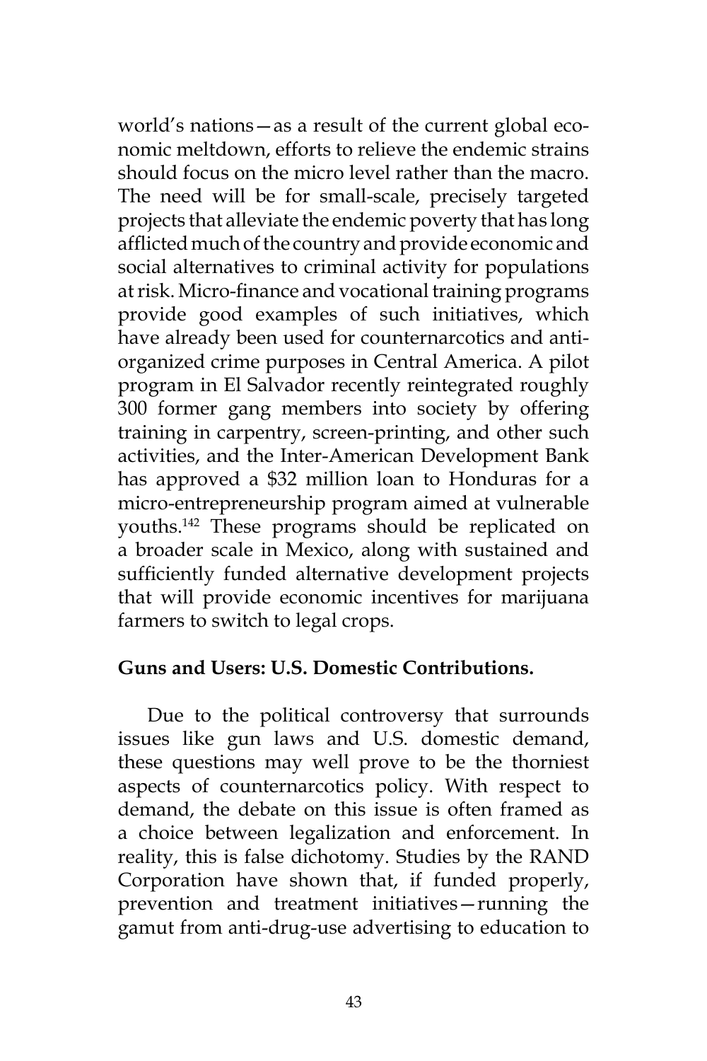world's nations—as a result of the current global economic meltdown, efforts to relieve the endemic strains should focus on the micro level rather than the macro. The need will be for small-scale, precisely targeted projects that alleviate the endemic poverty that has long afflicted much of the country and provide economic and social alternatives to criminal activity for populations at risk. Micro-finance and vocational training programs provide good examples of such initiatives, which have already been used for counternarcotics and anti-organized crime purposes in Central America. A pilot program in El Salvador recently reintegrated roughly 300 former gang members into society by offering training in carpentry, screen-printing, and other such activities, and the Inter-American Development Bank has approved a $32 million loan to Honduras for a micro-entrepreneurship program aimed at vulnerable youths.[142] These programs should be replicated on a broader scale in Mexico, along with sustained and sufficiently funded alternative development projects that will provide economic incentives for marijuana farmers to switch to legal crops.

**Guns and Users: U.S. Domestic Contributions.**

Due to the political controversy that surrounds issues like gun laws and U.S. domestic demand, these questions may well prove to be the thorniest aspects of counternarcotics policy. With respect to demand, the debate on this issue is often framed as a choice between legalization and enforcement. In reality, this is false dichotomy. Studies by the RAND Corporation have shown that, if funded properly, prevention and treatment initiatives—running the gamut from anti-drug-use advertising to education to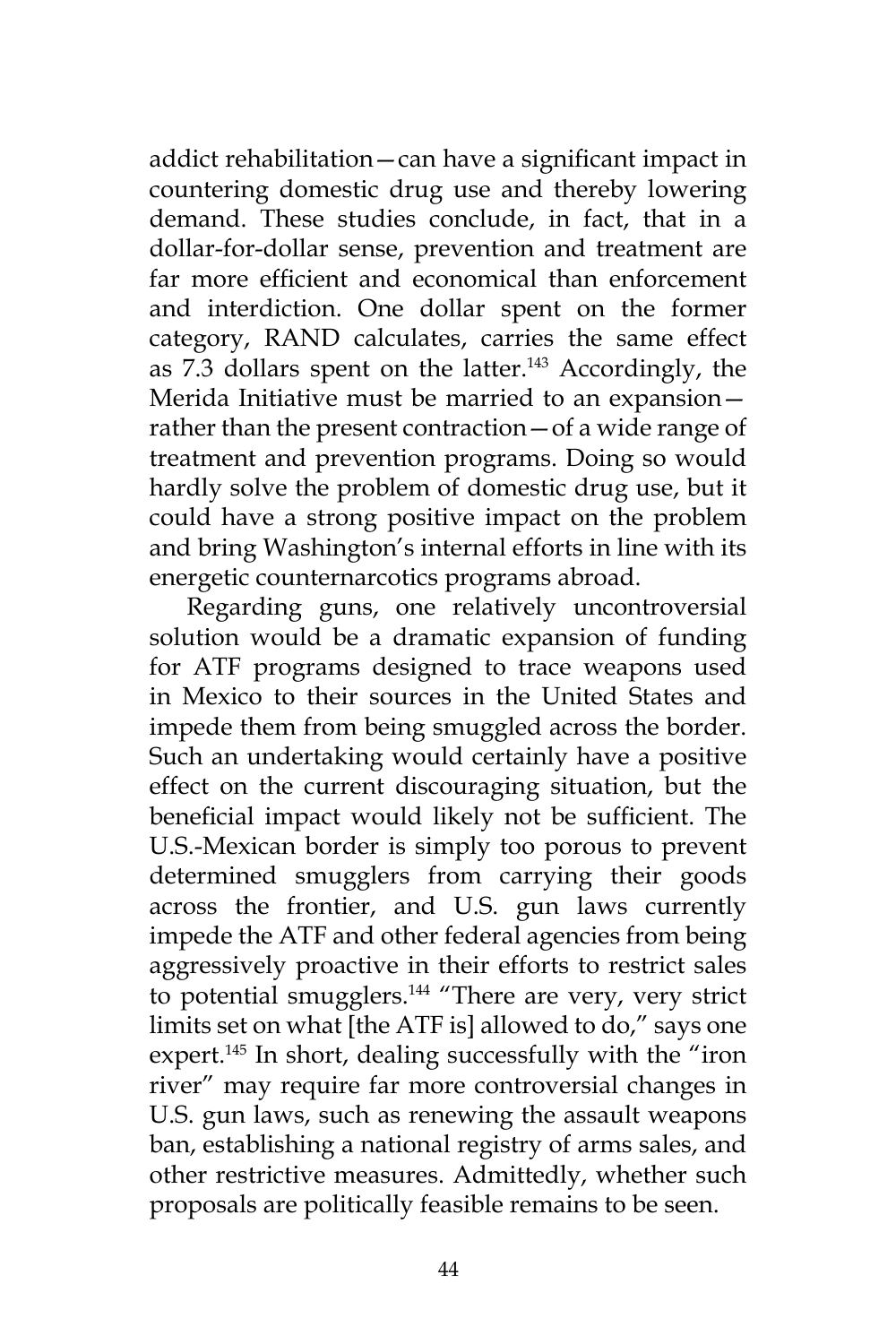addict rehabilitation—can have a significant impact in countering domestic drug use and thereby lowering demand. These studies conclude, in fact, that in a dollar-for-dollar sense, prevention and treatment are far more efficient and economical than enforcement and interdiction. One dollar spent on the former category, RAND calculates, carries the same effect as 7.3 dollars spent on the latter.[143] Accordingly, the Merida Initiative must be married to an expansion—rather than the present contraction—of a wide range of treatment and prevention programs. Doing so would hardly solve the problem of domestic drug use, but it could have a strong positive impact on the problem and bring Washington's internal efforts in line with its energetic counternarcotics programs abroad.

Regarding guns, one relatively uncontroversial solution would be a dramatic expansion of funding for ATF programs designed to trace weapons used in Mexico to their sources in the United States and impede them from being smuggled across the border. Such an undertaking would certainly have a positive effect on the current discouraging situation, but the beneficial impact would likely not be sufficient. The U.S.-Mexican border is simply too porous to prevent determined smugglers from carrying their goods across the frontier, and U.S. gun laws currently impede the ATF and other federal agencies from being aggressively proactive in their efforts to restrict sales to potential smugglers.[144] "There are very, very strict limits set on what [the ATF is] allowed to do," says one expert.[145] In short, dealing successfully with the "iron river" may require far more controversial changes in U.S. gun laws, such as renewing the assault weapons ban, establishing a national registry of arms sales, and other restrictive measures. Admittedly, whether such proposals are politically feasible remains to be seen.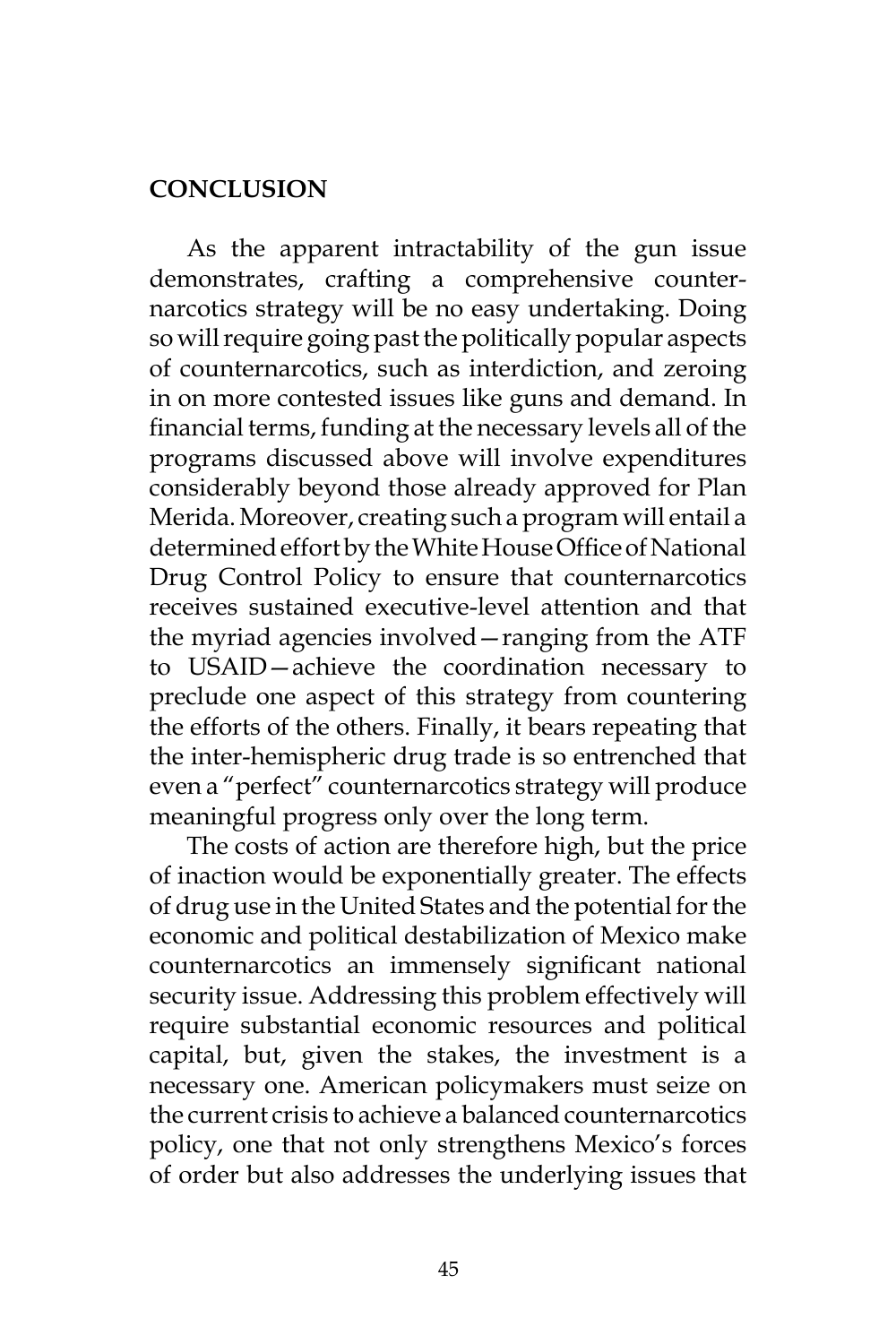## CONCLUSION

As the apparent intractability of the gun issue demonstrates, crafting a comprehensive counternarcotics strategy will be no easy undertaking. Doing so will require going past the politically popular aspects of counternarcotics, such as interdiction, and zeroing in on more contested issues like guns and demand. In financial terms, funding at the necessary levels all of the programs discussed above will involve expenditures considerably beyond those already approved for Plan Merida. Moreover, creating such a program will entail a determined effort by the White House Office of National Drug Control Policy to ensure that counternarcotics receives sustained executive-level attention and that the myriad agencies involved—ranging from the ATF to USAID—achieve the coordination necessary to preclude one aspect of this strategy from countering the efforts of the others. Finally, it bears repeating that the inter-hemispheric drug trade is so entrenched that even a "perfect" counternarcotics strategy will produce meaningful progress only over the long term.

The costs of action are therefore high, but the price of inaction would be exponentially greater. The effects of drug use in the United States and the potential for the economic and political destabilization of Mexico make counternarcotics an immensely significant national security issue. Addressing this problem effectively will require substantial economic resources and political capital, but, given the stakes, the investment is a necessary one. American policymakers must seize on the current crisis to achieve a balanced counternarcotics policy, one that not only strengthens Mexico's forces of order but also addresses the underlying issues that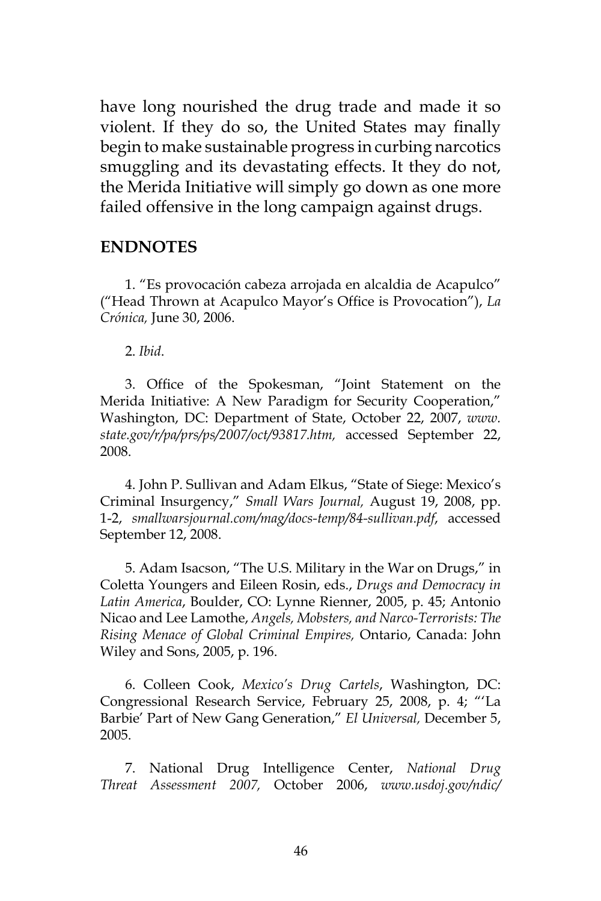have long nourished the drug trade and made it so violent. If they do so, the United States may finally begin to make sustainable progress in curbing narcotics smuggling and its devastating effects. It they do not, the Merida Initiative will simply go down as one more failed offensive in the long campaign against drugs.

## ENDNOTES

1. "Es provocación cabeza arrojada en alcaldia de Acapulco" ("Head Thrown at Acapulco Mayor's Office is Provocation"), *La Crónica,* June 30, 2006.

2. *Ibid*.

3. Office of the Spokesman, "Joint Statement on the Merida Initiative: A New Paradigm for Security Cooperation," Washington, DC: Department of State, October 22, 2007, *www.state.gov/r/pa/prs/ps/2007/oct/93817.htm,* accessed September 22, 2008.

4. John P. Sullivan and Adam Elkus, "State of Siege: Mexico's Criminal Insurgency," *Small Wars Journal,* August 19, 2008, pp. 1-2, *smallwarsjournal.com/mag/docs-temp/84-sullivan.pdf*, accessed September 12, 2008.

5. Adam Isacson, "The U.S. Military in the War on Drugs," in Coletta Youngers and Eileen Rosin, eds., *Drugs and Democracy in Latin America*, Boulder, CO: Lynne Rienner, 2005, p. 45; Antonio Nicao and Lee Lamothe, *Angels, Mobsters, and Narco-Terrorists: The Rising Menace of Global Criminal Empires,* Ontario, Canada: John Wiley and Sons, 2005, p. 196.

6. Colleen Cook, *Mexico's Drug Cartels*, Washington, DC: Congressional Research Service, February 25, 2008, p. 4; "'La Barbie' Part of New Gang Generation," *El Universal,* December 5, 2005.

7. National Drug Intelligence Center, *National Drug Threat Assessment 2007,* October 2006, *www.usdoj.gov/ndic/*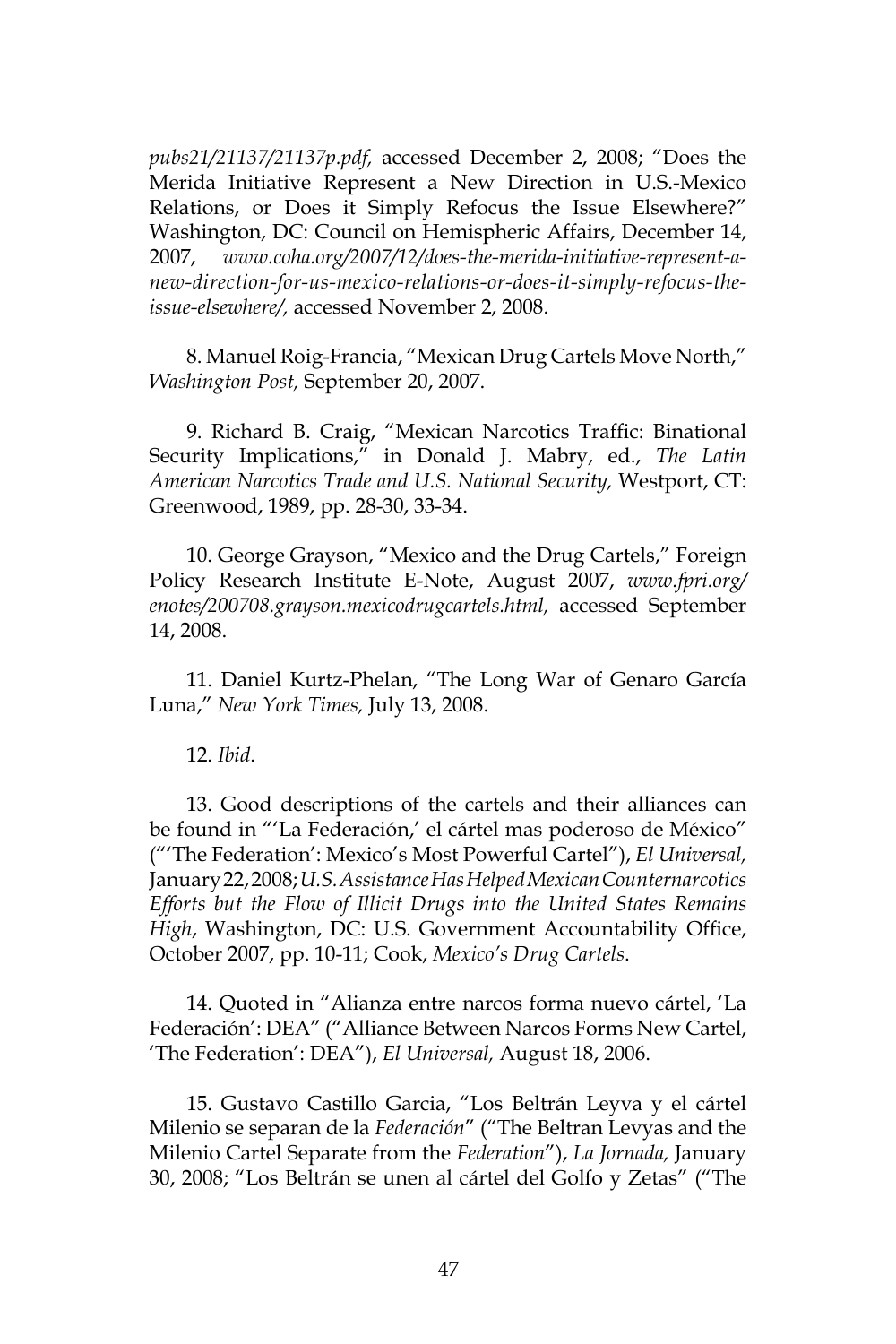*pubs21/21137/21137p.pdf,* accessed December 2, 2008; "Does the Merida Initiative Represent a New Direction in U.S.-Mexico Relations, or Does it Simply Refocus the Issue Elsewhere?" Washington, DC: Council on Hemispheric Affairs, December 14, 2007, *www.coha.org/2007/12/does-the-merida-initiative-represent-a-new-direction-for-us-mexico-relations-or-does-it-simply-refocus-the-issue-elsewhere/,* accessed November 2, 2008.

8. Manuel Roig-Francia, "Mexican Drug Cartels Move North," *Washington Post,* September 20, 2007.

9. Richard B. Craig, "Mexican Narcotics Traffic: Binational Security Implications," in Donald J. Mabry, ed., *The Latin American Narcotics Trade and U.S. National Security,* Westport, CT: Greenwood, 1989, pp. 28-30, 33-34.

10. George Grayson, "Mexico and the Drug Cartels," Foreign Policy Research Institute E-Note, August 2007, *www.fpri.org/enotes/200708.grayson.mexicodrugcartels.html,* accessed September 14, 2008.

11. Daniel Kurtz-Phelan, "The Long War of Genaro García Luna," *New York Times,* July 13, 2008.

12. *Ibid*.

13. Good descriptions of the cartels and their alliances can be found in "'La Federación,' el cártel mas poderoso de México" ("'The Federation': Mexico's Most Powerful Cartel"), *El Universal,* January 22, 2008; *U.S. Assistance Has Helped Mexican Counternarcotics Efforts but the Flow of Illicit Drugs into the United States Remains High*, Washington, DC: U.S. Government Accountability Office, October 2007, pp. 10-11; Cook, *Mexico's Drug Cartels*.

14. Quoted in "Alianza entre narcos forma nuevo cártel, 'La Federación': DEA" ("Alliance Between Narcos Forms New Cartel, 'The Federation': DEA"), *El Universal,* August 18, 2006.

15. Gustavo Castillo Garcia, "Los Beltrán Leyva y el cártel Milenio se separan de la *Federación*" ("The Beltran Levyas and the Milenio Cartel Separate from the *Federation*"), *La Jornada,* January 30, 2008; "Los Beltrán se unen al cártel del Golfo y Zetas" ("The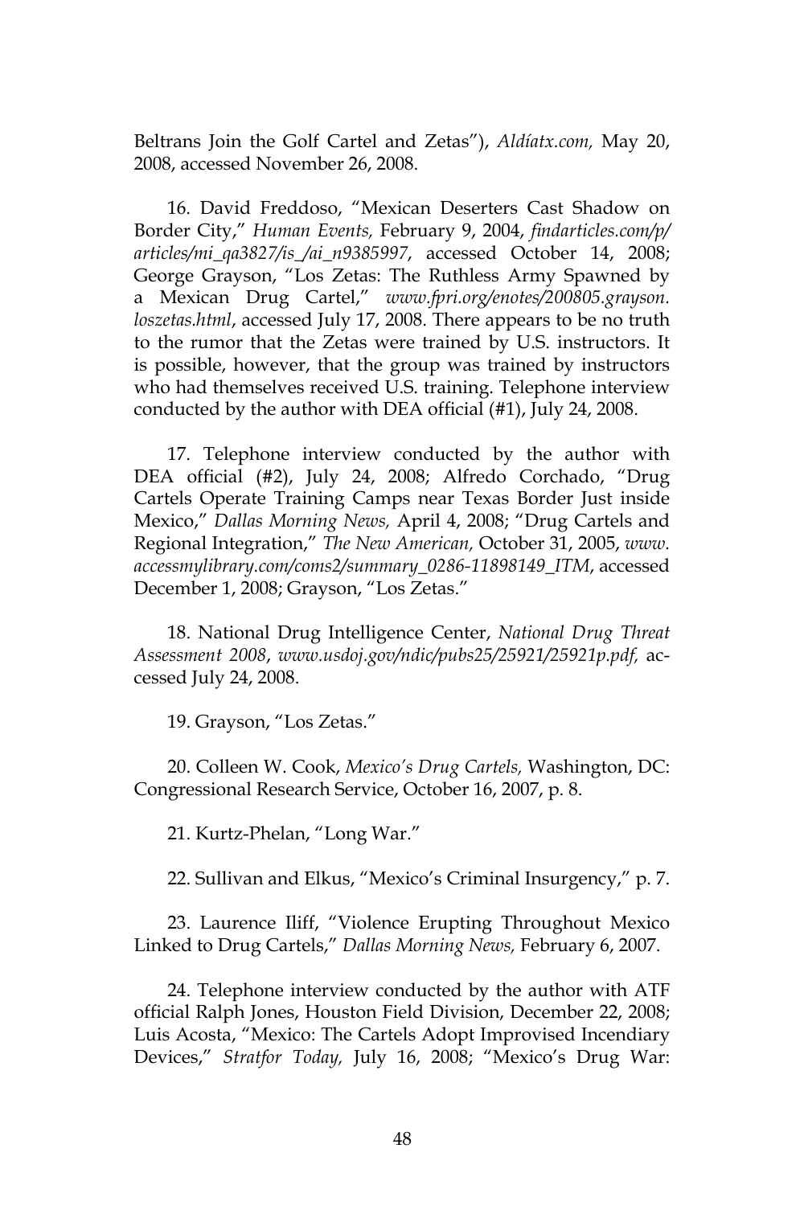Beltrans Join the Golf Cartel and Zetas"), *Aldíatx.com,* May 20, 2008, accessed November 26, 2008.

16. David Freddoso, "Mexican Deserters Cast Shadow on Border City," *Human Events,* February 9, 2004, *findarticles.com/p/articles/mi_qa3827/is_/ai_n9385997*, accessed October 14, 2008; George Grayson, "Los Zetas: The Ruthless Army Spawned by a Mexican Drug Cartel," *www.fpri.org/enotes/200805.grayson.loszetas.html*, accessed July 17, 2008. There appears to be no truth to the rumor that the Zetas were trained by U.S. instructors. It is possible, however, that the group was trained by instructors who had themselves received U.S. training. Telephone interview conducted by the author with DEA official (#1), July 24, 2008.

17. Telephone interview conducted by the author with DEA official (#2), July 24, 2008; Alfredo Corchado, "Drug Cartels Operate Training Camps near Texas Border Just inside Mexico," *Dallas Morning News,* April 4, 2008; "Drug Cartels and Regional Integration," *The New American,* October 31, 2005, *www.accessmylibrary.com/coms2/summary_0286-11898149_ITM*, accessed December 1, 2008; Grayson, "Los Zetas."

18. National Drug Intelligence Center, *National Drug Threat Assessment 2008*, *www.usdoj.gov/ndic/pubs25/25921/25921p.pdf,* accessed July 24, 2008.

19. Grayson, "Los Zetas."

20. Colleen W. Cook, *Mexico's Drug Cartels,* Washington, DC: Congressional Research Service, October 16, 2007, p. 8.

21. Kurtz-Phelan, "Long War."

22. Sullivan and Elkus, "Mexico's Criminal Insurgency," p. 7.

23. Laurence Iliff, "Violence Erupting Throughout Mexico Linked to Drug Cartels," *Dallas Morning News,* February 6, 2007.

24. Telephone interview conducted by the author with ATF official Ralph Jones, Houston Field Division, December 22, 2008; Luis Acosta, "Mexico: The Cartels Adopt Improvised Incendiary Devices," *Stratfor Today,* July 16, 2008; "Mexico's Drug War: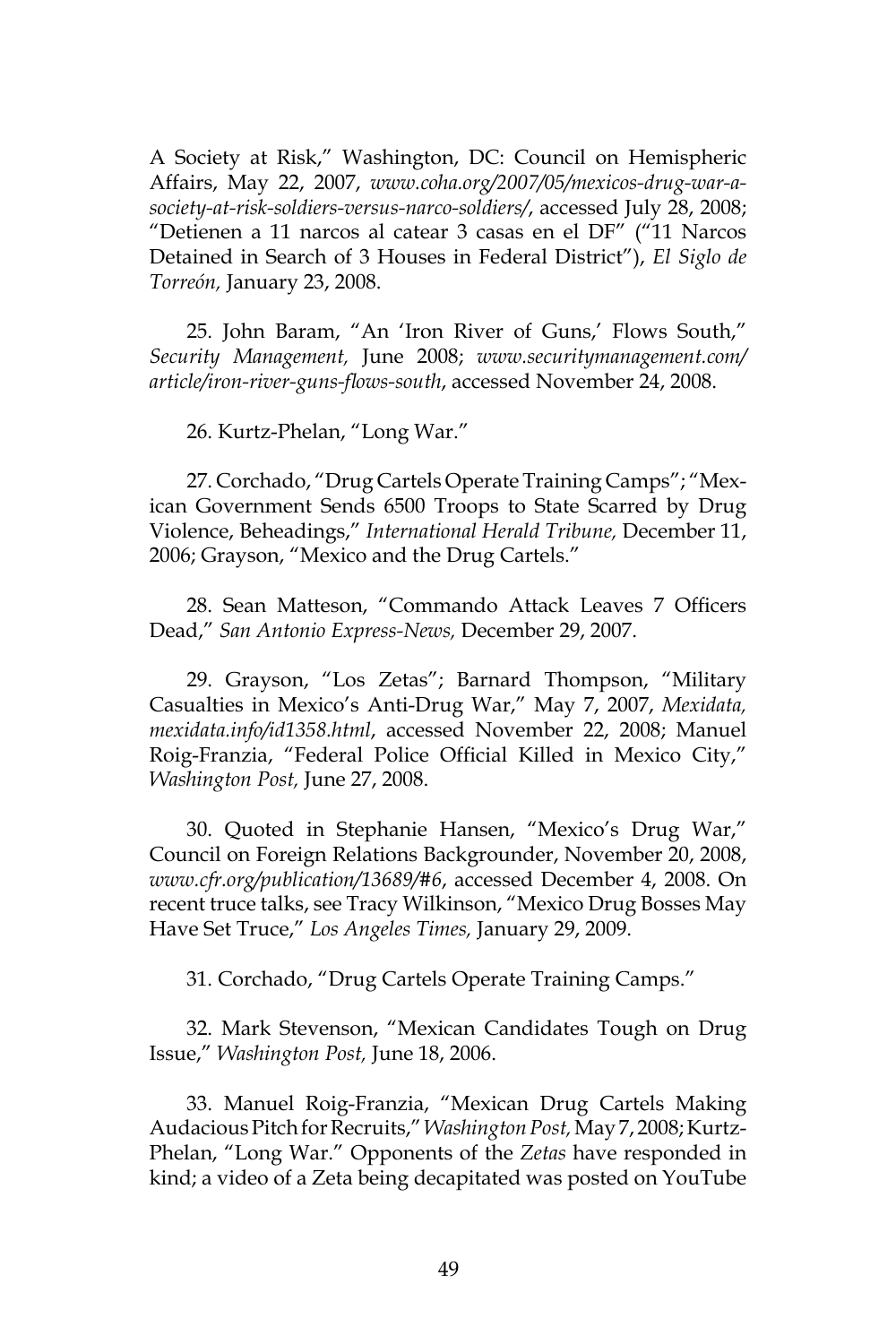A Society at Risk," Washington, DC: Council on Hemispheric Affairs, May 22, 2007, *www.coha.org/2007/05/mexicos-drug-war-a-society-at-risk-soldiers-versus-narco-soldiers/*, accessed July 28, 2008; "Detienen a 11 narcos al catear 3 casas en el DF" ("11 Narcos Detained in Search of 3 Houses in Federal District"), *El Siglo de Torreón,* January 23, 2008.

25. John Baram, "An 'Iron River of Guns,' Flows South," *Security Management,* June 2008; *www.securitymanagement.com/article/iron-river-guns-flows-south*, accessed November 24, 2008.

26. Kurtz-Phelan, "Long War."

27. Corchado, "Drug Cartels Operate Training Camps"; "Mexican Government Sends 6500 Troops to State Scarred by Drug Violence, Beheadings," *International Herald Tribune,* December 11, 2006; Grayson, "Mexico and the Drug Cartels."

28. Sean Matteson, "Commando Attack Leaves 7 Officers Dead," *San Antonio Express-News,* December 29, 2007.

29. Grayson, "Los Zetas"; Barnard Thompson, "Military Casualties in Mexico's Anti-Drug War," May 7, 2007, *Mexidata, mexidata.info/id1358.html*, accessed November 22, 2008; Manuel Roig-Franzia, "Federal Police Official Killed in Mexico City," *Washington Post,* June 27, 2008.

30. Quoted in Stephanie Hansen, "Mexico's Drug War," Council on Foreign Relations Backgrounder, November 20, 2008, *www.cfr.org/publication/13689/#6*, accessed December 4, 2008. On recent truce talks, see Tracy Wilkinson, "Mexico Drug Bosses May Have Set Truce," *Los Angeles Times,* January 29, 2009.

31. Corchado, "Drug Cartels Operate Training Camps."

32. Mark Stevenson, "Mexican Candidates Tough on Drug Issue," *Washington Post,* June 18, 2006.

33. Manuel Roig-Franzia, "Mexican Drug Cartels Making Audacious Pitch for Recruits," *Washington Post,* May 7, 2008; Kurtz-Phelan, "Long War." Opponents of the *Zetas* have responded in kind; a video of a Zeta being decapitated was posted on YouTube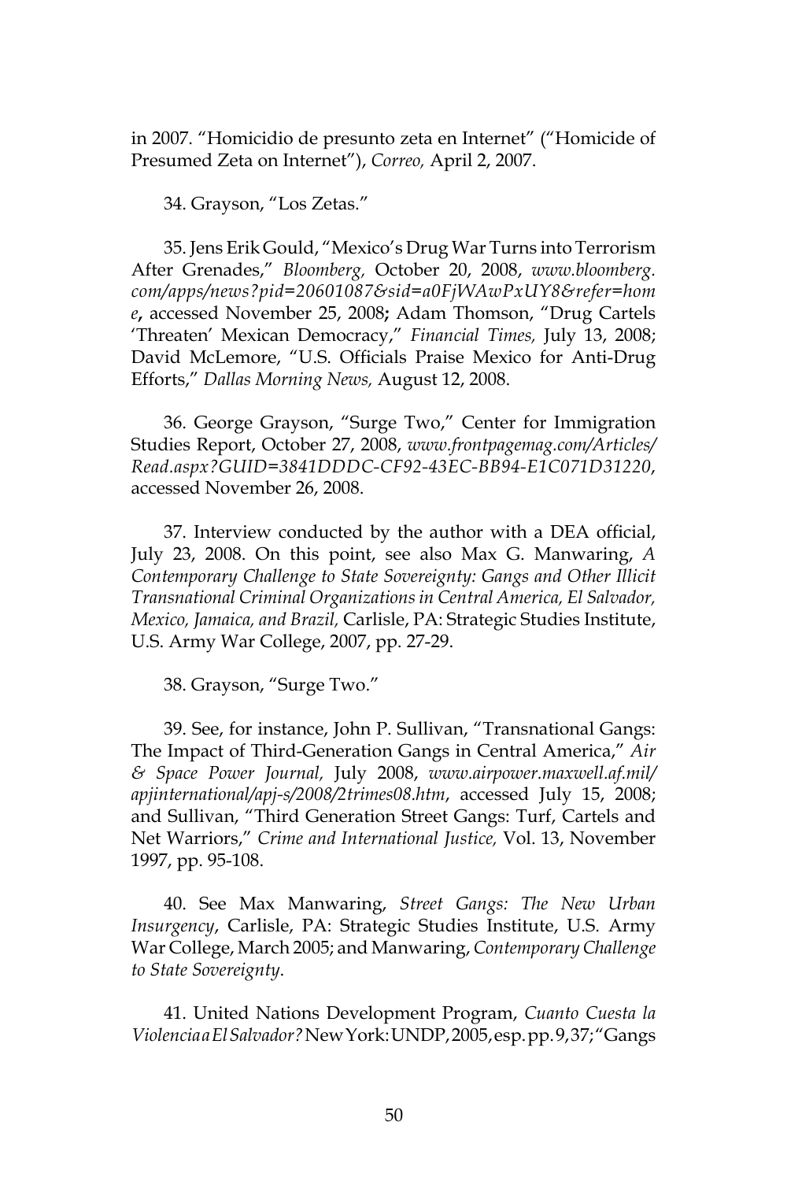in 2007. "Homicidio de presunto zeta en Internet" ("Homicide of Presumed Zeta on Internet"), *Correo,* April 2, 2007.

34. Grayson, "Los Zetas."

35. Jens Erik Gould, "Mexico's Drug War Turns into Terrorism After Grenades," *Bloomberg,* October 20, 2008, *www.bloomberg.com/apps/news?pid=20601087&sid=a0FjWAwPxUY8&refer=home*, accessed November 25, 2008; Adam Thomson, "Drug Cartels 'Threaten' Mexican Democracy," *Financial Times,* July 13, 2008; David McLemore, "U.S. Officials Praise Mexico for Anti-Drug Efforts," *Dallas Morning News,* August 12, 2008.

36. George Grayson, "Surge Two," Center for Immigration Studies Report, October 27, 2008, *www.frontpagemag.com/Articles/Read.aspx?GUID=3841DDDC-CF92-43EC-BB94-E1C071D31220*, accessed November 26, 2008.

37. Interview conducted by the author with a DEA official, July 23, 2008. On this point, see also Max G. Manwaring, *A Contemporary Challenge to State Sovereignty: Gangs and Other Illicit Transnational Criminal Organizations in Central America, El Salvador, Mexico, Jamaica, and Brazil,* Carlisle, PA: Strategic Studies Institute, U.S. Army War College, 2007, pp. 27-29.

38. Grayson, "Surge Two."

39. See, for instance, John P. Sullivan, "Transnational Gangs: The Impact of Third-Generation Gangs in Central America," *Air & Space Power Journal,* July 2008, *www.airpower.maxwell.af.mil/apjinternational/apj-s/2008/2trimes08.htm*, accessed July 15, 2008; and Sullivan, "Third Generation Street Gangs: Turf, Cartels and Net Warriors," *Crime and International Justice,* Vol. 13, November 1997, pp. 95-108.

40. See Max Manwaring, *Street Gangs: The New Urban Insurgency*, Carlisle, PA: Strategic Studies Institute, U.S. Army War College, March 2005; and Manwaring, *Contemporary Challenge to State Sovereignty*.

41. United Nations Development Program, *Cuanto Cuesta la Violencia a El Salvador?* New York: UNDP, 2005, esp. pp. 9, 37; "Gangs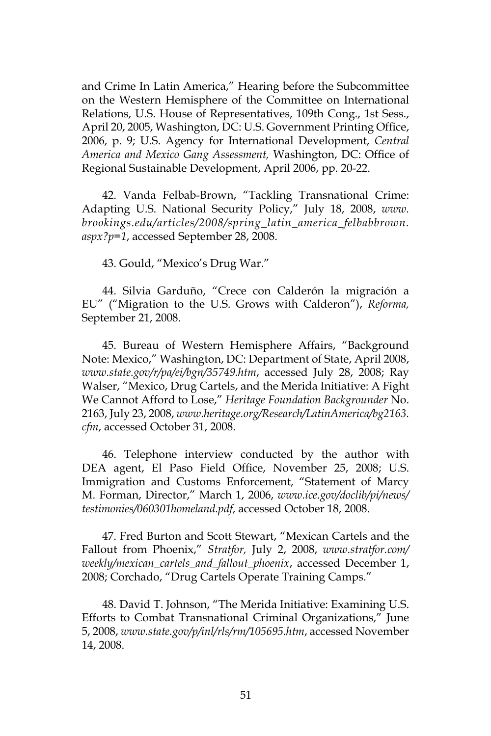and Crime In Latin America," Hearing before the Subcommittee on the Western Hemisphere of the Committee on International Relations, U.S. House of Representatives, 109th Cong., 1st Sess., April 20, 2005, Washington, DC: U.S. Government Printing Office, 2006, p. 9; U.S. Agency for International Development, *Central America and Mexico Gang Assessment,* Washington, DC: Office of Regional Sustainable Development, April 2006, pp. 20-22.

42. Vanda Felbab-Brown, "Tackling Transnational Crime: Adapting U.S. National Security Policy," July 18, 2008, *www.brookings.edu/articles/2008/spring_latin_america_felbabbrown.aspx?p=1*, accessed September 28, 2008.

43. Gould, "Mexico's Drug War."

44. Silvia Garduño, "Crece con Calderón la migración a EU" ("Migration to the U.S. Grows with Calderon"), *Reforma,* September 21, 2008.

45. Bureau of Western Hemisphere Affairs, "Background Note: Mexico," Washington, DC: Department of State, April 2008, *www.state.gov/r/pa/ei/bgn/35749.htm*, accessed July 28, 2008; Ray Walser, "Mexico, Drug Cartels, and the Merida Initiative: A Fight We Cannot Afford to Lose," *Heritage Foundation Backgrounder* No. 2163, July 23, 2008, *www.heritage.org/Research/LatinAmerica/bg2163.cfm*, accessed October 31, 2008.

46. Telephone interview conducted by the author with DEA agent, El Paso Field Office, November 25, 2008; U.S. Immigration and Customs Enforcement, "Statement of Marcy M. Forman, Director," March 1, 2006, *www.ice.gov/doclib/pi/news/testimonies/060301homeland.pdf*, accessed October 18, 2008.

47. Fred Burton and Scott Stewart, "Mexican Cartels and the Fallout from Phoenix," *Stratfor,* July 2, 2008, *www.stratfor.com/weekly/mexican_cartels_and_fallout_phoenix*, accessed December 1, 2008; Corchado, "Drug Cartels Operate Training Camps."

48. David T. Johnson, "The Merida Initiative: Examining U.S. Efforts to Combat Transnational Criminal Organizations," June 5, 2008, *www.state.gov/p/inl/rls/rm/105695.htm*, accessed November 14, 2008.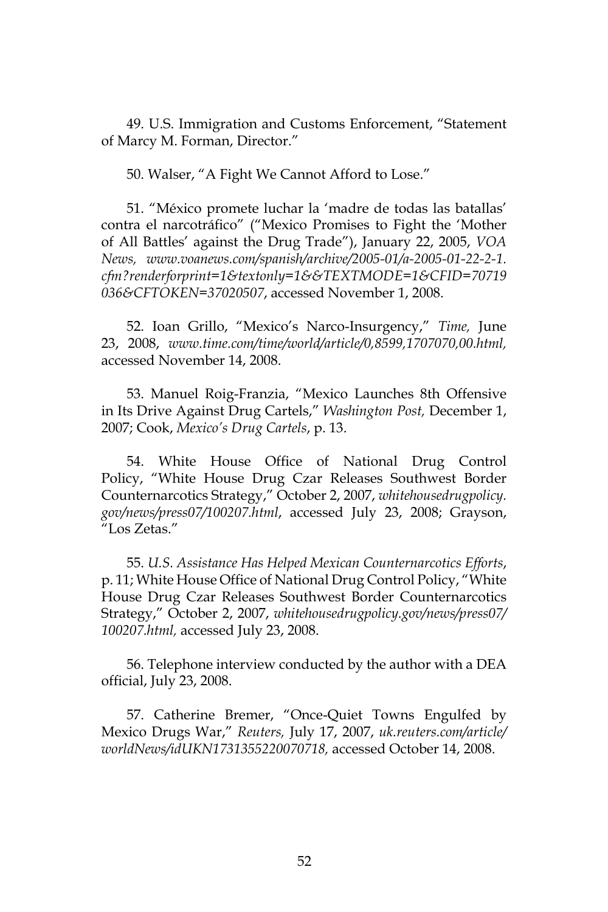49. U.S. Immigration and Customs Enforcement, "Statement of Marcy M. Forman, Director."

50. Walser, "A Fight We Cannot Afford to Lose."

51. "México promete luchar la 'madre de todas las batallas' contra el narcotráfico" ("Mexico Promises to Fight the 'Mother of All Battles' against the Drug Trade"), January 22, 2005, *VOA News*, *www.voanews.com/spanish/archive/2005-01/a-2005-01-22-2-1.cfm?renderforprint=1&textonly=1&&TEXTMODE=1&CFID=70719036&CFTOKEN=37020507*, accessed November 1, 2008.

52. Ioan Grillo, "Mexico's Narco-Insurgency," *Time*, June 23, 2008, *www.time.com/time/world/article/0,8599,1707070,00.html*, accessed November 14, 2008.

53. Manuel Roig-Franzia, "Mexico Launches 8th Offensive in Its Drive Against Drug Cartels," *Washington Post*, December 1, 2007; Cook, *Mexico's Drug Cartels*, p. 13.

54. White House Office of National Drug Control Policy, "White House Drug Czar Releases Southwest Border Counternarcotics Strategy," October 2, 2007, *whitehousedrugpolicy.gov/news/press07/100207.html*, accessed July 23, 2008; Grayson, "Los Zetas."

55. *U.S. Assistance Has Helped Mexican Counternarcotics Efforts*, p. 11; White House Office of National Drug Control Policy, "White House Drug Czar Releases Southwest Border Counternarcotics Strategy," October 2, 2007, *whitehousedrugpolicy.gov/news/press07/100207.html*, accessed July 23, 2008.

56. Telephone interview conducted by the author with a DEA official, July 23, 2008.

57. Catherine Bremer, "Once-Quiet Towns Engulfed by Mexico Drugs War," *Reuters*, July 17, 2007, *uk.reuters.com/article/worldNews/idUKN1731355220070718*, accessed October 14, 2008.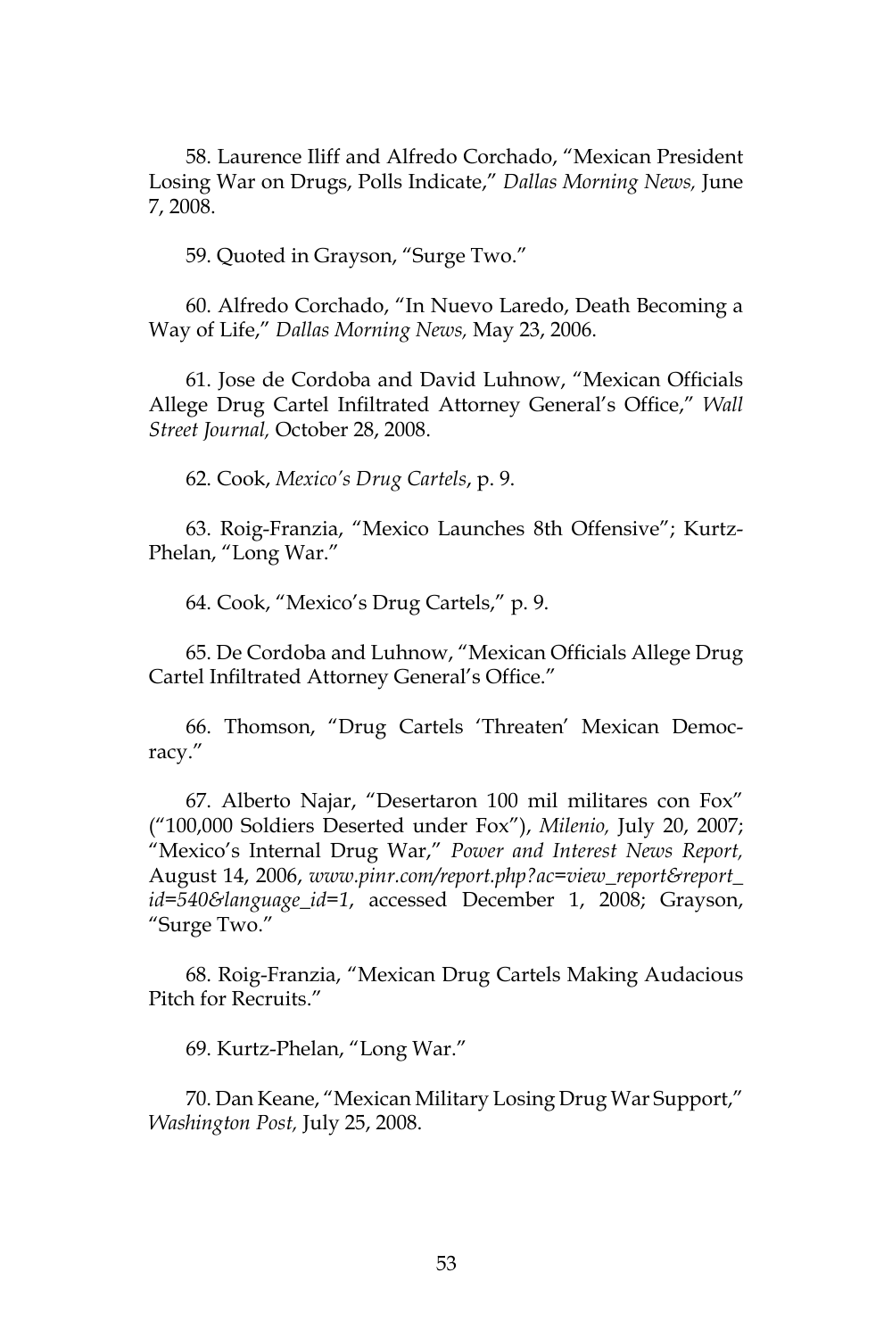58. Laurence Iliff and Alfredo Corchado, "Mexican President Losing War on Drugs, Polls Indicate," *Dallas Morning News,* June 7, 2008.

59. Quoted in Grayson, "Surge Two."

60. Alfredo Corchado, "In Nuevo Laredo, Death Becoming a Way of Life," *Dallas Morning News,* May 23, 2006.

61. Jose de Cordoba and David Luhnow, "Mexican Officials Allege Drug Cartel Infiltrated Attorney General's Office," *Wall Street Journal,* October 28, 2008.

62. Cook, *Mexico's Drug Cartels*, p. 9.

63. Roig-Franzia, "Mexico Launches 8th Offensive"; Kurtz-Phelan, "Long War."

64. Cook, "Mexico's Drug Cartels," p. 9.

65. De Cordoba and Luhnow, "Mexican Officials Allege Drug Cartel Infiltrated Attorney General's Office."

66. Thomson, "Drug Cartels 'Threaten' Mexican Democracy."

67. Alberto Najar, "Desertaron 100 mil militares con Fox" ("100,000 Soldiers Deserted under Fox"), *Milenio,* July 20, 2007; "Mexico's Internal Drug War," *Power and Interest News Report,* August 14, 2006, *www.pinr.com/report.php?ac=view_report&report_id=540&language_id=1*, accessed December 1, 2008; Grayson, "Surge Two."

68. Roig-Franzia, "Mexican Drug Cartels Making Audacious Pitch for Recruits."

69. Kurtz-Phelan, "Long War."

70. Dan Keane, "Mexican Military Losing Drug War Support," *Washington Post,* July 25, 2008.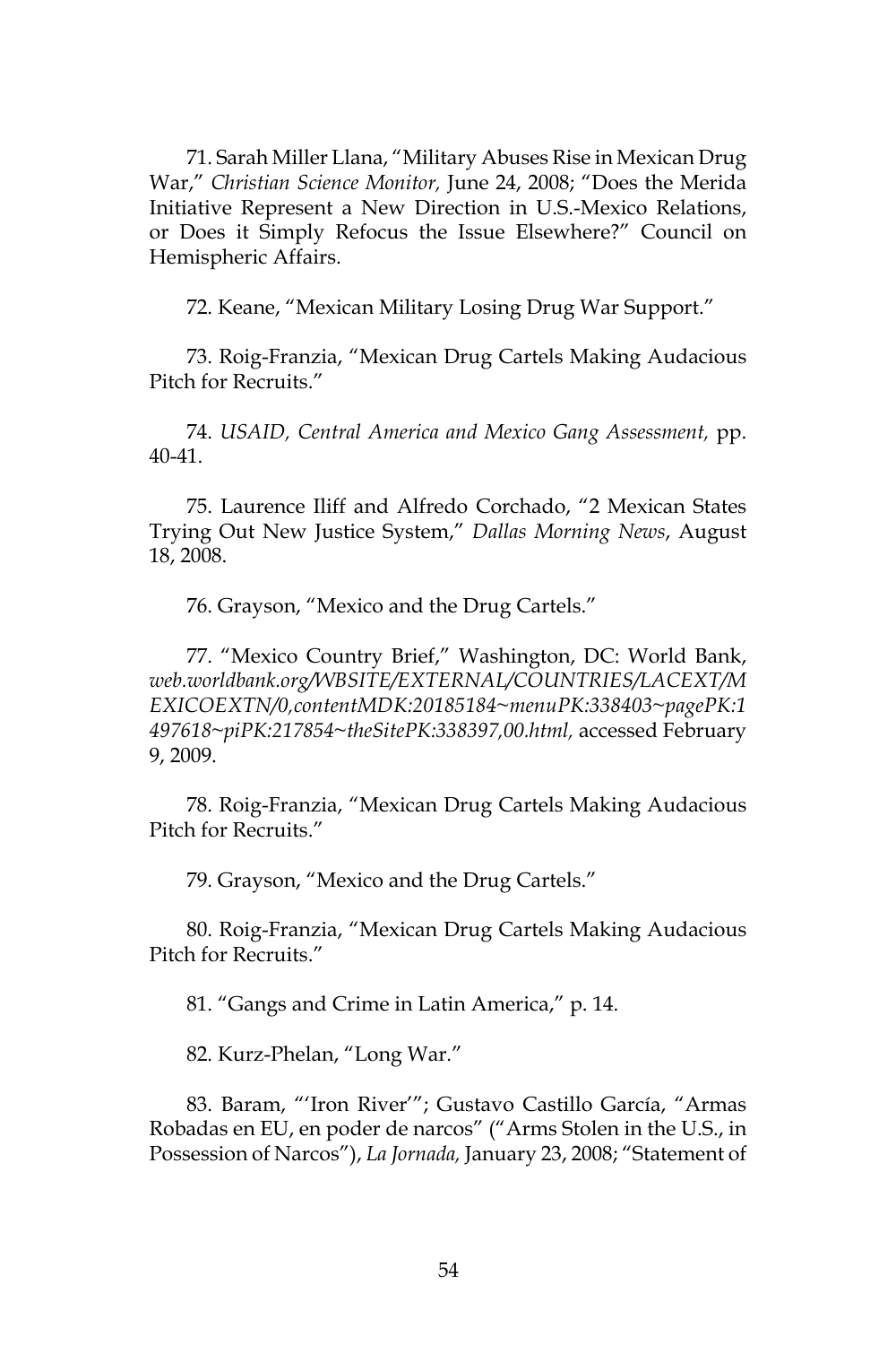71. Sarah Miller Llana, "Military Abuses Rise in Mexican Drug War," *Christian Science Monitor*, June 24, 2008; "Does the Merida Initiative Represent a New Direction in U.S.-Mexico Relations, or Does it Simply Refocus the Issue Elsewhere?" Council on Hemispheric Affairs.

72. Keane, "Mexican Military Losing Drug War Support."

73. Roig-Franzia, "Mexican Drug Cartels Making Audacious Pitch for Recruits."

74. *USAID, Central America and Mexico Gang Assessment,* pp. 40-41.

75. Laurence Iliff and Alfredo Corchado, "2 Mexican States Trying Out New Justice System," *Dallas Morning News*, August 18, 2008.

76. Grayson, "Mexico and the Drug Cartels."

77. "Mexico Country Brief," Washington, DC: World Bank, *web.worldbank.org/WBSITE/EXTERNAL/COUNTRIES/LACEXT/MEXICOEXTN/0,contentMDK:20185184~menuPK:338403~pagePK:1497618~piPK:217854~theSitePK:338397,00.html,* accessed February 9, 2009.

78. Roig-Franzia, "Mexican Drug Cartels Making Audacious Pitch for Recruits."

79. Grayson, "Mexico and the Drug Cartels."

80. Roig-Franzia, "Mexican Drug Cartels Making Audacious Pitch for Recruits."

81. "Gangs and Crime in Latin America," p. 14.

82. Kurz-Phelan, "Long War."

83. Baram, "'Iron River'"; Gustavo Castillo García, "Armas Robadas en EU, en poder de narcos" ("Arms Stolen in the U.S., in Possession of Narcos"), *La Jornada,* January 23, 2008; "Statement of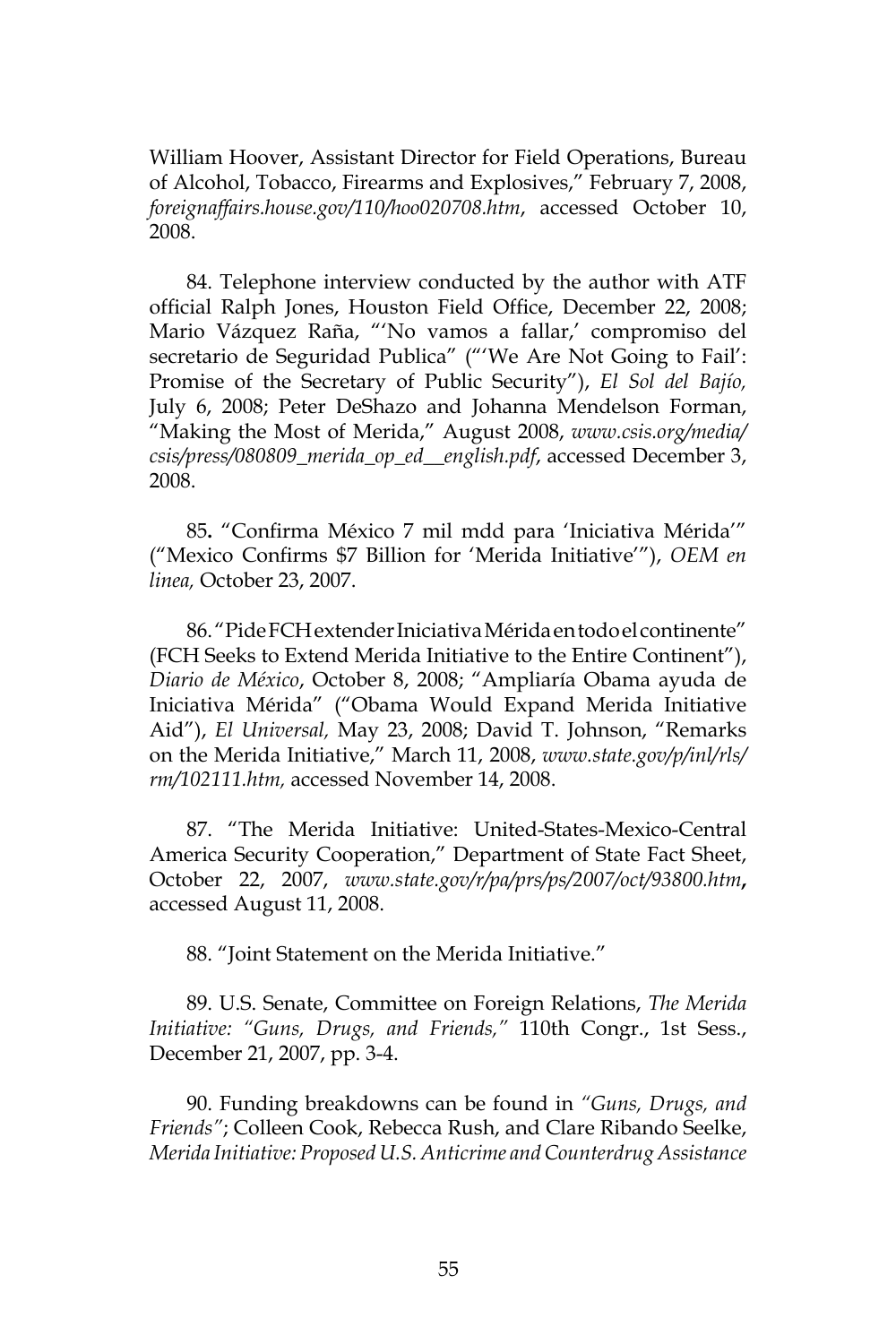William Hoover, Assistant Director for Field Operations, Bureau of Alcohol, Tobacco, Firearms and Explosives," February 7, 2008, *foreignaffairs.house.gov/110/hoo020708.htm*, accessed October 10, 2008.

84. Telephone interview conducted by the author with ATF official Ralph Jones, Houston Field Office, December 22, 2008; Mario Vázquez Raña, "'No vamos a fallar,' compromiso del secretario de Seguridad Publica" ("'We Are Not Going to Fail': Promise of the Secretary of Public Security"), *El Sol del Bajío,* July 6, 2008; Peter DeShazo and Johanna Mendelson Forman, "Making the Most of Merida," August 2008, *www.csis.org/media/csis/press/080809_merida_op_ed__english.pdf*, accessed December 3, 2008.

85. "Confirma México 7 mil mdd para 'Iniciativa Mérida'" ("Mexico Confirms $7 Billion for 'Merida Initiative'"), *OEM en linea,* October 23, 2007.

86. "Pide FCH extender Iniciativa Mérida en todo el continente" (FCH Seeks to Extend Merida Initiative to the Entire Continent"), *Diario de México*, October 8, 2008; "Ampliaría Obama ayuda de Iniciativa Mérida" ("Obama Would Expand Merida Initiative Aid"), *El Universal,* May 23, 2008; David T. Johnson, "Remarks on the Merida Initiative," March 11, 2008, *www.state.gov/p/inl/rls/rm/102111.htm,* accessed November 14, 2008.

87. "The Merida Initiative: United-States-Mexico-Central America Security Cooperation," Department of State Fact Sheet, October 22, 2007, *www.state.gov/r/pa/prs/ps/2007/oct/93800.htm***,** accessed August 11, 2008.

88. "Joint Statement on the Merida Initiative."

89. U.S. Senate, Committee on Foreign Relations, *The Merida Initiative: "Guns, Drugs, and Friends,"* 110th Congr., 1st Sess., December 21, 2007, pp. 3-4.

90. Funding breakdowns can be found in *"Guns, Drugs, and Friends"*; Colleen Cook, Rebecca Rush, and Clare Ribando Seelke, *Merida Initiative: Proposed U.S. Anticrime and Counterdrug Assistance*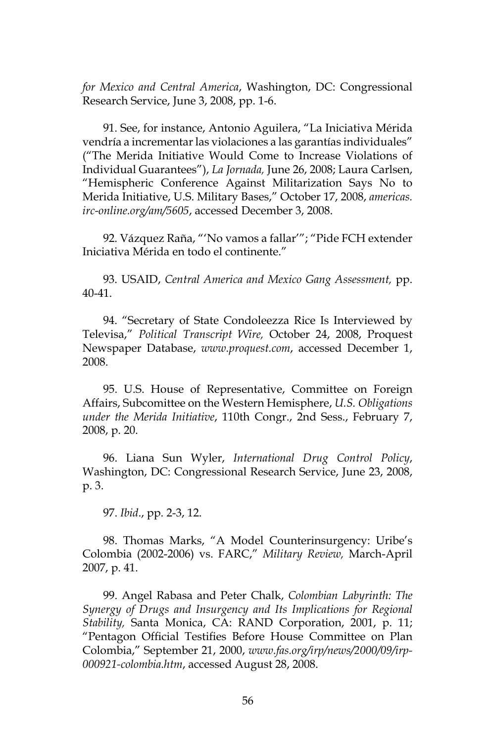*for Mexico and Central America*, Washington, DC: Congressional Research Service, June 3, 2008, pp. 1-6.

91. See, for instance, Antonio Aguilera, "La Iniciativa Mérida vendría a incrementar las violaciones a las garantías individuales" ("The Merida Initiative Would Come to Increase Violations of Individual Guarantees"), *La Jornada,* June 26, 2008; Laura Carlsen, "Hemispheric Conference Against Militarization Says No to Merida Initiative, U.S. Military Bases," October 17, 2008, *americas.irc-online.org/am/5605*, accessed December 3, 2008.

92. Vázquez Raña, "'No vamos a fallar'"; "Pide FCH extender Iniciativa Mérida en todo el continente."

93. USAID, *Central America and Mexico Gang Assessment,* pp. 40-41.

94. "Secretary of State Condoleezza Rice Is Interviewed by Televisa," *Political Transcript Wire,* October 24, 2008, Proquest Newspaper Database, *www.proquest.com*, accessed December 1, 2008.

95. U.S. House of Representative, Committee on Foreign Affairs, Subcomittee on the Western Hemisphere, *U.S. Obligations under the Merida Initiative*, 110th Congr., 2nd Sess., February 7, 2008, p. 20.

96. Liana Sun Wyler, *International Drug Control Policy*, Washington, DC: Congressional Research Service, June 23, 2008, p. 3.

97. *Ibid*., pp. 2-3, 12.

98. Thomas Marks, "A Model Counterinsurgency: Uribe's Colombia (2002-2006) vs. FARC," *Military Review,* March-April 2007, p. 41.

99. Angel Rabasa and Peter Chalk, *Colombian Labyrinth: The Synergy of Drugs and Insurgency and Its Implications for Regional Stability,* Santa Monica, CA: RAND Corporation, 2001, p. 11; "Pentagon Official Testifies Before House Committee on Plan Colombia," September 21, 2000, *www.fas.org/irp/news/2000/09/irp-000921-colombia.htm*, accessed August 28, 2008.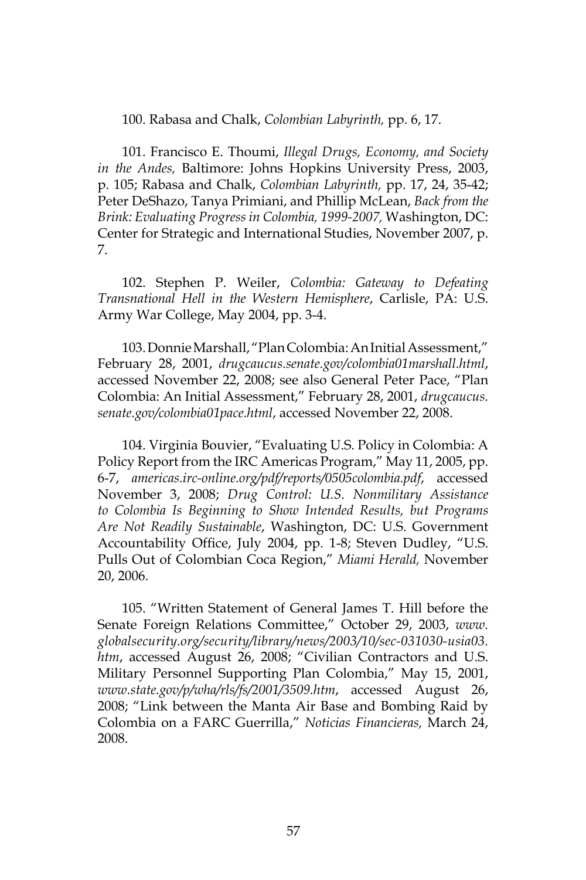100. Rabasa and Chalk, *Colombian Labyrinth,* pp. 6, 17.

101. Francisco E. Thoumi, *Illegal Drugs, Economy, and Society in the Andes,* Baltimore: Johns Hopkins University Press, 2003, p. 105; Rabasa and Chalk, *Colombian Labyrinth,* pp. 17, 24, 35-42; Peter DeShazo, Tanya Primiani, and Phillip McLean, *Back from the Brink: Evaluating Progress in Colombia, 1999-2007,* Washington, DC: Center for Strategic and International Studies, November 2007, p. 7.

102. Stephen P. Weiler, *Colombia: Gateway to Defeating Transnational Hell in the Western Hemisphere*, Carlisle, PA: U.S. Army War College, May 2004, pp. 3-4.

103. Donnie Marshall, "Plan Colombia: An Initial Assessment," February 28, 2001, *drugcaucus.senate.gov/colombia01marshall.html*, accessed November 22, 2008; see also General Peter Pace, "Plan Colombia: An Initial Assessment," February 28, 2001, *drugcaucus.senate.gov/colombia01pace.html*, accessed November 22, 2008.

104. Virginia Bouvier, "Evaluating U.S. Policy in Colombia: A Policy Report from the IRC Americas Program," May 11, 2005, pp. 6-7, *americas.irc-online.org/pdf/reports/0505colombia.pdf*, accessed November 3, 2008; *Drug Control: U.S. Nonmilitary Assistance to Colombia Is Beginning to Show Intended Results, but Programs Are Not Readily Sustainable*, Washington, DC: U.S. Government Accountability Office, July 2004, pp. 1-8; Steven Dudley, "U.S. Pulls Out of Colombian Coca Region," *Miami Herald,* November 20, 2006.

105. "Written Statement of General James T. Hill before the Senate Foreign Relations Committee," October 29, 2003, *www.globalsecurity.org/security/library/news/2003/10/sec-031030-usia03.htm*, accessed August 26, 2008; "Civilian Contractors and U.S. Military Personnel Supporting Plan Colombia," May 15, 2001, *www.state.gov/p/wha/rls/fs/2001/3509.htm*, accessed August 26, 2008; "Link between the Manta Air Base and Bombing Raid by Colombia on a FARC Guerrilla," *Noticias Financieras,* March 24, 2008.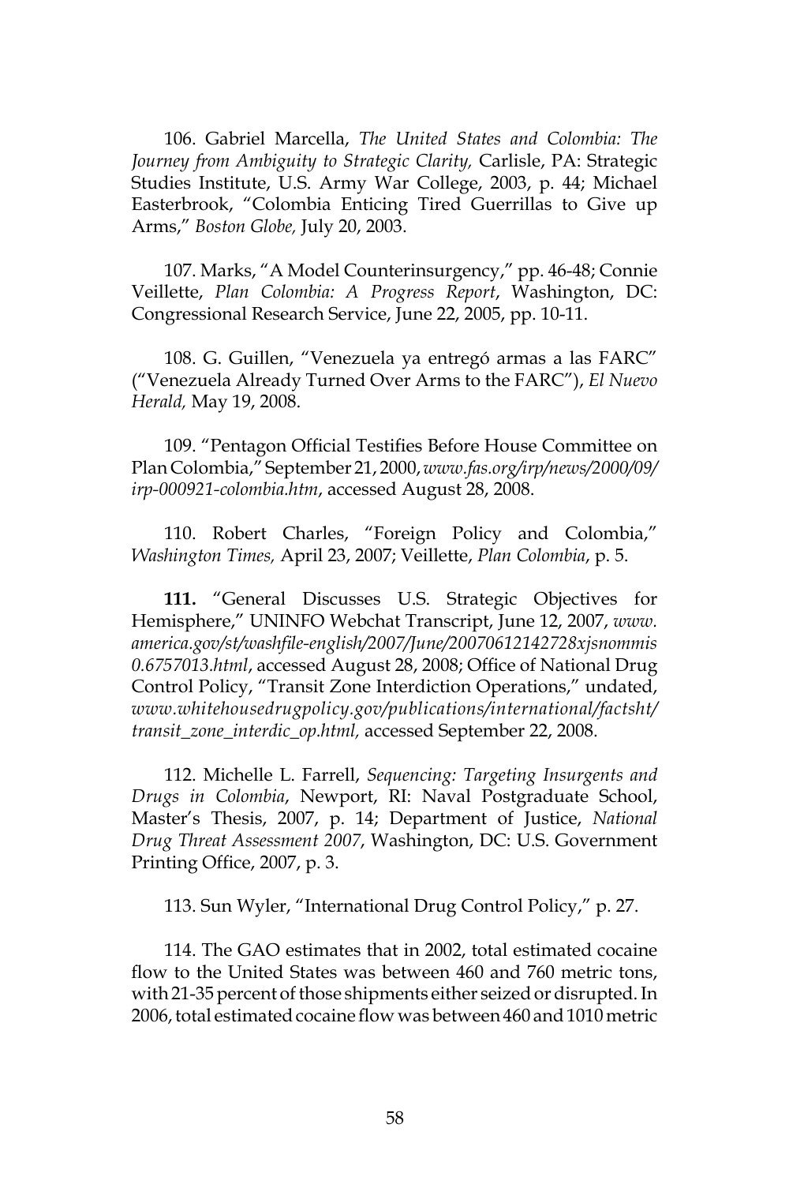106. Gabriel Marcella, *The United States and Colombia: The Journey from Ambiguity to Strategic Clarity,* Carlisle, PA: Strategic Studies Institute, U.S. Army War College, 2003, p. 44; Michael Easterbrook, "Colombia Enticing Tired Guerrillas to Give up Arms," *Boston Globe,* July 20, 2003.

107. Marks, "A Model Counterinsurgency," pp. 46-48; Connie Veillette, *Plan Colombia: A Progress Report*, Washington, DC: Congressional Research Service, June 22, 2005, pp. 10-11.

108. G. Guillen, "Venezuela ya entregó armas a las FARC" ("Venezuela Already Turned Over Arms to the FARC"), *El Nuevo Herald,* May 19, 2008.

109. "Pentagon Official Testifies Before House Committee on Plan Colombia," September 21, 2000, *www.fas.org/irp/news/2000/09/irp-000921-colombia.htm*, accessed August 28, 2008.

110. Robert Charles, "Foreign Policy and Colombia," *Washington Times,* April 23, 2007; Veillette, *Plan Colombia*, p. 5.

**111.** "General Discusses U.S. Strategic Objectives for Hemisphere," UNINFO Webchat Transcript, June 12, 2007, *www.america.gov/st/washfile-english/2007/June/20070612142728xjsnommis0.6757013.html*, accessed August 28, 2008; Office of National Drug Control Policy, "Transit Zone Interdiction Operations," undated, *www.whitehousedrugpolicy.gov/publications/international/factsht/transit_zone_interdic_op.html,* accessed September 22, 2008.

112. Michelle L. Farrell, *Sequencing: Targeting Insurgents and Drugs in Colombia*, Newport, RI: Naval Postgraduate School, Master's Thesis, 2007, p. 14; Department of Justice, *National Drug Threat Assessment 2007*, Washington, DC: U.S. Government Printing Office, 2007, p. 3.

113. Sun Wyler, "International Drug Control Policy," p. 27.

114. The GAO estimates that in 2002, total estimated cocaine flow to the United States was between 460 and 760 metric tons, with 21-35 percent of those shipments either seized or disrupted. In 2006, total estimated cocaine flow was between 460 and 1010 metric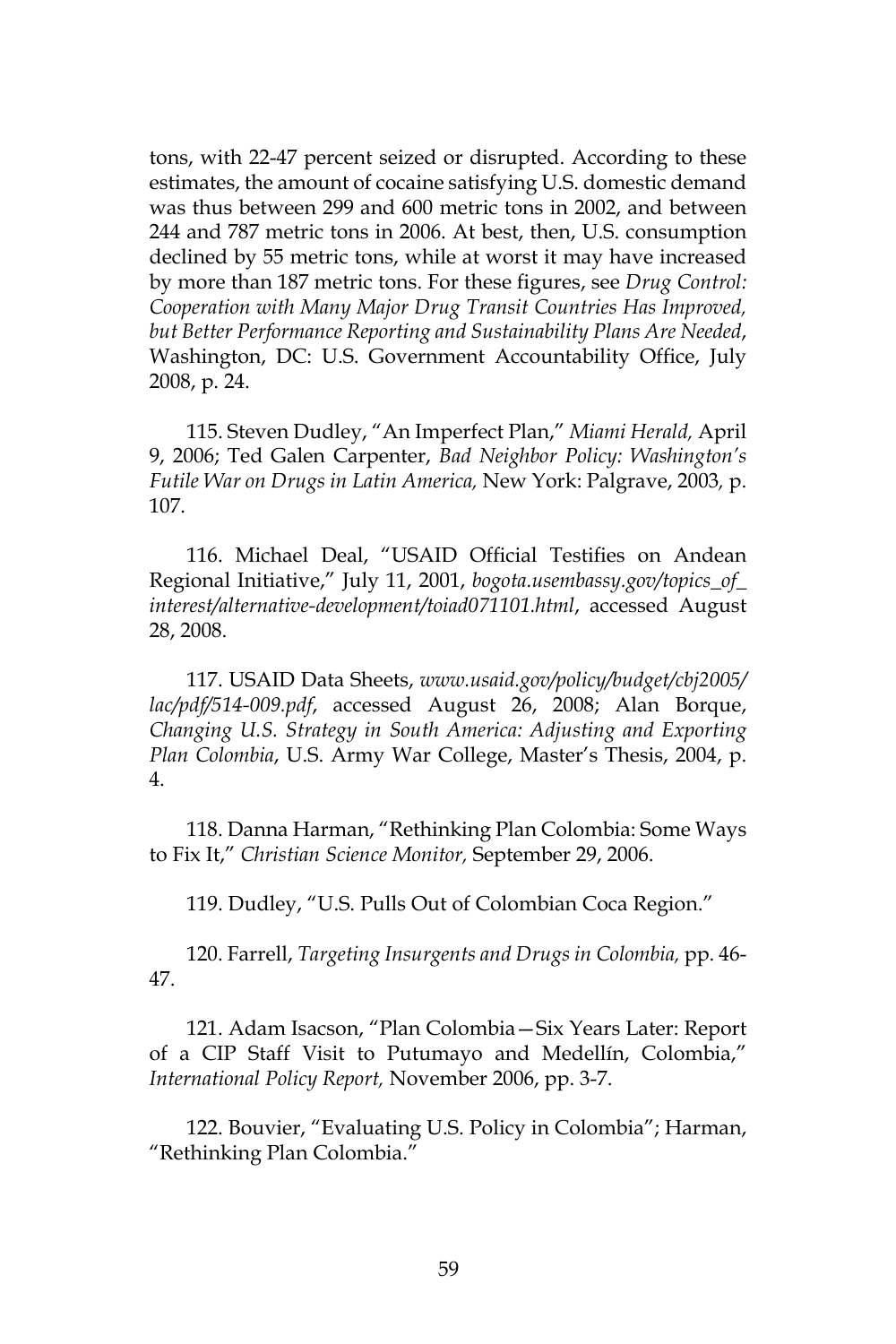tons, with 22-47 percent seized or disrupted. According to these estimates, the amount of cocaine satisfying U.S. domestic demand was thus between 299 and 600 metric tons in 2002, and between 244 and 787 metric tons in 2006. At best, then, U.S. consumption declined by 55 metric tons, while at worst it may have increased by more than 187 metric tons. For these figures, see *Drug Control: Cooperation with Many Major Drug Transit Countries Has Improved, but Better Performance Reporting and Sustainability Plans Are Needed*, Washington, DC: U.S. Government Accountability Office, July 2008, p. 24.

115. Steven Dudley, "An Imperfect Plan," *Miami Herald,* April 9, 2006; Ted Galen Carpenter, *Bad Neighbor Policy: Washington's Futile War on Drugs in Latin America,* New York: Palgrave, 2003*,* p. 107.

116. Michael Deal, "USAID Official Testifies on Andean Regional Initiative," July 11, 2001, *bogota.usembassy.gov/topics_of_interest/alternative-development/toiad071101.html*, accessed August 28, 2008.

117. USAID Data Sheets, *www.usaid.gov/policy/budget/cbj2005/lac/pdf/514-009.pdf*, accessed August 26, 2008; Alan Borque, *Changing U.S. Strategy in South America: Adjusting and Exporting Plan Colombia*, U.S. Army War College, Master's Thesis, 2004, p. 4.

118. Danna Harman, "Rethinking Plan Colombia: Some Ways to Fix It," *Christian Science Monitor,* September 29, 2006.

119. Dudley, "U.S. Pulls Out of Colombian Coca Region."

120. Farrell, *Targeting Insurgents and Drugs in Colombia,* pp. 46-47.

121. Adam Isacson, "Plan Colombia—Six Years Later: Report of a CIP Staff Visit to Putumayo and Medellín, Colombia," *International Policy Report,* November 2006, pp. 3-7.

122. Bouvier, "Evaluating U.S. Policy in Colombia"; Harman, "Rethinking Plan Colombia."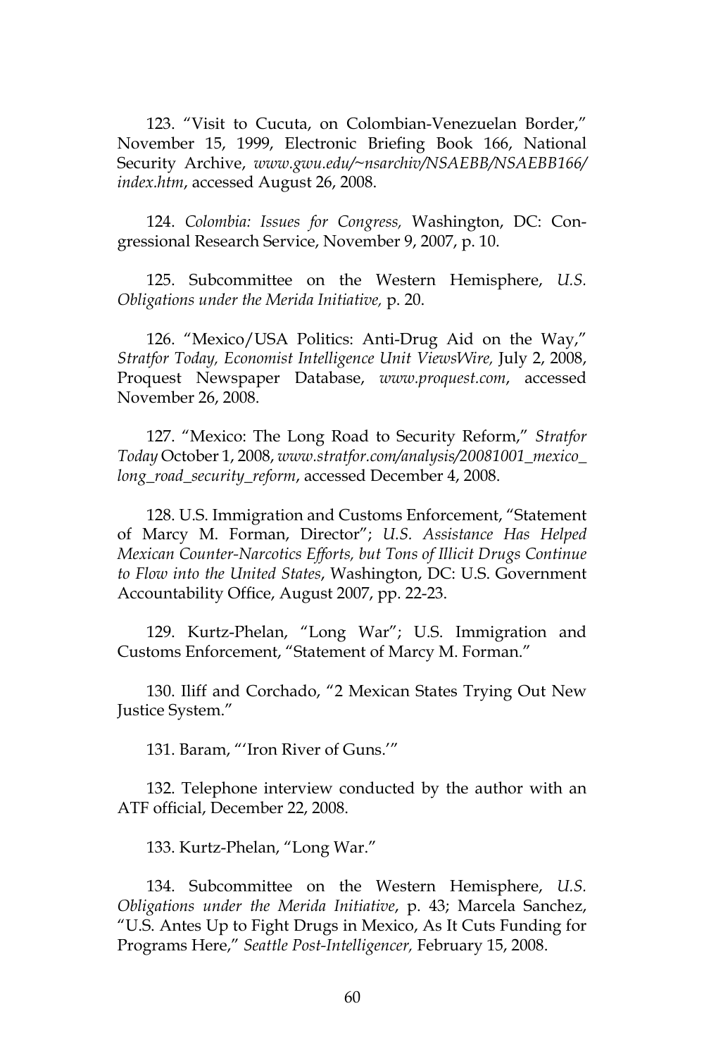123. "Visit to Cucuta, on Colombian-Venezuelan Border," November 15, 1999, Electronic Briefing Book 166, National Security Archive, *www.gwu.edu/~nsarchiv/NSAEBB/NSAEBB166/index.htm*, accessed August 26, 2008.

124. *Colombia: Issues for Congress,* Washington, DC: Congressional Research Service, November 9, 2007, p. 10.

125. Subcommittee on the Western Hemisphere, *U.S. Obligations under the Merida Initiative,* p. 20.

126. "Mexico/USA Politics: Anti-Drug Aid on the Way," *Stratfor Today, Economist Intelligence Unit ViewsWire,* July 2, 2008, Proquest Newspaper Database, *www.proquest.com*, accessed November 26, 2008.

127. "Mexico: The Long Road to Security Reform," *Stratfor Today* October 1, 2008, *www.stratfor.com/analysis/20081001_mexico_long_road_security_reform*, accessed December 4, 2008.

128. U.S. Immigration and Customs Enforcement, "Statement of Marcy M. Forman, Director"; *U.S. Assistance Has Helped Mexican Counter-Narcotics Efforts, but Tons of Illicit Drugs Continue to Flow into the United States*, Washington, DC: U.S. Government Accountability Office, August 2007, pp. 22-23.

129. Kurtz-Phelan, "Long War"; U.S. Immigration and Customs Enforcement, "Statement of Marcy M. Forman."

130. Iliff and Corchado, "2 Mexican States Trying Out New Justice System."

131. Baram, "'Iron River of Guns.'"

132. Telephone interview conducted by the author with an ATF official, December 22, 2008.

133. Kurtz-Phelan, "Long War."

134. Subcommittee on the Western Hemisphere, *U.S. Obligations under the Merida Initiative*, p. 43; Marcela Sanchez, "U.S. Antes Up to Fight Drugs in Mexico, As It Cuts Funding for Programs Here," *Seattle Post-Intelligencer,* February 15, 2008.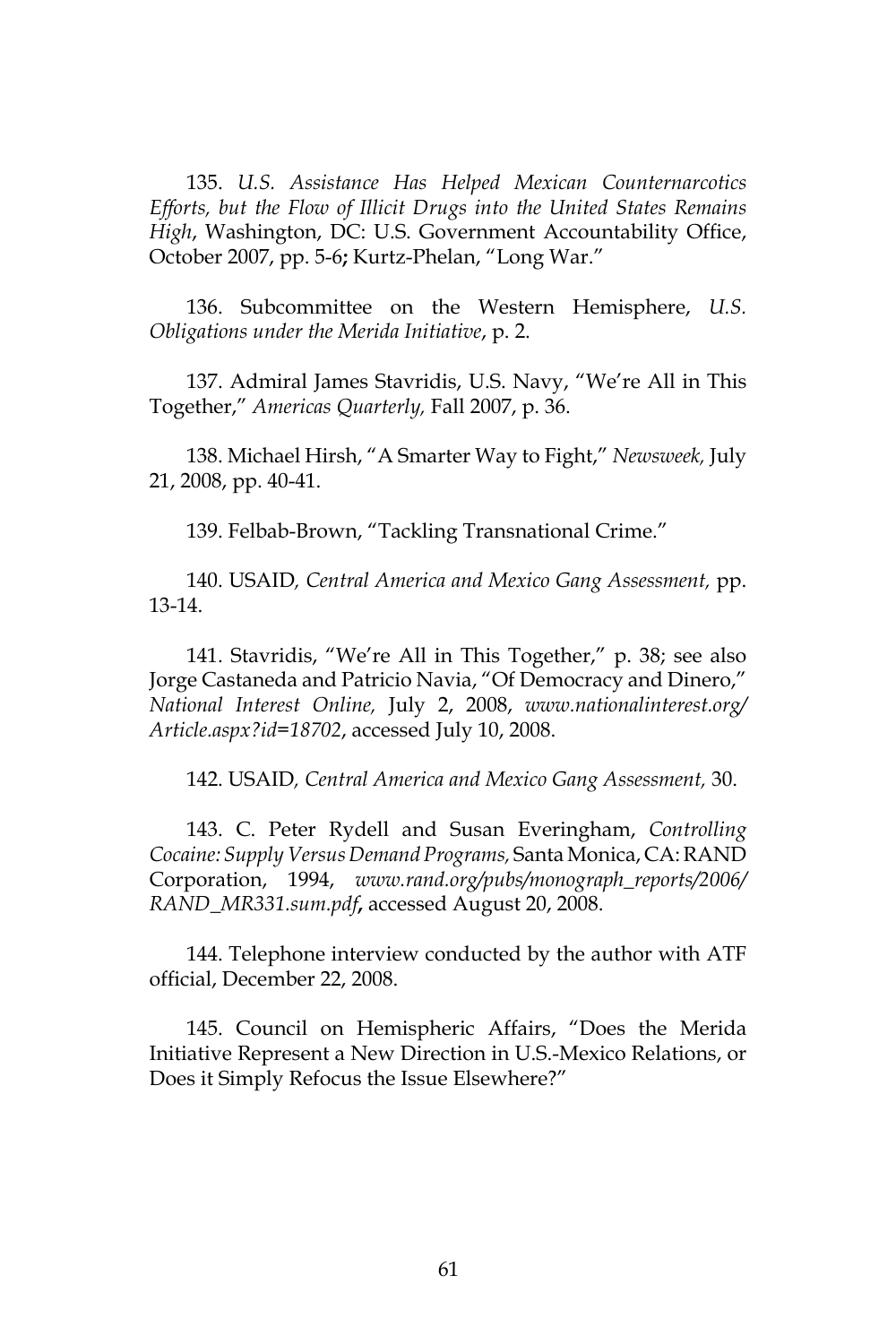135. *U.S. Assistance Has Helped Mexican Counternarcotics Efforts, but the Flow of Illicit Drugs into the United States Remains High*, Washington, DC: U.S. Government Accountability Office, October 2007, pp. 5-6**;** Kurtz-Phelan, "Long War."

136. Subcommittee on the Western Hemisphere, *U.S. Obligations under the Merida Initiative*, p. 2.

137. Admiral James Stavridis, U.S. Navy, "We're All in This Together," *Americas Quarterly,* Fall 2007, p. 36.

138. Michael Hirsh, "A Smarter Way to Fight," *Newsweek,* July 21, 2008, pp. 40-41.

139. Felbab-Brown, "Tackling Transnational Crime."

140. USAID*, Central America and Mexico Gang Assessment,* pp. 13-14.

141. Stavridis, "We're All in This Together," p. 38; see also Jorge Castaneda and Patricio Navia, "Of Democracy and Dinero," *National Interest Online,* July 2, 2008, *www.nationalinterest.org/Article.aspx?id=18702*, accessed July 10, 2008.

142. USAID*, Central America and Mexico Gang Assessment,* 30.

143. C. Peter Rydell and Susan Everingham, *Controlling Cocaine: Supply Versus Demand Programs,* Santa Monica, CA: RAND Corporation, 1994, *www.rand.org/pubs/monograph_reports/2006/RAND_MR331.sum.pdf***,** accessed August 20, 2008.

144. Telephone interview conducted by the author with ATF official, December 22, 2008.

145. Council on Hemispheric Affairs, "Does the Merida Initiative Represent a New Direction in U.S.-Mexico Relations, or Does it Simply Refocus the Issue Elsewhere?"